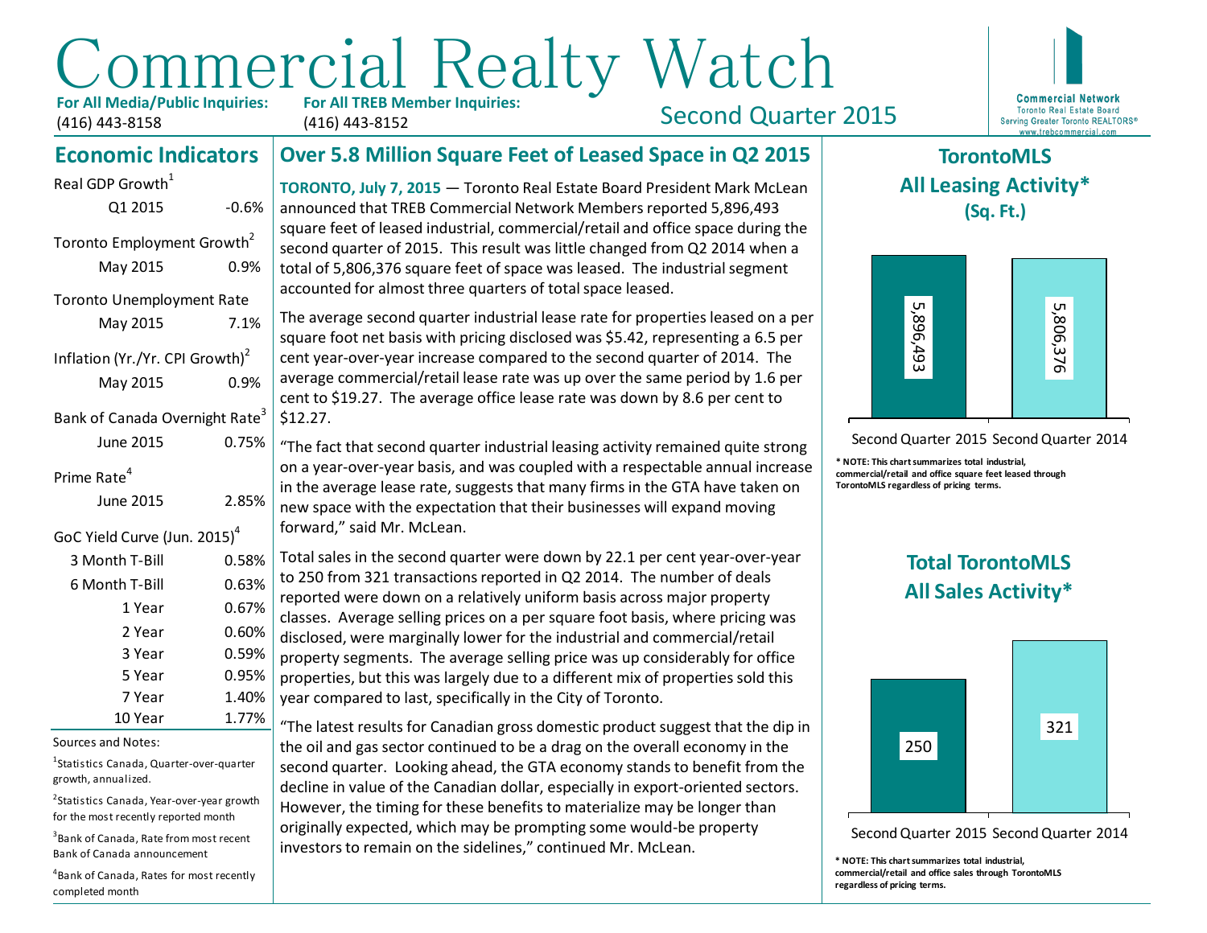# Commercial Realty Watch

**For All Media/Public Inquiries:** (416) 443-8158

**For All TREB Member Inquiries:** (416) 443-8152

Second Quarter 2015

Commercial Network
Toronto Real Estate Board
Serving Greater Toronto REALTORS®
www.trebcommercial.com

## Economic Indicators

| Indicator | Value |
|---|---|
| **Real GDP Growth[1]** | |
| Q1 2015 | -0.6% |
| **Toronto Employment Growth[2]** | |
| May 2015 | 0.9% |
| **Toronto Unemployment Rate** | |
| May 2015 | 7.1% |
| **Inflation (Yr./Yr. CPI Growth)[2]** | |
| May 2015 | 0.9% |
| **Bank of Canada Overnight Rate[3]** | |
| June 2015 | 0.75% |
| **Prime Rate[4]** | |
| June 2015 | 2.85% |
| **GoC Yield Curve (Jun. 2015)[4]** | |
| 3 Month T-Bill | 0.58% |
| 6 Month T-Bill | 0.63% |
| 1 Year | 0.67% |
| 2 Year | 0.60% |
| 3 Year | 0.59% |
| 5 Year | 0.95% |
| 7 Year | 1.40% |
| 10 Year | 1.77% |

Sources and Notes:

[1]Statistics Canada, Quarter-over-quarter growth, annualized.

[2]Statistics Canada, Year-over-year growth for the most recently reported month

[3]Bank of Canada, Rate from most recent Bank of Canada announcement

[4]Bank of Canada, Rates for most recently completed month

## Over 5.8 Million Square Feet of Leased Space in Q2 2015

**TORONTO, July 7, 2015** — Toronto Real Estate Board President Mark McLean announced that TREB Commercial Network Members reported 5,896,493 square feet of leased industrial, commercial/retail and office space during the second quarter of 2015. This result was little changed from Q2 2014 when a total of 5,806,376 square feet of space was leased. The industrial segment accounted for almost three quarters of total space leased.

The average second quarter industrial lease rate for properties leased on a per square foot net basis with pricing disclosed was $5.42, representing a 6.5 per cent year-over-year increase compared to the second quarter of 2014. The average commercial/retail lease rate was up over the same period by 1.6 per cent to $19.27. The average office lease rate was down by 8.6 per cent to $12.27.

"The fact that second quarter industrial leasing activity remained quite strong on a year-over-year basis, and was coupled with a respectable annual increase in the average lease rate, suggests that many firms in the GTA have taken on new space with the expectation that their businesses will expand moving forward," said Mr. McLean.

Total sales in the second quarter were down by 22.1 per cent year-over-year to 250 from 321 transactions reported in Q2 2014. The number of deals reported were down on a relatively uniform basis across major property classes. Average selling prices on a per square foot basis, where pricing was disclosed, were marginally lower for the industrial and commercial/retail property segments. The average selling price was up considerably for office properties, but this was largely due to a different mix of properties sold this year compared to last, specifically in the City of Toronto.

"The latest results for Canadian gross domestic product suggest that the dip in the oil and gas sector continued to be a drag on the overall economy in the second quarter. Looking ahead, the GTA economy stands to benefit from the decline in value of the Canadian dollar, especially in export-oriented sectors. However, the timing for these benefits to materialize may be longer than originally expected, which may be prompting some would-be property investors to remain on the sidelines," continued Mr. McLean.

## TorontoMLS All Leasing Activity* (Sq. Ft.)

| | Second Quarter 2015 | Second Quarter 2014 |
|---|---|---|
| Sq. Ft. | 5,896,493 | 5,806,376 |

**\* NOTE: This chart summarizes total industrial, commercial/retail and office square feet leased through TorontoMLS regardless of pricing terms.**

## Total TorontoMLS All Sales Activity*

| | Second Quarter 2015 | Second Quarter 2014 |
|---|---|---|
| Sales | 250 | 321 |

**\* NOTE: This chart summarizes total industrial, commercial/retail and office sales through TorontoMLS regardless of pricing terms.**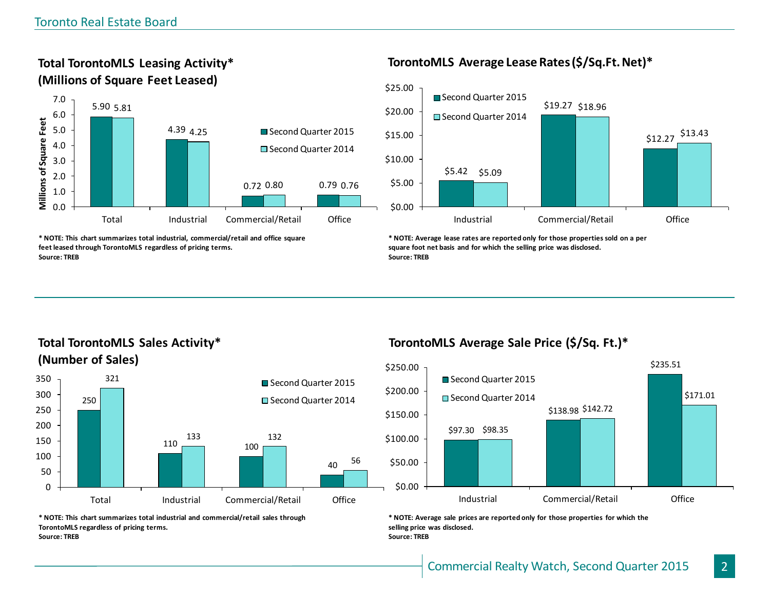## Total TorontoMLS Leasing Activity* (Millions of Square Feet Leased)

| | Second Quarter 2015 | Second Quarter 2014 |
|---|---|---|
| Total | 5.90 | 5.81 |
| Industrial | 4.39 | 4.25 |
| Commercial/Retail | 0.72 | 0.80 |
| Office | 0.79 | 0.76 |

**\* NOTE: This chart summarizes total industrial, commercial/retail and office square feet leased through TorontoMLS regardless of pricing terms.**
**Source: TREB**

## TorontoMLS Average Lease Rates ($/Sq.Ft. Net)*

| | Second Quarter 2015 | Second Quarter 2014 |
|---|---|---|
| Industrial | $5.42 | $5.09 |
| Commercial/Retail | $19.27 | $18.96 |
| Office | $12.27 | $13.43 |

**\* NOTE: Average lease rates are reported only for those properties sold on a per square foot net basis and for which the selling price was disclosed.**
**Source: TREB**

## Total TorontoMLS Sales Activity* (Number of Sales)

| | Second Quarter 2015 | Second Quarter 2014 |
|---|---|---|
| Total | 250 | 321 |
| Industrial | 110 | 133 |
| Commercial/Retail | 100 | 132 |
| Office | 40 | 56 |

**\* NOTE: This chart summarizes total industrial and commercial/retail sales through TorontoMLS regardless of pricing terms.**
**Source: TREB**

## TorontoMLS Average Sale Price ($/Sq. Ft.)*

| | Second Quarter 2015 | Second Quarter 2014 |
|---|---|---|
| Industrial | $97.30 | $98.35 |
| Commercial/Retail | $138.98 | $142.72 |
| Office | $235.51 | $171.01 |

**\* NOTE: Average sale prices are reported only for those properties for which the selling price was disclosed.**
**Source: TREB**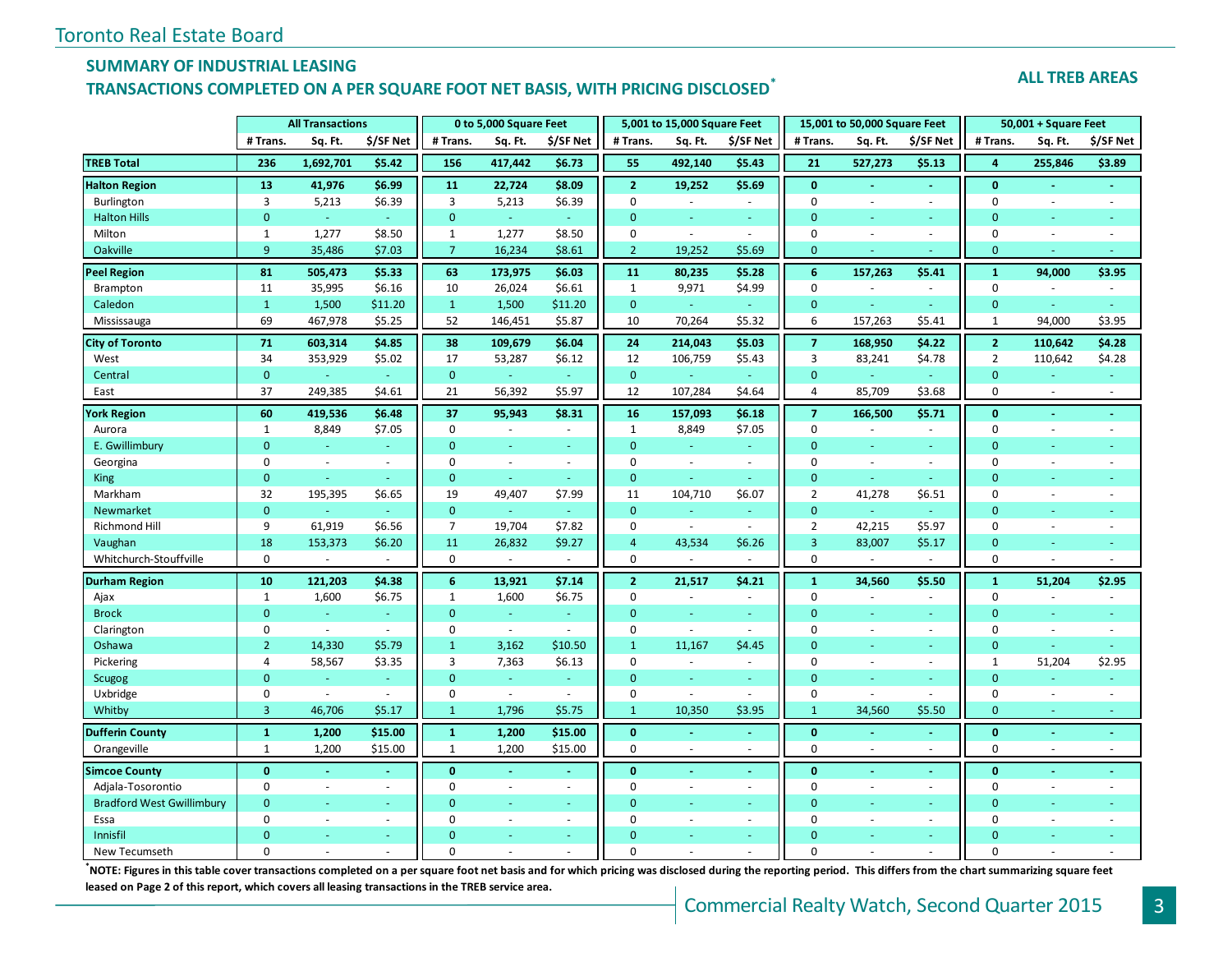Toronto Real Estate Board

## SUMMARY OF INDUSTRIAL LEASING
## TRANSACTIONS COMPLETED ON A PER SQUARE FOOT NET BASIS, WITH PRICING DISCLOSED*

**ALL TREB AREAS**

| | All Transactions | | | 0 to 5,000 Square Feet | | | 5,001 to 15,000 Square Feet | | | 15,001 to 50,000 Square Feet | | | 50,001 + Square Feet | | |
|---|---|---|---|---|---|---|---|---|---|---|---|---|---|---|---|
| | # Trans. | Sq. Ft. | $/SF Net | # Trans. | Sq. Ft. | $/SF Net | # Trans. | Sq. Ft. | $/SF Net | # Trans. | Sq. Ft. | $/SF Net | # Trans. | Sq. Ft. | $/SF Net |
| **TREB Total** | **236** | **1,692,701** | **$5.42** | **156** | **417,442** | **$6.73** | **55** | **492,140** | **$5.43** | **21** | **527,273** | **$5.13** | **4** | **255,846** | **$3.89** |
| **Halton Region** | **13** | **41,976** | **$6.99** | **11** | **22,724** | **$8.09** | **2** | **19,252** | **$5.69** | **0** | **-** | **-** | **0** | **-** | **-** |
| Burlington | 3 | 5,213 | $6.39 | 3 | 5,213 | $6.39 | 0 | - | - | 0 | - | - | 0 | - | - |
| Halton Hills | 0 | - | - | 0 | - | - | 0 | - | - | 0 | - | - | 0 | - | - |
| Milton | 1 | 1,277 | $8.50 | 1 | 1,277 | $8.50 | 0 | - | - | 0 | - | - | 0 | - | - |
| Oakville | 9 | 35,486 | $7.03 | 7 | 16,234 | $8.61 | 2 | 19,252 | $5.69 | 0 | - | - | 0 | - | - |
| **Peel Region** | **81** | **505,473** | **$5.33** | **63** | **173,975** | **$6.03** | **11** | **80,235** | **$5.28** | **6** | **157,263** | **$5.41** | **1** | **94,000** | **$3.95** |
| Brampton | 11 | 35,995 | $6.16 | 10 | 26,024 | $6.61 | 1 | 9,971 | $4.99 | 0 | - | - | 0 | - | - |
| Caledon | 1 | 1,500 | $11.20 | 1 | 1,500 | $11.20 | 0 | - | - | 0 | - | - | 0 | - | - |
| Mississauga | 69 | 467,978 | $5.25 | 52 | 146,451 | $5.87 | 10 | 70,264 | $5.32 | 6 | 157,263 | $5.41 | 1 | 94,000 | $3.95 |
| **City of Toronto** | **71** | **603,314** | **$4.85** | **38** | **109,679** | **$6.04** | **24** | **214,043** | **$5.03** | **7** | **168,950** | **$4.22** | **2** | **110,642** | **$4.28** |
| West | 34 | 353,929 | $5.02 | 17 | 53,287 | $6.12 | 12 | 106,759 | $5.43 | 3 | 83,241 | $4.78 | 2 | 110,642 | $4.28 |
| Central | 0 | - | - | 0 | - | - | 0 | - | - | 0 | - | - | 0 | - | - |
| East | 37 | 249,385 | $4.61 | 21 | 56,392 | $5.97 | 12 | 107,284 | $4.64 | 4 | 85,709 | $3.68 | 0 | - | - |
| **York Region** | **60** | **419,536** | **$6.48** | **37** | **95,943** | **$8.31** | **16** | **157,093** | **$6.18** | **7** | **166,500** | **$5.71** | **0** | **-** | **-** |
| Aurora | 1 | 8,849 | $7.05 | 0 | - | - | 1 | 8,849 | $7.05 | 0 | - | - | 0 | - | - |
| E. Gwillimbury | 0 | - | - | 0 | - | - | 0 | - | - | 0 | - | - | 0 | - | - |
| Georgina | 0 | - | - | 0 | - | - | 0 | - | - | 0 | - | - | 0 | - | - |
| King | 0 | - | - | 0 | - | - | 0 | - | - | 0 | - | - | 0 | - | - |
| Markham | 32 | 195,395 | $6.65 | 19 | 49,407 | $7.99 | 11 | 104,710 | $6.07 | 2 | 41,278 | $6.51 | 0 | - | - |
| Newmarket | 0 | - | - | 0 | - | - | 0 | - | - | 0 | - | - | 0 | - | - |
| Richmond Hill | 9 | 61,919 | $6.56 | 7 | 19,704 | $7.82 | 0 | - | - | 2 | 42,215 | $5.97 | 0 | - | - |
| Vaughan | 18 | 153,373 | $6.20 | 11 | 26,832 | $9.27 | 4 | 43,534 | $6.26 | 3 | 83,007 | $5.17 | 0 | - | - |
| Whitchurch-Stouffville | 0 | - | - | 0 | - | - | 0 | - | - | 0 | - | - | 0 | - | - |
| **Durham Region** | **10** | **121,203** | **$4.38** | **6** | **13,921** | **$7.14** | **2** | **21,517** | **$4.21** | **1** | **34,560** | **$5.50** | **1** | **51,204** | **$2.95** |
| Ajax | 1 | 1,600 | $6.75 | 1 | 1,600 | $6.75 | 0 | - | - | 0 | - | - | 0 | - | - |
| Brock | 0 | - | - | 0 | - | - | 0 | - | - | 0 | - | - | 0 | - | - |
| Clarington | 0 | - | - | 0 | - | - | 0 | - | - | 0 | - | - | 0 | - | - |
| Oshawa | 2 | 14,330 | $5.79 | 1 | 3,162 | $10.50 | 1 | 11,167 | $4.45 | 0 | - | - | 0 | - | - |
| Pickering | 4 | 58,567 | $3.35 | 3 | 7,363 | $6.13 | 0 | - | - | 0 | - | - | 1 | 51,204 | $2.95 |
| Scugog | 0 | - | - | 0 | - | - | 0 | - | - | 0 | - | - | 0 | - | - |
| Uxbridge | 0 | - | - | 0 | - | - | 0 | - | - | 0 | - | - | 0 | - | - |
| Whitby | 3 | 46,706 | $5.17 | 1 | 1,796 | $5.75 | 1 | 10,350 | $3.95 | 1 | 34,560 | $5.50 | 0 | - | - |
| **Dufferin County** | **1** | **1,200** | **$15.00** | **1** | **1,200** | **$15.00** | **0** | **-** | **-** | **0** | **-** | **-** | **0** | **-** | **-** |
| Orangeville | 1 | 1,200 | $15.00 | 1 | 1,200 | $15.00 | 0 | - | - | 0 | - | - | 0 | - | - |
| **Simcoe County** | **0** | **-** | **-** | **0** | **-** | **-** | **0** | **-** | **-** | **0** | **-** | **-** | **0** | **-** | **-** |
| Adjala-Tosorontio | 0 | - | - | 0 | - | - | 0 | - | - | 0 | - | - | 0 | - | - |
| Bradford West Gwillimbury | 0 | - | - | 0 | - | - | 0 | - | - | 0 | - | - | 0 | - | - |
| Essa | 0 | - | - | 0 | - | - | 0 | - | - | 0 | - | - | 0 | - | - |
| Innisfil | 0 | - | - | 0 | - | - | 0 | - | - | 0 | - | - | 0 | - | - |
| New Tecumseth | 0 | - | - | 0 | - | - | 0 | - | - | 0 | - | - | 0 | - | - |

***NOTE: Figures in this table cover transactions completed on a per square foot net basis and for which pricing was disclosed during the reporting period. This differs from the chart summarizing square feet leased on Page 2 of this report, which covers all leasing transactions in the TREB service area.**

Commercial Realty Watch, Second Quarter 2015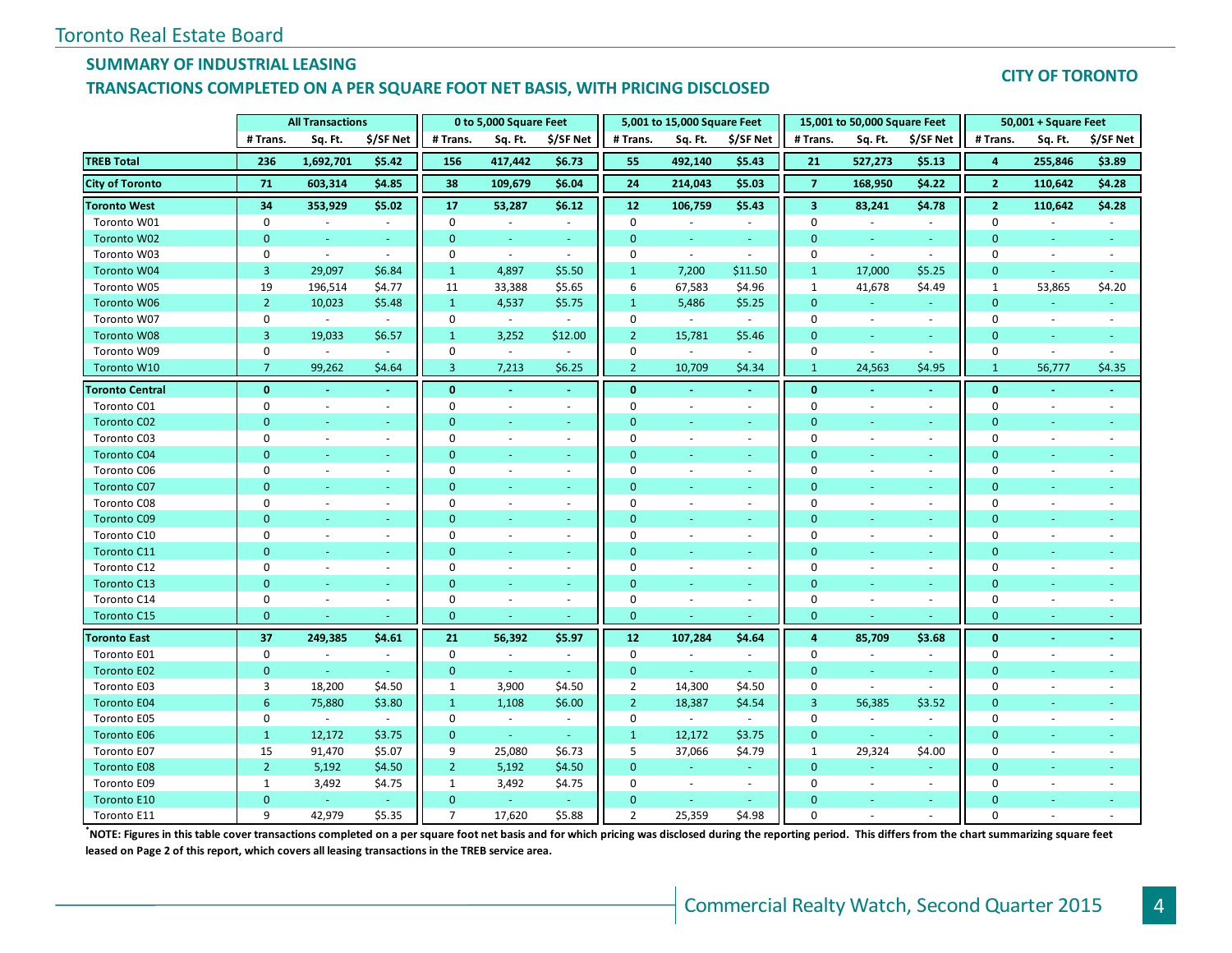Toronto Real Estate Board

## SUMMARY OF INDUSTRIAL LEASING

## TRANSACTIONS COMPLETED ON A PER SQUARE FOOT NET BASIS, WITH PRICING DISCLOSED

**CITY OF TORONTO**

| | All Transactions | | | 0 to 5,000 Square Feet | | | 5,001 to 15,000 Square Feet | | | 15,001 to 50,000 Square Feet | | | 50,001 + Square Feet | | |
|---|---|---|---|---|---|---|---|---|---|---|---|---|---|---|---|
| | # Trans. | Sq. Ft. | $/SF Net | # Trans. | Sq. Ft. | $/SF Net | # Trans. | Sq. Ft. | $/SF Net | # Trans. | Sq. Ft. | $/SF Net | # Trans. | Sq. Ft. | $/SF Net |
| **TREB Total** | **236** | **1,692,701** | **$5.42** | **156** | **417,442** | **$6.73** | **55** | **492,140** | **$5.43** | **21** | **527,273** | **$5.13** | **4** | **255,846** | **$3.89** |
| **City of Toronto** | **71** | **603,314** | **$4.85** | **38** | **109,679** | **$6.04** | **24** | **214,043** | **$5.03** | **7** | **168,950** | **$4.22** | **2** | **110,642** | **$4.28** |
| **Toronto West** | **34** | **353,929** | **$5.02** | **17** | **53,287** | **$6.12** | **12** | **106,759** | **$5.43** | **3** | **83,241** | **$4.78** | **2** | **110,642** | **$4.28** |
| Toronto W01 | 0 | - | - | 0 | - | - | 0 | - | - | 0 | - | - | 0 | - | - |
| Toronto W02 | 0 | - | - | 0 | - | - | 0 | - | - | 0 | - | - | 0 | - | - |
| Toronto W03 | 0 | - | - | 0 | - | - | 0 | - | - | 0 | - | - | 0 | - | - |
| Toronto W04 | 3 | 29,097 | $6.84 | 1 | 4,897 | $5.50 | 1 | 7,200 | $11.50 | 1 | 17,000 | $5.25 | 0 | - | - |
| Toronto W05 | 19 | 196,514 | $4.77 | 11 | 33,388 | $5.65 | 6 | 67,583 | $4.96 | 1 | 41,678 | $4.49 | 1 | 53,865 | $4.20 |
| Toronto W06 | 2 | 10,023 | $5.48 | 1 | 4,537 | $5.75 | 1 | 5,486 | $5.25 | 0 | - | - | 0 | - | - |
| Toronto W07 | 0 | - | - | 0 | - | - | 0 | - | - | 0 | - | - | 0 | - | - |
| Toronto W08 | 3 | 19,033 | $6.57 | 1 | 3,252 | $12.00 | 2 | 15,781 | $5.46 | 0 | - | - | 0 | - | - |
| Toronto W09 | 0 | - | - | 0 | - | - | 0 | - | - | 0 | - | - | 0 | - | - |
| Toronto W10 | 7 | 99,262 | $4.64 | 3 | 7,213 | $6.25 | 2 | 10,709 | $4.34 | 1 | 24,563 | $4.95 | 1 | 56,777 | $4.35 |
| **Toronto Central** | **0** | **-** | **-** | **0** | **-** | **-** | **0** | **-** | **-** | **0** | **-** | **-** | **0** | **-** | **-** |
| Toronto C01 | 0 | - | - | 0 | - | - | 0 | - | - | 0 | - | - | 0 | - | - |
| Toronto C02 | 0 | - | - | 0 | - | - | 0 | - | - | 0 | - | - | 0 | - | - |
| Toronto C03 | 0 | - | - | 0 | - | - | 0 | - | - | 0 | - | - | 0 | - | - |
| Toronto C04 | 0 | - | - | 0 | - | - | 0 | - | - | 0 | - | - | 0 | - | - |
| Toronto C06 | 0 | - | - | 0 | - | - | 0 | - | - | 0 | - | - | 0 | - | - |
| Toronto C07 | 0 | - | - | 0 | - | - | 0 | - | - | 0 | - | - | 0 | - | - |
| Toronto C08 | 0 | - | - | 0 | - | - | 0 | - | - | 0 | - | - | 0 | - | - |
| Toronto C09 | 0 | - | - | 0 | - | - | 0 | - | - | 0 | - | - | 0 | - | - |
| Toronto C10 | 0 | - | - | 0 | - | - | 0 | - | - | 0 | - | - | 0 | - | - |
| Toronto C11 | 0 | - | - | 0 | - | - | 0 | - | - | 0 | - | - | 0 | - | - |
| Toronto C12 | 0 | - | - | 0 | - | - | 0 | - | - | 0 | - | - | 0 | - | - |
| Toronto C13 | 0 | - | - | 0 | - | - | 0 | - | - | 0 | - | - | 0 | - | - |
| Toronto C14 | 0 | - | - | 0 | - | - | 0 | - | - | 0 | - | - | 0 | - | - |
| Toronto C15 | 0 | - | - | 0 | - | - | 0 | - | - | 0 | - | - | 0 | - | - |
| **Toronto East** | **37** | **249,385** | **$4.61** | **21** | **56,392** | **$5.97** | **12** | **107,284** | **$4.64** | **4** | **85,709** | **$3.68** | **0** | **-** | **-** |
| Toronto E01 | 0 | - | - | 0 | - | - | 0 | - | - | 0 | - | - | 0 | - | - |
| Toronto E02 | 0 | - | - | 0 | - | - | 0 | - | - | 0 | - | - | 0 | - | - |
| Toronto E03 | 3 | 18,200 | $4.50 | 1 | 3,900 | $4.50 | 2 | 14,300 | $4.50 | 0 | - | - | 0 | - | - |
| Toronto E04 | 6 | 75,880 | $3.80 | 1 | 1,108 | $6.00 | 2 | 18,387 | $4.54 | 3 | 56,385 | $3.52 | 0 | - | - |
| Toronto E05 | 0 | - | - | 0 | - | - | 0 | - | - | 0 | - | - | 0 | - | - |
| Toronto E06 | 1 | 12,172 | $3.75 | 0 | - | - | 1 | 12,172 | $3.75 | 0 | - | - | 0 | - | - |
| Toronto E07 | 15 | 91,470 | $5.07 | 9 | 25,080 | $6.73 | 5 | 37,066 | $4.79 | 1 | 29,324 | $4.00 | 0 | - | - |
| Toronto E08 | 2 | 5,192 | $4.50 | 2 | 5,192 | $4.50 | 0 | - | - | 0 | - | - | 0 | - | - |
| Toronto E09 | 1 | 3,492 | $4.75 | 1 | 3,492 | $4.75 | 0 | - | - | 0 | - | - | 0 | - | - |
| Toronto E10 | 0 | - | - | 0 | - | - | 0 | - | - | 0 | - | - | 0 | - | - |
| Toronto E11 | 9 | 42,979 | $5.35 | 7 | 17,620 | $5.88 | 2 | 25,359 | $4.98 | 0 | - | - | 0 | - | - |

**\*NOTE: Figures in this table cover transactions completed on a per square foot net basis and for which pricing was disclosed during the reporting period. This differs from the chart summarizing square feet leased on Page 2 of this report, which covers all leasing transactions in the TREB service area.**

Commercial Realty Watch, Second Quarter 2015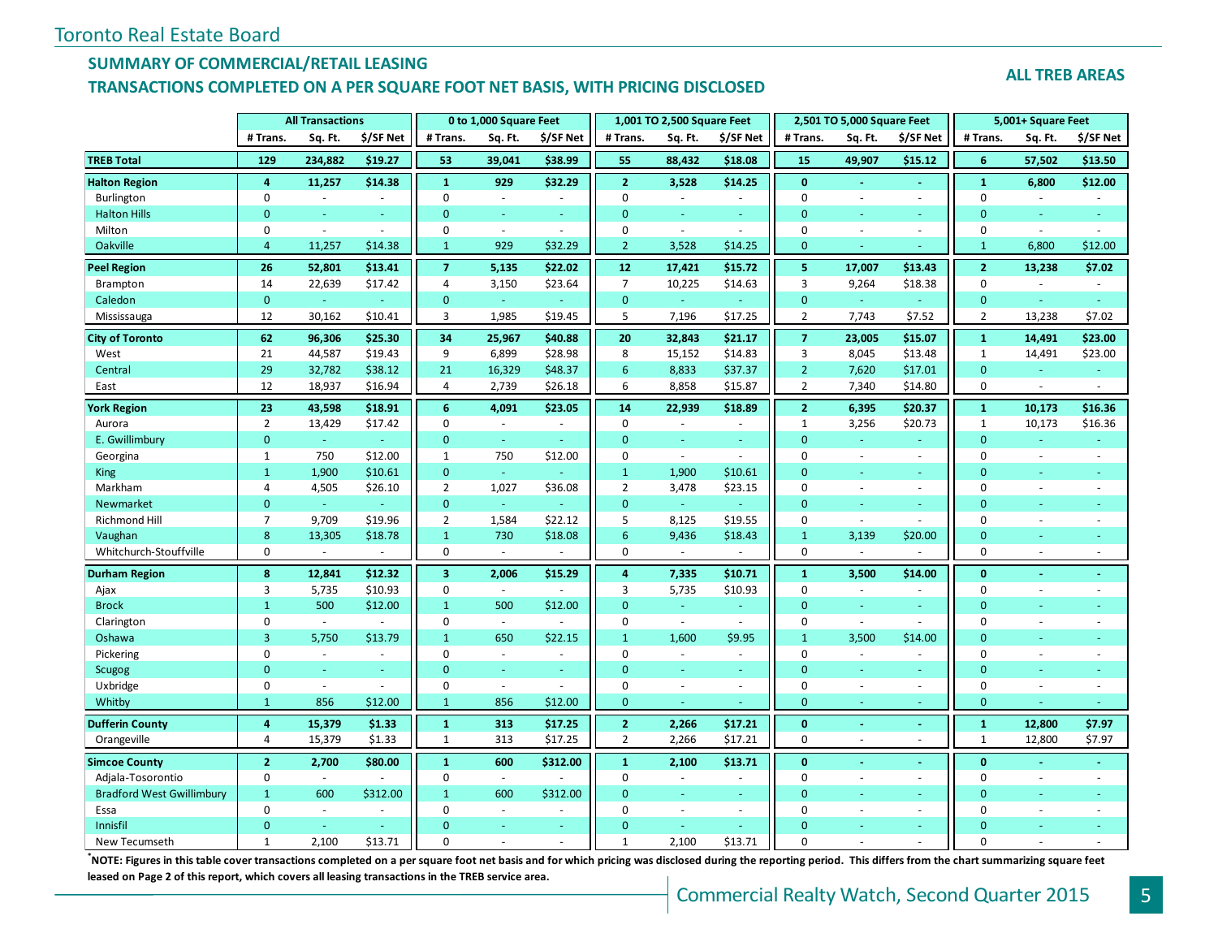Toronto Real Estate Board

## SUMMARY OF COMMERCIAL/RETAIL LEASING
## TRANSACTIONS COMPLETED ON A PER SQUARE FOOT NET BASIS, WITH PRICING DISCLOSED

**ALL TREB AREAS**

| | All Transactions | | | 0 to 1,000 Square Feet | | | 1,001 TO 2,500 Square Feet | | | 2,501 TO 5,000 Square Feet | | | 5,001+ Square Feet | | |
|---|---|---|---|---|---|---|---|---|---|---|---|---|---|---|---|
| | # Trans. | Sq. Ft. | $/SF Net | # Trans. | Sq. Ft. | $/SF Net | # Trans. | Sq. Ft. | $/SF Net | # Trans. | Sq. Ft. | $/SF Net | # Trans. | Sq. Ft. | $/SF Net |
| **TREB Total** | **129** | **234,882** | **$19.27** | **53** | **39,041** | **$38.99** | **55** | **88,432** | **$18.08** | **15** | **49,907** | **$15.12** | **6** | **57,502** | **$13.50** |
| **Halton Region** | **4** | **11,257** | **$14.38** | **1** | **929** | **$32.29** | **2** | **3,528** | **$14.25** | **0** | **-** | **-** | **1** | **6,800** | **$12.00** |
| Burlington | 0 | - | - | 0 | - | - | 0 | - | - | 0 | - | - | 0 | - | - |
| Halton Hills | 0 | - | - | 0 | - | - | 0 | - | - | 0 | - | - | 0 | - | - |
| Milton | 0 | - | - | 0 | - | - | 0 | - | - | 0 | - | - | 0 | - | - |
| Oakville | 4 | 11,257 | $14.38 | 1 | 929 | $32.29 | 2 | 3,528 | $14.25 | 0 | - | - | 1 | 6,800 | $12.00 |
| **Peel Region** | **26** | **52,801** | **$13.41** | **7** | **5,135** | **$22.02** | **12** | **17,421** | **$15.72** | **5** | **17,007** | **$13.43** | **2** | **13,238** | **$7.02** |
| Brampton | 14 | 22,639 | $17.42 | 4 | 3,150 | $23.64 | 7 | 10,225 | $14.63 | 3 | 9,264 | $18.38 | 0 | - | - |
| Caledon | 0 | - | - | 0 | - | - | 0 | - | - | 0 | - | - | 0 | - | - |
| Mississauga | 12 | 30,162 | $10.41 | 3 | 1,985 | $19.45 | 5 | 7,196 | $17.25 | 2 | 7,743 | $7.52 | 2 | 13,238 | $7.02 |
| **City of Toronto** | **62** | **96,306** | **$25.30** | **34** | **25,967** | **$40.88** | **20** | **32,843** | **$21.17** | **7** | **23,005** | **$15.07** | **1** | **14,491** | **$23.00** |
| West | 21 | 44,587 | $19.43 | 9 | 6,899 | $28.98 | 8 | 15,152 | $14.83 | 3 | 8,045 | $13.48 | 1 | 14,491 | $23.00 |
| Central | 29 | 32,782 | $38.12 | 21 | 16,329 | $48.37 | 6 | 8,833 | $37.37 | 2 | 7,620 | $17.01 | 0 | - | - |
| East | 12 | 18,937 | $16.94 | 4 | 2,739 | $26.18 | 6 | 8,858 | $15.87 | 2 | 7,340 | $14.80 | 0 | - | - |
| **York Region** | **23** | **43,598** | **$18.91** | **6** | **4,091** | **$23.05** | **14** | **22,939** | **$18.89** | **2** | **6,395** | **$20.37** | **1** | **10,173** | **$16.36** |
| Aurora | 2 | 13,429 | $17.42 | 0 | - | - | 0 | - | - | 1 | 3,256 | $20.73 | 1 | 10,173 | $16.36 |
| E. Gwillimbury | 0 | - | - | 0 | - | - | 0 | - | - | 0 | - | - | 0 | - | - |
| Georgina | 1 | 750 | $12.00 | 1 | 750 | $12.00 | 0 | - | - | 0 | - | - | 0 | - | - |
| King | 1 | 1,900 | $10.61 | 0 | - | - | 1 | 1,900 | $10.61 | 0 | - | - | 0 | - | - |
| Markham | 4 | 4,505 | $26.10 | 2 | 1,027 | $36.08 | 2 | 3,478 | $23.15 | 0 | - | - | 0 | - | - |
| Newmarket | 0 | - | - | 0 | - | - | 0 | - | - | 0 | - | - | 0 | - | - |
| Richmond Hill | 7 | 9,709 | $19.96 | 2 | 1,584 | $22.12 | 5 | 8,125 | $19.55 | 0 | - | - | 0 | - | - |
| Vaughan | 8 | 13,305 | $18.78 | 1 | 730 | $18.08 | 6 | 9,436 | $18.43 | 1 | 3,139 | $20.00 | 0 | - | - |
| Whitchurch-Stouffville | 0 | - | - | 0 | - | - | 0 | - | - | 0 | - | - | 0 | - | - |
| **Durham Region** | **8** | **12,841** | **$12.32** | **3** | **2,006** | **$15.29** | **4** | **7,335** | **$10.71** | **1** | **3,500** | **$14.00** | **0** | **-** | **-** |
| Ajax | 3 | 5,735 | $10.93 | 0 | - | - | 3 | 5,735 | $10.93 | 0 | - | - | 0 | - | - |
| Brock | 1 | 500 | $12.00 | 1 | 500 | $12.00 | 0 | - | - | 0 | - | - | 0 | - | - |
| Clarington | 0 | - | - | 0 | - | - | 0 | - | - | 0 | - | - | 0 | - | - |
| Oshawa | 3 | 5,750 | $13.79 | 1 | 650 | $22.15 | 1 | 1,600 | $9.95 | 1 | 3,500 | $14.00 | 0 | - | - |
| Pickering | 0 | - | - | 0 | - | - | 0 | - | - | 0 | - | - | 0 | - | - |
| Scugog | 0 | - | - | 0 | - | - | 0 | - | - | 0 | - | - | 0 | - | - |
| Uxbridge | 0 | - | - | 0 | - | - | 0 | - | - | 0 | - | - | 0 | - | - |
| Whitby | 1 | 856 | $12.00 | 1 | 856 | $12.00 | 0 | - | - | 0 | - | - | 0 | - | - |
| **Dufferin County** | **4** | **15,379** | **$1.33** | **1** | **313** | **$17.25** | **2** | **2,266** | **$17.21** | **0** | **-** | **-** | **1** | **12,800** | **$7.97** |
| Orangeville | 4 | 15,379 | $1.33 | 1 | 313 | $17.25 | 2 | 2,266 | $17.21 | 0 | - | - | 1 | 12,800 | $7.97 |
| **Simcoe County** | **2** | **2,700** | **$80.00** | **1** | **600** | **$312.00** | **1** | **2,100** | **$13.71** | **0** | **-** | **-** | **0** | **-** | **-** |
| Adjala-Tosorontio | 0 | - | - | 0 | - | - | 0 | - | - | 0 | - | - | 0 | - | - |
| Bradford West Gwillimbury | 1 | 600 | $312.00 | 1 | 600 | $312.00 | 0 | - | - | 0 | - | - | 0 | - | - |
| Essa | 0 | - | - | 0 | - | - | 0 | - | - | 0 | - | - | 0 | - | - |
| Innisfil | 0 | - | - | 0 | - | - | 0 | - | - | 0 | - | - | 0 | - | - |
| New Tecumseth | 1 | 2,100 | $13.71 | 0 | - | - | 1 | 2,100 | $13.71 | 0 | - | - | 0 | - | - |

**\*NOTE: Figures in this table cover transactions completed on a per square foot net basis and for which pricing was disclosed during the reporting period. This differs from the chart summarizing square feet leased on Page 2 of this report, which covers all leasing transactions in the TREB service area.**

Commercial Realty Watch, Second Quarter 2015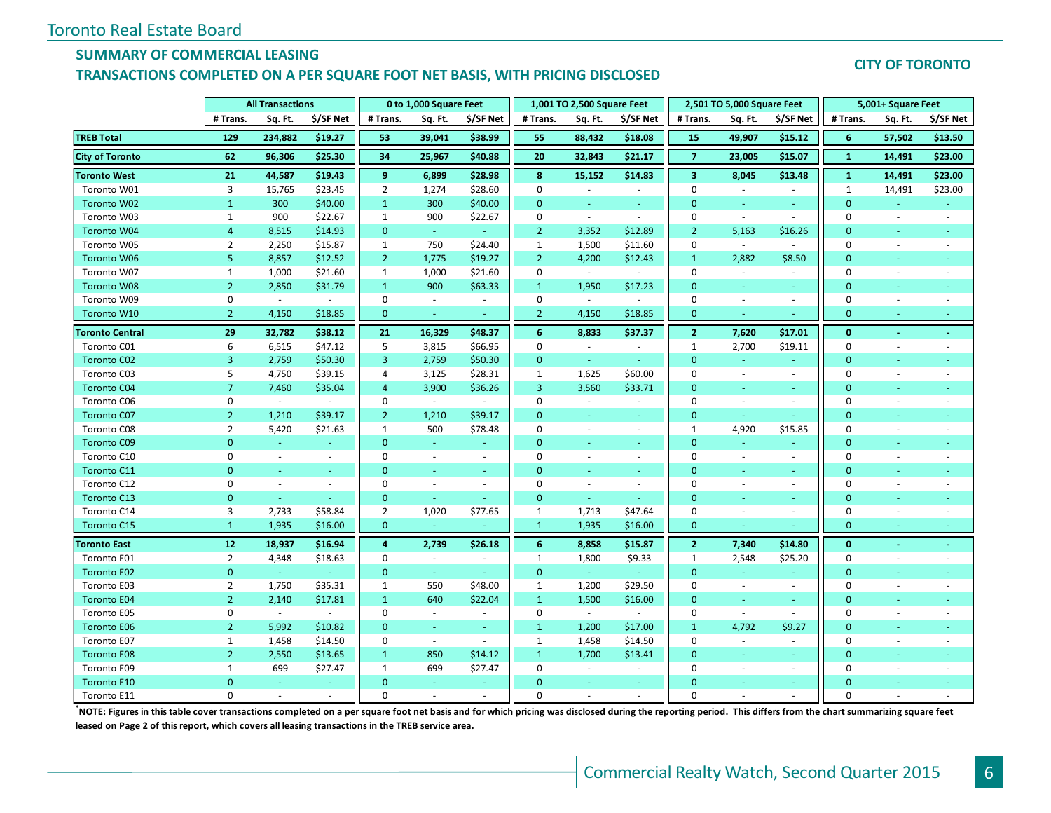Toronto Real Estate Board

## SUMMARY OF COMMERCIAL LEASING

## TRANSACTIONS COMPLETED ON A PER SQUARE FOOT NET BASIS, WITH PRICING DISCLOSED

**CITY OF TORONTO**

| | All Transactions | | | 0 to 1,000 Square Feet | | | 1,001 TO 2,500 Square Feet | | | 2,501 TO 5,000 Square Feet | | | 5,001+ Square Feet | | |
|---|---|---|---|---|---|---|---|---|---|---|---|---|---|---|---|
| | # Trans. | Sq. Ft. | $/SF Net | # Trans. | Sq. Ft. | $/SF Net | # Trans. | Sq. Ft. | $/SF Net | # Trans. | Sq. Ft. | $/SF Net | # Trans. | Sq. Ft. | $/SF Net |
| **TREB Total** | **129** | **234,882** | **$19.27** | **53** | **39,041** | **$38.99** | **55** | **88,432** | **$18.08** | **15** | **49,907** | **$15.12** | **6** | **57,502** | **$13.50** |
| **City of Toronto** | **62** | **96,306** | **$25.30** | **34** | **25,967** | **$40.88** | **20** | **32,843** | **$21.17** | **7** | **23,005** | **$15.07** | **1** | **14,491** | **$23.00** |
| **Toronto West** | **21** | **44,587** | **$19.43** | **9** | **6,899** | **$28.98** | **8** | **15,152** | **$14.83** | **3** | **8,045** | **$13.48** | **1** | **14,491** | **$23.00** |
| Toronto W01 | 3 | 15,765 | $23.45 | 2 | 1,274 | $28.60 | 0 | - | - | 0 | - | - | 1 | 14,491 | $23.00 |
| Toronto W02 | 1 | 300 | $40.00 | 1 | 300 | $40.00 | 0 | - | - | 0 | - | - | 0 | - | - |
| Toronto W03 | 1 | 900 | $22.67 | 1 | 900 | $22.67 | 0 | - | - | 0 | - | - | 0 | - | - |
| Toronto W04 | 4 | 8,515 | $14.93 | 0 | - | - | 2 | 3,352 | $12.89 | 2 | 5,163 | $16.26 | 0 | - | - |
| Toronto W05 | 2 | 2,250 | $15.87 | 1 | 750 | $24.40 | 1 | 1,500 | $11.60 | 0 | - | - | 0 | - | - |
| Toronto W06 | 5 | 8,857 | $12.52 | 2 | 1,775 | $19.27 | 2 | 4,200 | $12.43 | 1 | 2,882 | $8.50 | 0 | - | - |
| Toronto W07 | 1 | 1,000 | $21.60 | 1 | 1,000 | $21.60 | 0 | - | - | 0 | - | - | 0 | - | - |
| Toronto W08 | 2 | 2,850 | $31.79 | 1 | 900 | $63.33 | 1 | 1,950 | $17.23 | 0 | - | - | 0 | - | - |
| Toronto W09 | 0 | - | - | 0 | - | - | 0 | - | - | 0 | - | - | 0 | - | - |
| Toronto W10 | 2 | 4,150 | $18.85 | 0 | - | - | 2 | 4,150 | $18.85 | 0 | - | - | 0 | - | - |
| **Toronto Central** | **29** | **32,782** | **$38.12** | **21** | **16,329** | **$48.37** | **6** | **8,833** | **$37.37** | **2** | **7,620** | **$17.01** | **0** | **-** | **-** |
| Toronto C01 | 6 | 6,515 | $47.12 | 5 | 3,815 | $66.95 | 0 | - | - | 1 | 2,700 | $19.11 | 0 | - | - |
| Toronto C02 | 3 | 2,759 | $50.30 | 3 | 2,759 | $50.30 | 0 | - | - | 0 | - | - | 0 | - | - |
| Toronto C03 | 5 | 4,750 | $39.15 | 4 | 3,125 | $28.31 | 1 | 1,625 | $60.00 | 0 | - | - | 0 | - | - |
| Toronto C04 | 7 | 7,460 | $35.04 | 4 | 3,900 | $36.26 | 3 | 3,560 | $33.71 | 0 | - | - | 0 | - | - |
| Toronto C06 | 0 | - | - | 0 | - | - | 0 | - | - | 0 | - | - | 0 | - | - |
| Toronto C07 | 2 | 1,210 | $39.17 | 2 | 1,210 | $39.17 | 0 | - | - | 0 | - | - | 0 | - | - |
| Toronto C08 | 2 | 5,420 | $21.63 | 1 | 500 | $78.48 | 0 | - | - | 1 | 4,920 | $15.85 | 0 | - | - |
| Toronto C09 | 0 | - | - | 0 | - | - | 0 | - | - | 0 | - | - | 0 | - | - |
| Toronto C10 | 0 | - | - | 0 | - | - | 0 | - | - | 0 | - | - | 0 | - | - |
| Toronto C11 | 0 | - | - | 0 | - | - | 0 | - | - | 0 | - | - | 0 | - | - |
| Toronto C12 | 0 | - | - | 0 | - | - | 0 | - | - | 0 | - | - | 0 | - | - |
| Toronto C13 | 0 | - | - | 0 | - | - | 0 | - | - | 0 | - | - | 0 | - | - |
| Toronto C14 | 3 | 2,733 | $58.84 | 2 | 1,020 | $77.65 | 1 | 1,713 | $47.64 | 0 | - | - | 0 | - | - |
| Toronto C15 | 1 | 1,935 | $16.00 | 0 | - | - | 1 | 1,935 | $16.00 | 0 | - | - | 0 | - | - |
| **Toronto East** | **12** | **18,937** | **$16.94** | **4** | **2,739** | **$26.18** | **6** | **8,858** | **$15.87** | **2** | **7,340** | **$14.80** | **0** | **-** | **-** |
| Toronto E01 | 2 | 4,348 | $18.63 | 0 | - | - | 1 | 1,800 | $9.33 | 1 | 2,548 | $25.20 | 0 | - | - |
| Toronto E02 | 0 | - | - | 0 | - | - | 0 | - | - | 0 | - | - | 0 | - | - |
| Toronto E03 | 2 | 1,750 | $35.31 | 1 | 550 | $48.00 | 1 | 1,200 | $29.50 | 0 | - | - | 0 | - | - |
| Toronto E04 | 2 | 2,140 | $17.81 | 1 | 640 | $22.04 | 1 | 1,500 | $16.00 | 0 | - | - | 0 | - | - |
| Toronto E05 | 0 | - | - | 0 | - | - | 0 | - | - | 0 | - | - | 0 | - | - |
| Toronto E06 | 2 | 5,992 | $10.82 | 0 | - | - | 1 | 1,200 | $17.00 | 1 | 4,792 | $9.27 | 0 | - | - |
| Toronto E07 | 1 | 1,458 | $14.50 | 0 | - | - | 1 | 1,458 | $14.50 | 0 | - | - | 0 | - | - |
| Toronto E08 | 2 | 2,550 | $13.65 | 1 | 850 | $14.12 | 1 | 1,700 | $13.41 | 0 | - | - | 0 | - | - |
| Toronto E09 | 1 | 699 | $27.47 | 1 | 699 | $27.47 | 0 | - | - | 0 | - | - | 0 | - | - |
| Toronto E10 | 0 | - | - | 0 | - | - | 0 | - | - | 0 | - | - | 0 | - | - |
| Toronto E11 | 0 | - | - | 0 | - | - | 0 | - | - | 0 | - | - | 0 | - | - |

**[*]NOTE: Figures in this table cover transactions completed on a per square foot net basis and for which pricing was disclosed during the reporting period. This differs from the chart summarizing square feet leased on Page 2 of this report, which covers all leasing transactions in the TREB service area.**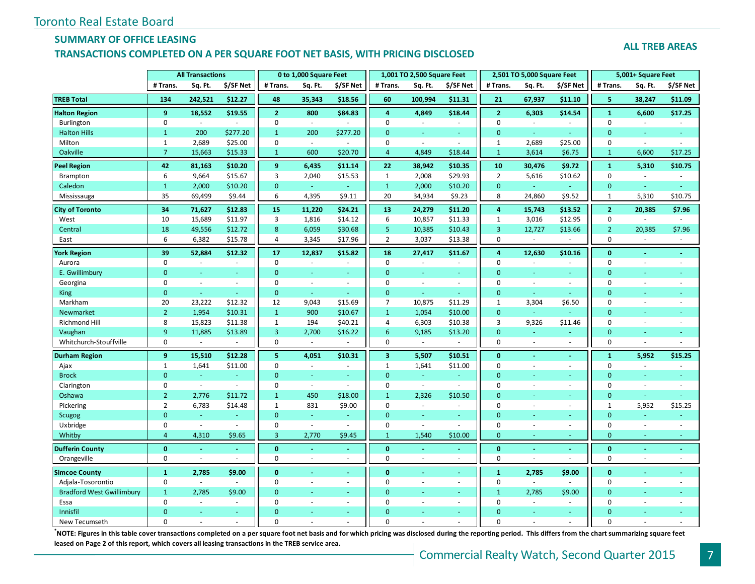Toronto Real Estate Board

## SUMMARY OF OFFICE LEASING

## TRANSACTIONS COMPLETED ON A PER SQUARE FOOT NET BASIS, WITH PRICING DISCLOSED

**ALL TREB AREAS**

| | All Transactions | | | 0 to 1,000 Square Feet | | | 1,001 TO 2,500 Square Feet | | | 2,501 TO 5,000 Square Feet | | | 5,001+ Square Feet | | |
|---|---|---|---|---|---|---|---|---|---|---|---|---|---|---|---|
| | # Trans. | Sq. Ft. | $/SF Net | # Trans. | Sq. Ft. | $/SF Net | # Trans. | Sq. Ft. | $/SF Net | # Trans. | Sq. Ft. | $/SF Net | # Trans. | Sq. Ft. | $/SF Net |
| **TREB Total** | **134** | **242,521** | **$12.27** | **48** | **35,343** | **$18.56** | **60** | **100,994** | **$11.31** | **21** | **67,937** | **$11.10** | **5** | **38,247** | **$11.09** |
| **Halton Region** | **9** | **18,552** | **$19.55** | **2** | **800** | **$84.83** | **4** | **4,849** | **$18.44** | **2** | **6,303** | **$14.54** | **1** | **6,600** | **$17.25** |
| Burlington | 0 | - | - | 0 | - | - | 0 | - | - | 0 | - | - | 0 | - | - |
| Halton Hills | 1 | 200 | $277.20 | 1 | 200 | $277.20 | 0 | - | - | 0 | - | - | 0 | - | - |
| Milton | 1 | 2,689 | $25.00 | 0 | - | - | 0 | - | - | 1 | 2,689 | $25.00 | 0 | - | - |
| Oakville | 7 | 15,663 | $15.33 | 1 | 600 | $20.70 | 4 | 4,849 | $18.44 | 1 | 3,614 | $6.75 | 1 | 6,600 | $17.25 |
| **Peel Region** | **42** | **81,163** | **$10.20** | **9** | **6,435** | **$11.14** | **22** | **38,942** | **$10.35** | **10** | **30,476** | **$9.72** | **1** | **5,310** | **$10.75** |
| Brampton | 6 | 9,664 | $15.67 | 3 | 2,040 | $15.53 | 1 | 2,008 | $29.93 | 2 | 5,616 | $10.62 | 0 | - | - |
| Caledon | 1 | 2,000 | $10.20 | 0 | - | - | 1 | 2,000 | $10.20 | 0 | - | - | 0 | - | - |
| Mississauga | 35 | 69,499 | $9.44 | 6 | 4,395 | $9.11 | 20 | 34,934 | $9.23 | 8 | 24,860 | $9.52 | 1 | 5,310 | $10.75 |
| **City of Toronto** | **34** | **71,627** | **$12.83** | **15** | **11,220** | **$24.21** | **13** | **24,279** | **$11.20** | **4** | **15,743** | **$13.52** | **2** | **20,385** | **$7.96** |
| West | 10 | 15,689 | $11.97 | 3 | 1,816 | $14.12 | 6 | 10,857 | $11.33 | 1 | 3,016 | $12.95 | 0 | - | - |
| Central | 18 | 49,556 | $12.72 | 8 | 6,059 | $30.68 | 5 | 10,385 | $10.43 | 3 | 12,727 | $13.66 | 2 | 20,385 | $7.96 |
| East | 6 | 6,382 | $15.78 | 4 | 3,345 | $17.96 | 2 | 3,037 | $13.38 | 0 | - | - | 0 | - | - |
| **York Region** | **39** | **52,884** | **$12.32** | **17** | **12,837** | **$15.82** | **18** | **27,417** | **$11.67** | **4** | **12,630** | **$10.16** | **0** | **-** | **-** |
| Aurora | 0 | - | - | 0 | - | - | 0 | - | - | 0 | - | - | 0 | - | - |
| E. Gwillimbury | 0 | - | - | 0 | - | - | 0 | - | - | 0 | - | - | 0 | - | - |
| Georgina | 0 | - | - | 0 | - | - | 0 | - | - | 0 | - | - | 0 | - | - |
| King | 0 | - | - | 0 | - | - | 0 | - | - | 0 | - | - | 0 | - | - |
| Markham | 20 | 23,222 | $12.32 | 12 | 9,043 | $15.69 | 7 | 10,875 | $11.29 | 1 | 3,304 | $6.50 | 0 | - | - |
| Newmarket | 2 | 1,954 | $10.31 | 1 | 900 | $10.67 | 1 | 1,054 | $10.00 | 0 | - | - | 0 | - | - |
| Richmond Hill | 8 | 15,823 | $11.38 | 1 | 194 | $40.21 | 4 | 6,303 | $10.38 | 3 | 9,326 | $11.46 | 0 | - | - |
| Vaughan | 9 | 11,885 | $13.89 | 3 | 2,700 | $16.22 | 6 | 9,185 | $13.20 | 0 | - | - | 0 | - | - |
| Whitchurch-Stouffville | 0 | - | - | 0 | - | - | 0 | - | - | 0 | - | - | 0 | - | - |
| **Durham Region** | **9** | **15,510** | **$12.28** | **5** | **4,051** | **$10.31** | **3** | **5,507** | **$10.51** | **0** | **-** | **-** | **1** | **5,952** | **$15.25** |
| Ajax | 1 | 1,641 | $11.00 | 0 | - | - | 1 | 1,641 | $11.00 | 0 | - | - | 0 | - | - |
| Brock | 0 | - | - | 0 | - | - | 0 | - | - | 0 | - | - | 0 | - | - |
| Clarington | 0 | - | - | 0 | - | - | 0 | - | - | 0 | - | - | 0 | - | - |
| Oshawa | 2 | 2,776 | $11.72 | 1 | 450 | $18.00 | 1 | 2,326 | $10.50 | 0 | - | - | 0 | - | - |
| Pickering | 2 | 6,783 | $14.48 | 1 | 831 | $9.00 | 0 | - | - | 0 | - | - | 1 | 5,952 | $15.25 |
| Scugog | 0 | - | - | 0 | - | - | 0 | - | - | 0 | - | - | 0 | - | - |
| Uxbridge | 0 | - | - | 0 | - | - | 0 | - | - | 0 | - | - | 0 | - | - |
| Whitby | 4 | 4,310 | $9.65 | 3 | 2,770 | $9.45 | 1 | 1,540 | $10.00 | 0 | - | - | 0 | - | - |
| **Dufferin County** | **0** | **-** | **-** | **0** | **-** | **-** | **0** | **-** | **-** | **0** | **-** | **-** | **0** | **-** | **-** |
| Orangeville | 0 | - | - | 0 | - | - | 0 | - | - | 0 | - | - | 0 | - | - |
| **Simcoe County** | **1** | **2,785** | **$9.00** | **0** | **-** | **-** | **0** | **-** | **-** | **1** | **2,785** | **$9.00** | **0** | **-** | **-** |
| Adjala-Tosorontio | 0 | - | - | 0 | - | - | 0 | - | - | 0 | - | - | 0 | - | - |
| Bradford West Gwillimbury | 1 | 2,785 | $9.00 | 0 | - | - | 0 | - | - | 1 | 2,785 | $9.00 | 0 | - | - |
| Essa | 0 | - | - | 0 | - | - | 0 | - | - | 0 | - | - | 0 | - | - |
| Innisfil | 0 | - | - | 0 | - | - | 0 | - | - | 0 | - | - | 0 | - | - |
| New Tecumseth | 0 | - | - | 0 | - | - | 0 | - | - | 0 | - | - | 0 | - | - |

**\*NOTE: Figures in this table cover transactions completed on a per square foot net basis and for which pricing was disclosed during the reporting period. This differs from the chart summarizing square feet leased on Page 2 of this report, which covers all leasing transactions in the TREB service area.**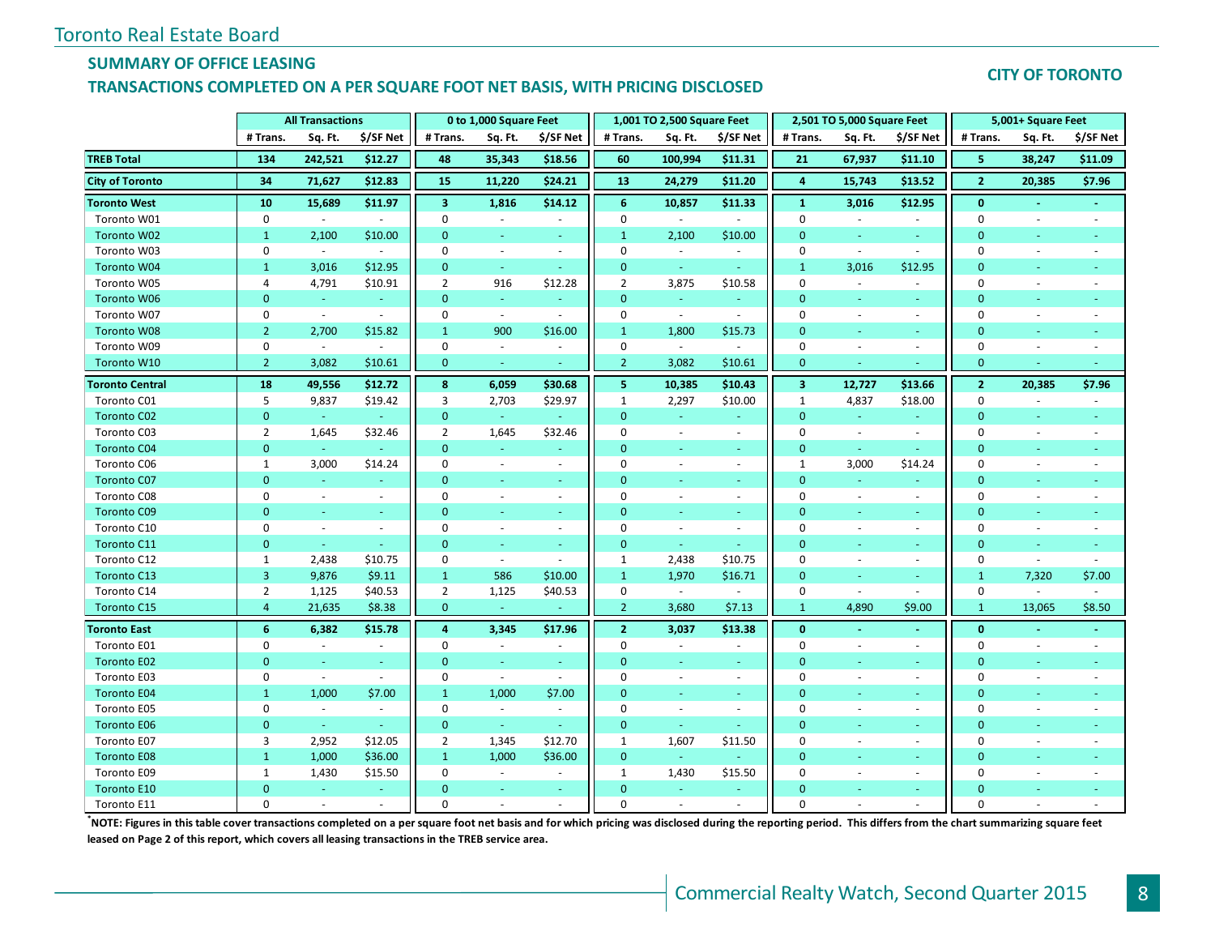Toronto Real Estate Board

## SUMMARY OF OFFICE LEASING

## TRANSACTIONS COMPLETED ON A PER SQUARE FOOT NET BASIS, WITH PRICING DISCLOSED

**CITY OF TORONTO**

| | All Transactions | | | 0 to 1,000 Square Feet | | | 1,001 TO 2,500 Square Feet | | | 2,501 TO 5,000 Square Feet | | | 5,001+ Square Feet | | |
|---|---|---|---|---|---|---|---|---|---|---|---|---|---|---|---|
| | # Trans. | Sq. Ft. | $/SF Net | # Trans. | Sq. Ft. | $/SF Net | # Trans. | Sq. Ft. | $/SF Net | # Trans. | Sq. Ft. | $/SF Net | # Trans. | Sq. Ft. | $/SF Net |
| **TREB Total** | **134** | **242,521** | **$12.27** | **48** | **35,343** | **$18.56** | **60** | **100,994** | **$11.31** | **21** | **67,937** | **$11.10** | **5** | **38,247** | **$11.09** |
| **City of Toronto** | **34** | **71,627** | **$12.83** | **15** | **11,220** | **$24.21** | **13** | **24,279** | **$11.20** | **4** | **15,743** | **$13.52** | **2** | **20,385** | **$7.96** |
| **Toronto West** | **10** | **15,689** | **$11.97** | **3** | **1,816** | **$14.12** | **6** | **10,857** | **$11.33** | **1** | **3,016** | **$12.95** | **0** | **-** | **-** |
| Toronto W01 | 0 | - | - | 0 | - | - | 0 | - | - | 0 | - | - | 0 | - | - |
| Toronto W02 | 1 | 2,100 | $10.00 | 0 | - | - | 1 | 2,100 | $10.00 | 0 | - | - | 0 | - | - |
| Toronto W03 | 0 | - | - | 0 | - | - | 0 | - | - | 0 | - | - | 0 | - | - |
| Toronto W04 | 1 | 3,016 | $12.95 | 0 | - | - | 0 | - | - | 1 | 3,016 | $12.95 | 0 | - | - |
| Toronto W05 | 4 | 4,791 | $10.91 | 2 | 916 | $12.28 | 2 | 3,875 | $10.58 | 0 | - | - | 0 | - | - |
| Toronto W06 | 0 | - | - | 0 | - | - | 0 | - | - | 0 | - | - | 0 | - | - |
| Toronto W07 | 0 | - | - | 0 | - | - | 0 | - | - | 0 | - | - | 0 | - | - |
| Toronto W08 | 2 | 2,700 | $15.82 | 1 | 900 | $16.00 | 1 | 1,800 | $15.73 | 0 | - | - | 0 | - | - |
| Toronto W09 | 0 | - | - | 0 | - | - | 0 | - | - | 0 | - | - | 0 | - | - |
| Toronto W10 | 2 | 3,082 | $10.61 | 0 | - | - | 2 | 3,082 | $10.61 | 0 | - | - | 0 | - | - |
| **Toronto Central** | **18** | **49,556** | **$12.72** | **8** | **6,059** | **$30.68** | **5** | **10,385** | **$10.43** | **3** | **12,727** | **$13.66** | **2** | **20,385** | **$7.96** |
| Toronto C01 | 5 | 9,837 | $19.42 | 3 | 2,703 | $29.97 | 1 | 2,297 | $10.00 | 1 | 4,837 | $18.00 | 0 | - | - |
| Toronto C02 | 0 | - | - | 0 | - | - | 0 | - | - | 0 | - | - | 0 | - | - |
| Toronto C03 | 2 | 1,645 | $32.46 | 2 | 1,645 | $32.46 | 0 | - | - | 0 | - | - | 0 | - | - |
| Toronto C04 | 0 | - | - | 0 | - | - | 0 | - | - | 0 | - | - | 0 | - | - |
| Toronto C06 | 1 | 3,000 | $14.24 | 0 | - | - | 0 | - | - | 1 | 3,000 | $14.24 | 0 | - | - |
| Toronto C07 | 0 | - | - | 0 | - | - | 0 | - | - | 0 | - | - | 0 | - | - |
| Toronto C08 | 0 | - | - | 0 | - | - | 0 | - | - | 0 | - | - | 0 | - | - |
| Toronto C09 | 0 | - | - | 0 | - | - | 0 | - | - | 0 | - | - | 0 | - | - |
| Toronto C10 | 0 | - | - | 0 | - | - | 0 | - | - | 0 | - | - | 0 | - | - |
| Toronto C11 | 0 | - | - | 0 | - | - | 0 | - | - | 0 | - | - | 0 | - | - |
| Toronto C12 | 1 | 2,438 | $10.75 | 0 | - | - | 1 | 2,438 | $10.75 | 0 | - | - | 0 | - | - |
| Toronto C13 | 3 | 9,876 | $9.11 | 1 | 586 | $10.00 | 1 | 1,970 | $16.71 | 0 | - | - | 1 | 7,320 | $7.00 |
| Toronto C14 | 2 | 1,125 | $40.53 | 2 | 1,125 | $40.53 | 0 | - | - | 0 | - | - | 0 | - | - |
| Toronto C15 | 4 | 21,635 | $8.38 | 0 | - | - | 2 | 3,680 | $7.13 | 1 | 4,890 | $9.00 | 1 | 13,065 | $8.50 |
| **Toronto East** | **6** | **6,382** | **$15.78** | **4** | **3,345** | **$17.96** | **2** | **3,037** | **$13.38** | **0** | **-** | **-** | **0** | **-** | **-** |
| Toronto E01 | 0 | - | - | 0 | - | - | 0 | - | - | 0 | - | - | 0 | - | - |
| Toronto E02 | 0 | - | - | 0 | - | - | 0 | - | - | 0 | - | - | 0 | - | - |
| Toronto E03 | 0 | - | - | 0 | - | - | 0 | - | - | 0 | - | - | 0 | - | - |
| Toronto E04 | 1 | 1,000 | $7.00 | 1 | 1,000 | $7.00 | 0 | - | - | 0 | - | - | 0 | - | - |
| Toronto E05 | 0 | - | - | 0 | - | - | 0 | - | - | 0 | - | - | 0 | - | - |
| Toronto E06 | 0 | - | - | 0 | - | - | 0 | - | - | 0 | - | - | 0 | - | - |
| Toronto E07 | 3 | 2,952 | $12.05 | 2 | 1,345 | $12.70 | 1 | 1,607 | $11.50 | 0 | - | - | 0 | - | - |
| Toronto E08 | 1 | 1,000 | $36.00 | 1 | 1,000 | $36.00 | 0 | - | - | 0 | - | - | 0 | - | - |
| Toronto E09 | 1 | 1,430 | $15.50 | 0 | - | - | 1 | 1,430 | $15.50 | 0 | - | - | 0 | - | - |
| Toronto E10 | 0 | - | - | 0 | - | - | 0 | - | - | 0 | - | - | 0 | - | - |
| Toronto E11 | 0 | - | - | 0 | - | - | 0 | - | - | 0 | - | - | 0 | - | - |

**[*]NOTE: Figures in this table cover transactions completed on a per square foot net basis and for which pricing was disclosed during the reporting period. This differs from the chart summarizing square feet leased on Page 2 of this report, which covers all leasing transactions in the TREB service area.**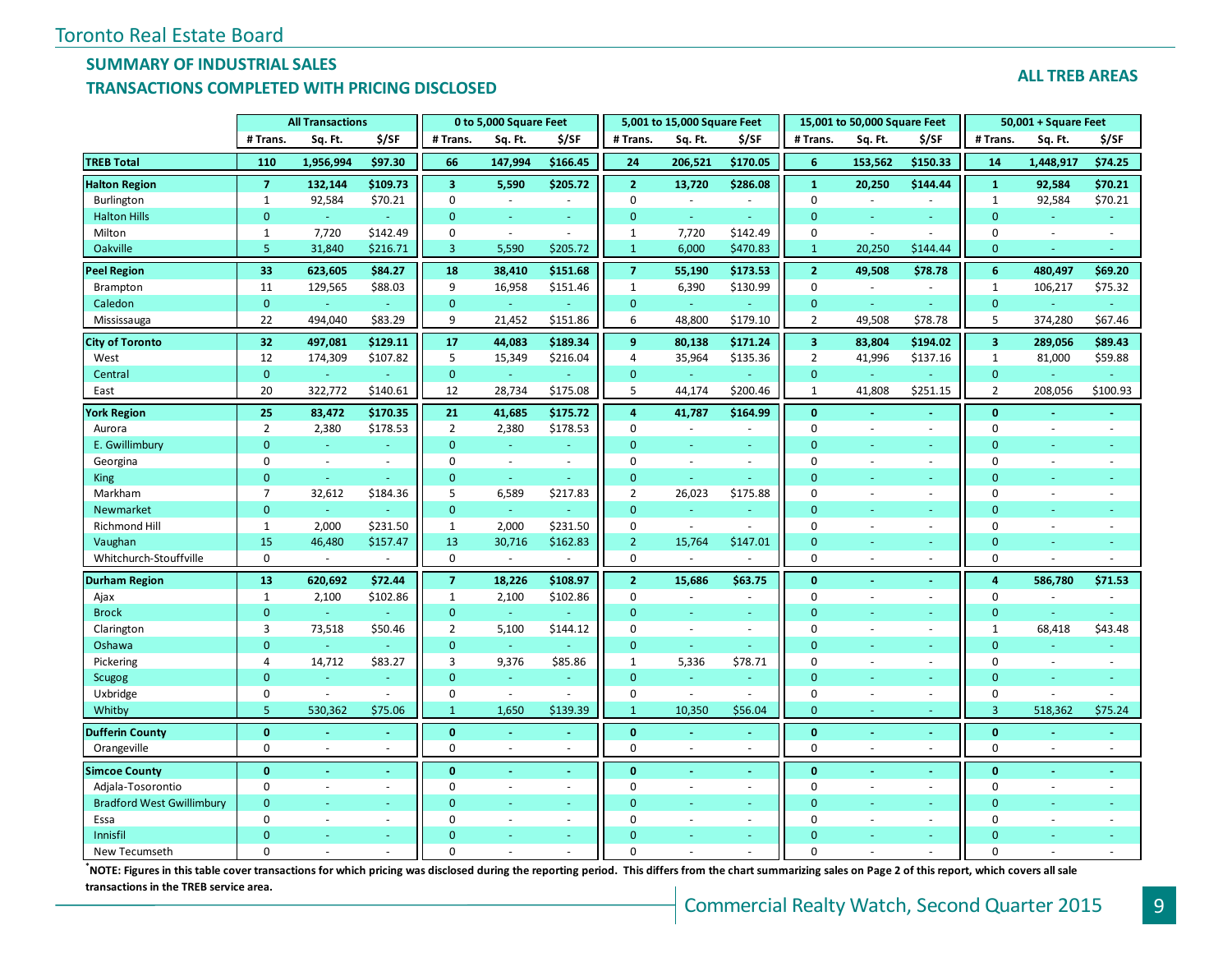Toronto Real Estate Board

## SUMMARY OF INDUSTRIAL SALES
## TRANSACTIONS COMPLETED WITH PRICING DISCLOSED

**ALL TREB AREAS**

| | All Transactions | | | 0 to 5,000 Square Feet | | | 5,001 to 15,000 Square Feet | | | 15,001 to 50,000 Square Feet | | | 50,001 + Square Feet | | |
|---|---|---|---|---|---|---|---|---|---|---|---|---|---|---|---|
| | # Trans. | Sq. Ft. | $/SF | # Trans. | Sq. Ft. | $/SF | # Trans. | Sq. Ft. | $/SF | # Trans. | Sq. Ft. | $/SF | # Trans. | Sq. Ft. | $/SF |
| **TREB Total** | **110** | **1,956,994** | **$97.30** | **66** | **147,994** | **$166.45** | **24** | **206,521** | **$170.05** | **6** | **153,562** | **$150.33** | **14** | **1,448,917** | **$74.25** |
| **Halton Region** | **7** | **132,144** | **$109.73** | **3** | **5,590** | **$205.72** | **2** | **13,720** | **$286.08** | **1** | **20,250** | **$144.44** | **1** | **92,584** | **$70.21** |
| Burlington | 1 | 92,584 | $70.21 | 0 | - | - | 0 | - | - | 0 | - | - | 1 | 92,584 | $70.21 |
| Halton Hills | 0 | - | - | 0 | - | - | 0 | - | - | 0 | - | - | 0 | - | - |
| Milton | 1 | 7,720 | $142.49 | 0 | - | - | 1 | 7,720 | $142.49 | 0 | - | - | 0 | - | - |
| Oakville | 5 | 31,840 | $216.71 | 3 | 5,590 | $205.72 | 1 | 6,000 | $470.83 | 1 | 20,250 | $144.44 | 0 | - | - |
| **Peel Region** | **33** | **623,605** | **$84.27** | **18** | **38,410** | **$151.68** | **7** | **55,190** | **$173.53** | **2** | **49,508** | **$78.78** | **6** | **480,497** | **$69.20** |
| Brampton | 11 | 129,565 | $88.03 | 9 | 16,958 | $151.46 | 1 | 6,390 | $130.99 | 0 | - | - | 1 | 106,217 | $75.32 |
| Caledon | 0 | - | - | 0 | - | - | 0 | - | - | 0 | - | - | 0 | - | - |
| Mississauga | 22 | 494,040 | $83.29 | 9 | 21,452 | $151.86 | 6 | 48,800 | $179.10 | 2 | 49,508 | $78.78 | 5 | 374,280 | $67.46 |
| **City of Toronto** | **32** | **497,081** | **$129.11** | **17** | **44,083** | **$189.34** | **9** | **80,138** | **$171.24** | **3** | **83,804** | **$194.02** | **3** | **289,056** | **$89.43** |
| West | 12 | 174,309 | $107.82 | 5 | 15,349 | $216.04 | 4 | 35,964 | $135.36 | 2 | 41,996 | $137.16 | 1 | 81,000 | $59.88 |
| Central | 0 | - | - | 0 | - | - | 0 | - | - | 0 | - | - | 0 | - | - |
| East | 20 | 322,772 | $140.61 | 12 | 28,734 | $175.08 | 5 | 44,174 | $200.46 | 1 | 41,808 | $251.15 | 2 | 208,056 | $100.93 |
| **York Region** | **25** | **83,472** | **$170.35** | **21** | **41,685** | **$175.72** | **4** | **41,787** | **$164.99** | **0** | **-** | **-** | **0** | **-** | **-** |
| Aurora | 2 | 2,380 | $178.53 | 2 | 2,380 | $178.53 | 0 | - | - | 0 | - | - | 0 | - | - |
| E. Gwillimbury | 0 | - | - | 0 | - | - | 0 | - | - | 0 | - | - | 0 | - | - |
| Georgina | 0 | - | - | 0 | - | - | 0 | - | - | 0 | - | - | 0 | - | - |
| King | 0 | - | - | 0 | - | - | 0 | - | - | 0 | - | - | 0 | - | - |
| Markham | 7 | 32,612 | $184.36 | 5 | 6,589 | $217.83 | 2 | 26,023 | $175.88 | 0 | - | - | 0 | - | - |
| Newmarket | 0 | - | - | 0 | - | - | 0 | - | - | 0 | - | - | 0 | - | - |
| Richmond Hill | 1 | 2,000 | $231.50 | 1 | 2,000 | $231.50 | 0 | - | - | 0 | - | - | 0 | - | - |
| Vaughan | 15 | 46,480 | $157.47 | 13 | 30,716 | $162.83 | 2 | 15,764 | $147.01 | 0 | - | - | 0 | - | - |
| Whitchurch-Stouffville | 0 | - | - | 0 | - | - | 0 | - | - | 0 | - | - | 0 | - | - |
| **Durham Region** | **13** | **620,692** | **$72.44** | **7** | **18,226** | **$108.97** | **2** | **15,686** | **$63.75** | **0** | **-** | **-** | **4** | **586,780** | **$71.53** |
| Ajax | 1 | 2,100 | $102.86 | 1 | 2,100 | $102.86 | 0 | - | - | 0 | - | - | 0 | - | - |
| Brock | 0 | - | - | 0 | - | - | 0 | - | - | 0 | - | - | 0 | - | - |
| Clarington | 3 | 73,518 | $50.46 | 2 | 5,100 | $144.12 | 0 | - | - | 0 | - | - | 1 | 68,418 | $43.48 |
| Oshawa | 0 | - | - | 0 | - | - | 0 | - | - | 0 | - | - | 0 | - | - |
| Pickering | 4 | 14,712 | $83.27 | 3 | 9,376 | $85.86 | 1 | 5,336 | $78.71 | 0 | - | - | 0 | - | - |
| Scugog | 0 | - | - | 0 | - | - | 0 | - | - | 0 | - | - | 0 | - | - |
| Uxbridge | 0 | - | - | 0 | - | - | 0 | - | - | 0 | - | - | 0 | - | - |
| Whitby | 5 | 530,362 | $75.06 | 1 | 1,650 | $139.39 | 1 | 10,350 | $56.04 | 0 | - | - | 3 | 518,362 | $75.24 |
| **Dufferin County** | **0** | **-** | **-** | **0** | **-** | **-** | **0** | **-** | **-** | **0** | **-** | **-** | **0** | **-** | **-** |
| Orangeville | 0 | - | - | 0 | - | - | 0 | - | - | 0 | - | - | 0 | - | - |
| **Simcoe County** | **0** | **-** | **-** | **0** | **-** | **-** | **0** | **-** | **-** | **0** | **-** | **-** | **0** | **-** | **-** |
| Adjala-Tosorontio | 0 | - | - | 0 | - | - | 0 | - | - | 0 | - | - | 0 | - | - |
| Bradford West Gwillimbury | 0 | - | - | 0 | - | - | 0 | - | - | 0 | - | - | 0 | - | - |
| Essa | 0 | - | - | 0 | - | - | 0 | - | - | 0 | - | - | 0 | - | - |
| Innisfil | 0 | - | - | 0 | - | - | 0 | - | - | 0 | - | - | 0 | - | - |
| New Tecumseth | 0 | - | - | 0 | - | - | 0 | - | - | 0 | - | - | 0 | - | - |

**\*NOTE: Figures in this table cover transactions for which pricing was disclosed during the reporting period. This differs from the chart summarizing sales on Page 2 of this report, which covers all sale transactions in the TREB service area.**

Commercial Realty Watch, Second Quarter 2015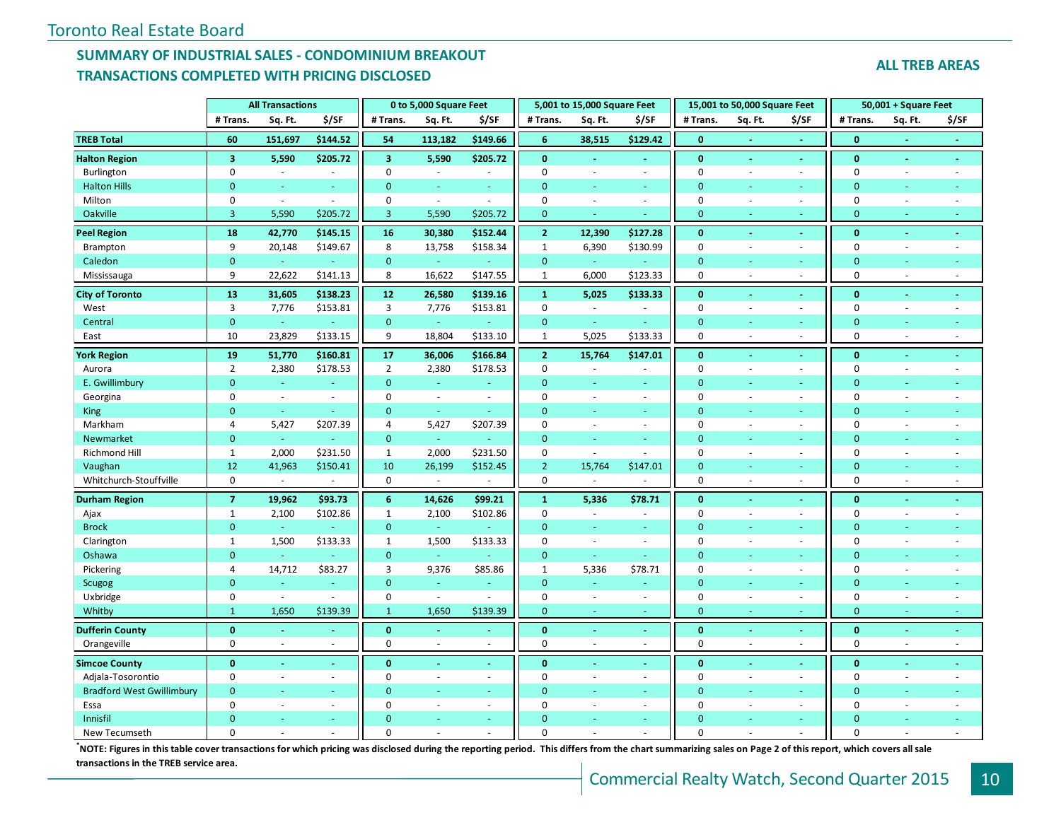Toronto Real Estate Board

## SUMMARY OF INDUSTRIAL SALES - CONDOMINIUM BREAKOUT
## TRANSACTIONS COMPLETED WITH PRICING DISCLOSED

**ALL TREB AREAS**

| | All Transactions | | | 0 to 5,000 Square Feet | | | 5,001 to 15,000 Square Feet | | | 15,001 to 50,000 Square Feet | | | 50,001 + Square Feet | | |
|---|---|---|---|---|---|---|---|---|---|---|---|---|---|---|---|
| | # Trans. | Sq. Ft. | $/SF | # Trans. | Sq. Ft. | $/SF | # Trans. | Sq. Ft. | $/SF | # Trans. | Sq. Ft. | $/SF | # Trans. | Sq. Ft. | $/SF |
| **TREB Total** | **60** | **151,697** | **$144.52** | **54** | **113,182** | **$149.66** | **6** | **38,515** | **$129.42** | **0** | **-** | **-** | **0** | **-** | **-** |
| **Halton Region** | **3** | **5,590** | **$205.72** | **3** | **5,590** | **$205.72** | **0** | **-** | **-** | **0** | **-** | **-** | **0** | **-** | **-** |
| Burlington | 0 | - | - | 0 | - | - | 0 | - | - | 0 | - | - | 0 | - | - |
| Halton Hills | 0 | - | - | 0 | - | - | 0 | - | - | 0 | - | - | 0 | - | - |
| Milton | 0 | - | - | 0 | - | - | 0 | - | - | 0 | - | - | 0 | - | - |
| Oakville | 3 | 5,590 | $205.72 | 3 | 5,590 | $205.72 | 0 | - | - | 0 | - | - | 0 | - | - |
| **Peel Region** | **18** | **42,770** | **$145.15** | **16** | **30,380** | **$152.44** | **2** | **12,390** | **$127.28** | **0** | **-** | **-** | **0** | **-** | **-** |
| Brampton | 9 | 20,148 | $149.67 | 8 | 13,758 | $158.34 | 1 | 6,390 | $130.99 | 0 | - | - | 0 | - | - |
| Caledon | 0 | - | - | 0 | - | - | 0 | - | - | 0 | - | - | 0 | - | - |
| Mississauga | 9 | 22,622 | $141.13 | 8 | 16,622 | $147.55 | 1 | 6,000 | $123.33 | 0 | - | - | 0 | - | - |
| **City of Toronto** | **13** | **31,605** | **$138.23** | **12** | **26,580** | **$139.16** | **1** | **5,025** | **$133.33** | **0** | **-** | **-** | **0** | **-** | **-** |
| West | 3 | 7,776 | $153.81 | 3 | 7,776 | $153.81 | 0 | - | - | 0 | - | - | 0 | - | - |
| Central | 0 | - | - | 0 | - | - | 0 | - | - | 0 | - | - | 0 | - | - |
| East | 10 | 23,829 | $133.15 | 9 | 18,804 | $133.10 | 1 | 5,025 | $133.33 | 0 | - | - | 0 | - | - |
| **York Region** | **19** | **51,770** | **$160.81** | **17** | **36,006** | **$166.84** | **2** | **15,764** | **$147.01** | **0** | **-** | **-** | **0** | **-** | **-** |
| Aurora | 2 | 2,380 | $178.53 | 2 | 2,380 | $178.53 | 0 | - | - | 0 | - | - | 0 | - | - |
| E. Gwillimbury | 0 | - | - | 0 | - | - | 0 | - | - | 0 | - | - | 0 | - | - |
| Georgina | 0 | - | - | 0 | - | - | 0 | - | - | 0 | - | - | 0 | - | - |
| King | 0 | - | - | 0 | - | - | 0 | - | - | 0 | - | - | 0 | - | - |
| Markham | 4 | 5,427 | $207.39 | 4 | 5,427 | $207.39 | 0 | - | - | 0 | - | - | 0 | - | - |
| Newmarket | 0 | - | - | 0 | - | - | 0 | - | - | 0 | - | - | 0 | - | - |
| Richmond Hill | 1 | 2,000 | $231.50 | 1 | 2,000 | $231.50 | 0 | - | - | 0 | - | - | 0 | - | - |
| Vaughan | 12 | 41,963 | $150.41 | 10 | 26,199 | $152.45 | 2 | 15,764 | $147.01 | 0 | - | - | 0 | - | - |
| Whitchurch-Stouffville | 0 | - | - | 0 | - | - | 0 | - | - | 0 | - | - | 0 | - | - |
| **Durham Region** | **7** | **19,962** | **$93.73** | **6** | **14,626** | **$99.21** | **1** | **5,336** | **$78.71** | **0** | **-** | **-** | **0** | **-** | **-** |
| Ajax | 1 | 2,100 | $102.86 | 1 | 2,100 | $102.86 | 0 | - | - | 0 | - | - | 0 | - | - |
| Brock | 0 | - | - | 0 | - | - | 0 | - | - | 0 | - | - | 0 | - | - |
| Clarington | 1 | 1,500 | $133.33 | 1 | 1,500 | $133.33 | 0 | - | - | 0 | - | - | 0 | - | - |
| Oshawa | 0 | - | - | 0 | - | - | 0 | - | - | 0 | - | - | 0 | - | - |
| Pickering | 4 | 14,712 | $83.27 | 3 | 9,376 | $85.86 | 1 | 5,336 | $78.71 | 0 | - | - | 0 | - | - |
| Scugog | 0 | - | - | 0 | - | - | 0 | - | - | 0 | - | - | 0 | - | - |
| Uxbridge | 0 | - | - | 0 | - | - | 0 | - | - | 0 | - | - | 0 | - | - |
| Whitby | 1 | 1,650 | $139.39 | 1 | 1,650 | $139.39 | 0 | - | - | 0 | - | - | 0 | - | - |
| **Dufferin County** | **0** | **-** | **-** | **0** | **-** | **-** | **0** | **-** | **-** | **0** | **-** | **-** | **0** | **-** | **-** |
| Orangeville | 0 | - | - | 0 | - | - | 0 | - | - | 0 | - | - | 0 | - | - |
| **Simcoe County** | **0** | **-** | **-** | **0** | **-** | **-** | **0** | **-** | **-** | **0** | **-** | **-** | **0** | **-** | **-** |
| Adjala-Tosorontio | 0 | - | - | 0 | - | - | 0 | - | - | 0 | - | - | 0 | - | - |
| Bradford West Gwillimbury | 0 | - | - | 0 | - | - | 0 | - | - | 0 | - | - | 0 | - | - |
| Essa | 0 | - | - | 0 | - | - | 0 | - | - | 0 | - | - | 0 | - | - |
| Innisfil | 0 | - | - | 0 | - | - | 0 | - | - | 0 | - | - | 0 | - | - |
| New Tecumseth | 0 | - | - | 0 | - | - | 0 | - | - | 0 | - | - | 0 | - | - |

**\*NOTE: Figures in this table cover transactions for which pricing was disclosed during the reporting period. This differs from the chart summarizing sales on Page 2 of this report, which covers all sale transactions in the TREB service area.**

Commercial Realty Watch, Second Quarter 2015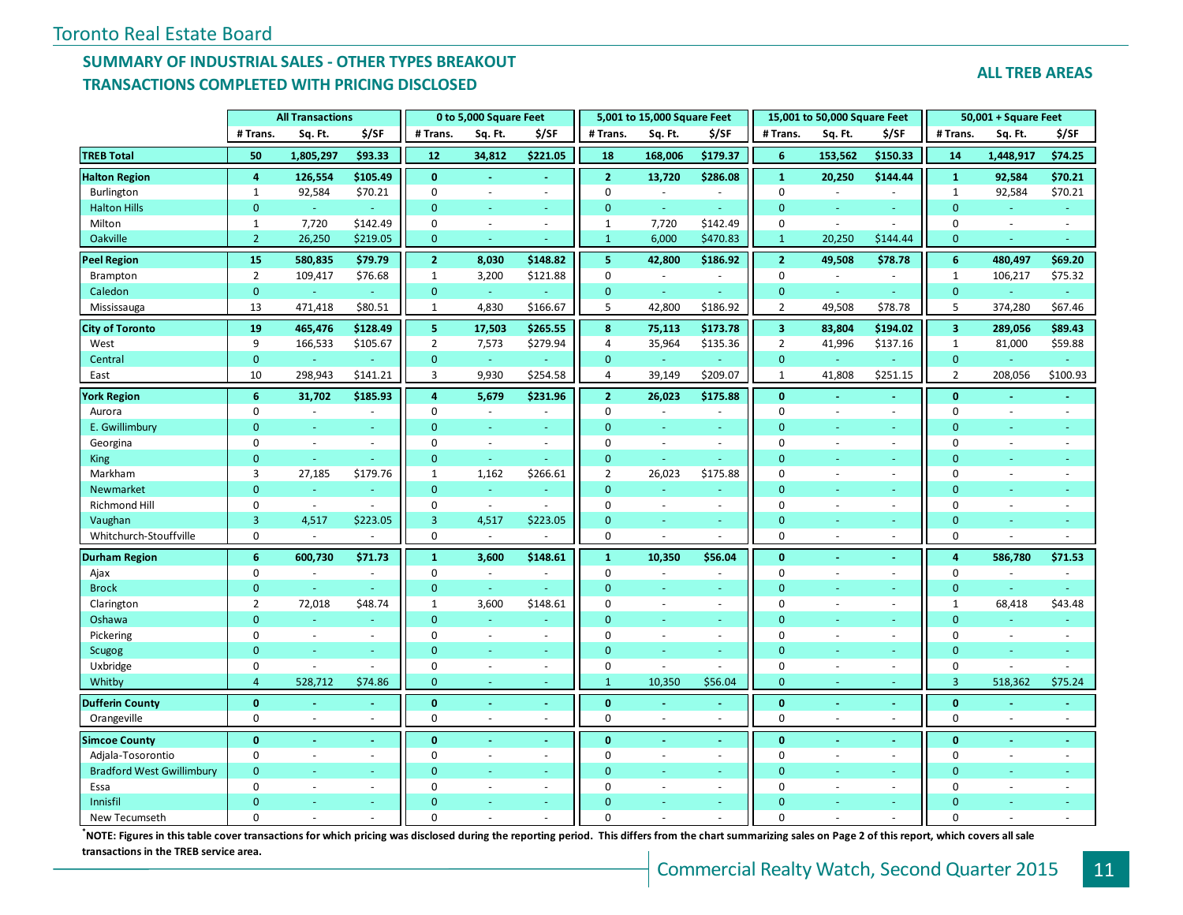Toronto Real Estate Board

## SUMMARY OF INDUSTRIAL SALES - OTHER TYPES BREAKOUT
## TRANSACTIONS COMPLETED WITH PRICING DISCLOSED

**ALL TREB AREAS**

| | All Transactions | | | 0 to 5,000 Square Feet | | | 5,001 to 15,000 Square Feet | | | 15,001 to 50,000 Square Feet | | | 50,001 + Square Feet | | |
|---|---|---|---|---|---|---|---|---|---|---|---|---|---|---|---|
| | # Trans. | Sq. Ft. | $/SF | # Trans. | Sq. Ft. | $/SF | # Trans. | Sq. Ft. | $/SF | # Trans. | Sq. Ft. | $/SF | # Trans. | Sq. Ft. | $/SF |
| **TREB Total** | **50** | **1,805,297** | **$93.33** | **12** | **34,812** | **$221.05** | **18** | **168,006** | **$179.37** | **6** | **153,562** | **$150.33** | **14** | **1,448,917** | **$74.25** |
| **Halton Region** | **4** | **126,554** | **$105.49** | **0** | **-** | **-** | **2** | **13,720** | **$286.08** | **1** | **20,250** | **$144.44** | **1** | **92,584** | **$70.21** |
| Burlington | 1 | 92,584 | $70.21 | 0 | - | - | 0 | - | - | 0 | - | - | 1 | 92,584 | $70.21 |
| Halton Hills | 0 | - | - | 0 | - | - | 0 | - | - | 0 | - | - | 0 | - | - |
| Milton | 1 | 7,720 | $142.49 | 0 | - | - | 1 | 7,720 | $142.49 | 0 | - | - | 0 | - | - |
| Oakville | 2 | 26,250 | $219.05 | 0 | - | - | 1 | 6,000 | $470.83 | 1 | 20,250 | $144.44 | 0 | - | - |
| **Peel Region** | **15** | **580,835** | **$79.79** | **2** | **8,030** | **$148.82** | **5** | **42,800** | **$186.92** | **2** | **49,508** | **$78.78** | **6** | **480,497** | **$69.20** |
| Brampton | 2 | 109,417 | $76.68 | 1 | 3,200 | $121.88 | 0 | - | - | 0 | - | - | 1 | 106,217 | $75.32 |
| Caledon | 0 | - | - | 0 | - | - | 0 | - | - | 0 | - | - | 0 | - | - |
| Mississauga | 13 | 471,418 | $80.51 | 1 | 4,830 | $166.67 | 5 | 42,800 | $186.92 | 2 | 49,508 | $78.78 | 5 | 374,280 | $67.46 |
| **City of Toronto** | **19** | **465,476** | **$128.49** | **5** | **17,503** | **$265.55** | **8** | **75,113** | **$173.78** | **3** | **83,804** | **$194.02** | **3** | **289,056** | **$89.43** |
| West | 9 | 166,533 | $105.67 | 2 | 7,573 | $279.94 | 4 | 35,964 | $135.36 | 2 | 41,996 | $137.16 | 1 | 81,000 | $59.88 |
| Central | 0 | - | - | 0 | - | - | 0 | - | - | 0 | - | - | 0 | - | - |
| East | 10 | 298,943 | $141.21 | 3 | 9,930 | $254.58 | 4 | 39,149 | $209.07 | 1 | 41,808 | $251.15 | 2 | 208,056 | $100.93 |
| **York Region** | **6** | **31,702** | **$185.93** | **4** | **5,679** | **$231.96** | **2** | **26,023** | **$175.88** | **0** | **-** | **-** | **0** | **-** | **-** |
| Aurora | 0 | - | - | 0 | - | - | 0 | - | - | 0 | - | - | 0 | - | - |
| E. Gwillimbury | 0 | - | - | 0 | - | - | 0 | - | - | 0 | - | - | 0 | - | - |
| Georgina | 0 | - | - | 0 | - | - | 0 | - | - | 0 | - | - | 0 | - | - |
| King | 0 | - | - | 0 | - | - | 0 | - | - | 0 | - | - | 0 | - | - |
| Markham | 3 | 27,185 | $179.76 | 1 | 1,162 | $266.61 | 2 | 26,023 | $175.88 | 0 | - | - | 0 | - | - |
| Newmarket | 0 | - | - | 0 | - | - | 0 | - | - | 0 | - | - | 0 | - | - |
| Richmond Hill | 0 | - | - | 0 | - | - | 0 | - | - | 0 | - | - | 0 | - | - |
| Vaughan | 3 | 4,517 | $223.05 | 3 | 4,517 | $223.05 | 0 | - | - | 0 | - | - | 0 | - | - |
| Whitchurch-Stouffville | 0 | - | - | 0 | - | - | 0 | - | - | 0 | - | - | 0 | - | - |
| **Durham Region** | **6** | **600,730** | **$71.73** | **1** | **3,600** | **$148.61** | **1** | **10,350** | **$56.04** | **0** | **-** | **-** | **4** | **586,780** | **$71.53** |
| Ajax | 0 | - | - | 0 | - | - | 0 | - | - | 0 | - | - | 0 | - | - |
| Brock | 0 | - | - | 0 | - | - | 0 | - | - | 0 | - | - | 0 | - | - |
| Clarington | 2 | 72,018 | $48.74 | 1 | 3,600 | $148.61 | 0 | - | - | 0 | - | - | 1 | 68,418 | $43.48 |
| Oshawa | 0 | - | - | 0 | - | - | 0 | - | - | 0 | - | - | 0 | - | - |
| Pickering | 0 | - | - | 0 | - | - | 0 | - | - | 0 | - | - | 0 | - | - |
| Scugog | 0 | - | - | 0 | - | - | 0 | - | - | 0 | - | - | 0 | - | - |
| Uxbridge | 0 | - | - | 0 | - | - | 0 | - | - | 0 | - | - | 0 | - | - |
| Whitby | 4 | 528,712 | $74.86 | 0 | - | - | 1 | 10,350 | $56.04 | 0 | - | - | 3 | 518,362 | $75.24 |
| **Dufferin County** | **0** | **-** | **-** | **0** | **-** | **-** | **0** | **-** | **-** | **0** | **-** | **-** | **0** | **-** | **-** |
| Orangeville | 0 | - | - | 0 | - | - | 0 | - | - | 0 | - | - | 0 | - | - |
| **Simcoe County** | **0** | **-** | **-** | **0** | **-** | **-** | **0** | **-** | **-** | **0** | **-** | **-** | **0** | **-** | **-** |
| Adjala-Tosorontio | 0 | - | - | 0 | - | - | 0 | - | - | 0 | - | - | 0 | - | - |
| Bradford West Gwillimbury | 0 | - | - | 0 | - | - | 0 | - | - | 0 | - | - | 0 | - | - |
| Essa | 0 | - | - | 0 | - | - | 0 | - | - | 0 | - | - | 0 | - | - |
| Innisfil | 0 | - | - | 0 | - | - | 0 | - | - | 0 | - | - | 0 | - | - |
| New Tecumseth | 0 | - | - | 0 | - | - | 0 | - | - | 0 | - | - | 0 | - | - |

**\*NOTE: Figures in this table cover transactions for which pricing was disclosed during the reporting period. This differs from the chart summarizing sales on Page 2 of this report, which covers all sale transactions in the TREB service area.**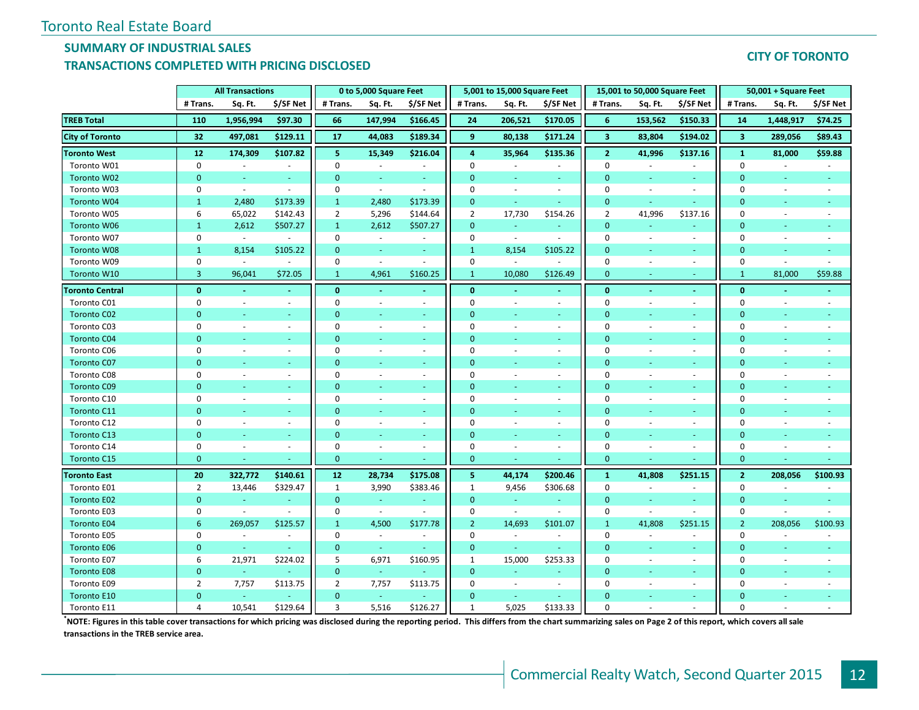Toronto Real Estate Board

## SUMMARY OF INDUSTRIAL SALES
## TRANSACTIONS COMPLETED WITH PRICING DISCLOSED

**CITY OF TORONTO**

| | All Transactions | | | 0 to 5,000 Square Feet | | | 5,001 to 15,000 Square Feet | | | 15,001 to 50,000 Square Feet | | | 50,001 + Square Feet | | |
|---|---|---|---|---|---|---|---|---|---|---|---|---|---|---|---|
| | # Trans. | Sq. Ft. | $/SF Net | # Trans. | Sq. Ft. | $/SF Net | # Trans. | Sq. Ft. | $/SF Net | # Trans. | Sq. Ft. | $/SF Net | # Trans. | Sq. Ft. | $/SF Net |
| **TREB Total** | **110** | **1,956,994** | **$97.30** | **66** | **147,994** | **$166.45** | **24** | **206,521** | **$170.05** | **6** | **153,562** | **$150.33** | **14** | **1,448,917** | **$74.25** |
| **City of Toronto** | **32** | **497,081** | **$129.11** | **17** | **44,083** | **$189.34** | **9** | **80,138** | **$171.24** | **3** | **83,804** | **$194.02** | **3** | **289,056** | **$89.43** |
| **Toronto West** | **12** | **174,309** | **$107.82** | **5** | **15,349** | **$216.04** | **4** | **35,964** | **$135.36** | **2** | **41,996** | **$137.16** | **1** | **81,000** | **$59.88** |
| Toronto W01 | 0 | - | - | 0 | - | - | 0 | - | - | 0 | - | - | 0 | - | - |
| Toronto W02 | 0 | - | - | 0 | - | - | 0 | - | - | 0 | - | - | 0 | - | - |
| Toronto W03 | 0 | - | - | 0 | - | - | 0 | - | - | 0 | - | - | 0 | - | - |
| Toronto W04 | 1 | 2,480 | $173.39 | 1 | 2,480 | $173.39 | 0 | - | - | 0 | - | - | 0 | - | - |
| Toronto W05 | 6 | 65,022 | $142.43 | 2 | 5,296 | $144.64 | 2 | 17,730 | $154.26 | 2 | 41,996 | $137.16 | 0 | - | - |
| Toronto W06 | 1 | 2,612 | $507.27 | 1 | 2,612 | $507.27 | 0 | - | - | 0 | - | - | 0 | - | - |
| Toronto W07 | 0 | - | - | 0 | - | - | 0 | - | - | 0 | - | - | 0 | - | - |
| Toronto W08 | 1 | 8,154 | $105.22 | 0 | - | - | 1 | 8,154 | $105.22 | 0 | - | - | 0 | - | - |
| Toronto W09 | 0 | - | - | 0 | - | - | 0 | - | - | 0 | - | - | 0 | - | - |
| Toronto W10 | 3 | 96,041 | $72.05 | 1 | 4,961 | $160.25 | 1 | 10,080 | $126.49 | 0 | - | - | 1 | 81,000 | $59.88 |
| **Toronto Central** | **0** | **-** | **-** | **0** | **-** | **-** | **0** | **-** | **-** | **0** | **-** | **-** | **0** | **-** | **-** |
| Toronto C01 | 0 | - | - | 0 | - | - | 0 | - | - | 0 | - | - | 0 | - | - |
| Toronto C02 | 0 | - | - | 0 | - | - | 0 | - | - | 0 | - | - | 0 | - | - |
| Toronto C03 | 0 | - | - | 0 | - | - | 0 | - | - | 0 | - | - | 0 | - | - |
| Toronto C04 | 0 | - | - | 0 | - | - | 0 | - | - | 0 | - | - | 0 | - | - |
| Toronto C06 | 0 | - | - | 0 | - | - | 0 | - | - | 0 | - | - | 0 | - | - |
| Toronto C07 | 0 | - | - | 0 | - | - | 0 | - | - | 0 | - | - | 0 | - | - |
| Toronto C08 | 0 | - | - | 0 | - | - | 0 | - | - | 0 | - | - | 0 | - | - |
| Toronto C09 | 0 | - | - | 0 | - | - | 0 | - | - | 0 | - | - | 0 | - | - |
| Toronto C10 | 0 | - | - | 0 | - | - | 0 | - | - | 0 | - | - | 0 | - | - |
| Toronto C11 | 0 | - | - | 0 | - | - | 0 | - | - | 0 | - | - | 0 | - | - |
| Toronto C12 | 0 | - | - | 0 | - | - | 0 | - | - | 0 | - | - | 0 | - | - |
| Toronto C13 | 0 | - | - | 0 | - | - | 0 | - | - | 0 | - | - | 0 | - | - |
| Toronto C14 | 0 | - | - | 0 | - | - | 0 | - | - | 0 | - | - | 0 | - | - |
| Toronto C15 | 0 | - | - | 0 | - | - | 0 | - | - | 0 | - | - | 0 | - | - |
| **Toronto East** | **20** | **322,772** | **$140.61** | **12** | **28,734** | **$175.08** | **5** | **44,174** | **$200.46** | **1** | **41,808** | **$251.15** | **2** | **208,056** | **$100.93** |
| Toronto E01 | 2 | 13,446 | $329.47 | 1 | 3,990 | $383.46 | 1 | 9,456 | $306.68 | 0 | - | - | 0 | - | - |
| Toronto E02 | 0 | - | - | 0 | - | - | 0 | - | - | 0 | - | - | 0 | - | - |
| Toronto E03 | 0 | - | - | 0 | - | - | 0 | - | - | 0 | - | - | 0 | - | - |
| Toronto E04 | 6 | 269,057 | $125.57 | 1 | 4,500 | $177.78 | 2 | 14,693 | $101.07 | 1 | 41,808 | $251.15 | 2 | 208,056 | $100.93 |
| Toronto E05 | 0 | - | - | 0 | - | - | 0 | - | - | 0 | - | - | 0 | - | - |
| Toronto E06 | 0 | - | - | 0 | - | - | 0 | - | - | 0 | - | - | 0 | - | - |
| Toronto E07 | 6 | 21,971 | $224.02 | 5 | 6,971 | $160.95 | 1 | 15,000 | $253.33 | 0 | - | - | 0 | - | - |
| Toronto E08 | 0 | - | - | 0 | - | - | 0 | - | - | 0 | - | - | 0 | - | - |
| Toronto E09 | 2 | 7,757 | $113.75 | 2 | 7,757 | $113.75 | 0 | - | - | 0 | - | - | 0 | - | - |
| Toronto E10 | 0 | - | - | 0 | - | - | 0 | - | - | 0 | - | - | 0 | - | - |
| Toronto E11 | 4 | 10,541 | $129.64 | 3 | 5,516 | $126.27 | 1 | 5,025 | $133.33 | 0 | - | - | 0 | - | - |

**\*NOTE: Figures in this table cover transactions for which pricing was disclosed during the reporting period. This differs from the chart summarizing sales on Page 2 of this report, which covers all sale transactions in the TREB service area.**

Commercial Realty Watch, Second Quarter 2015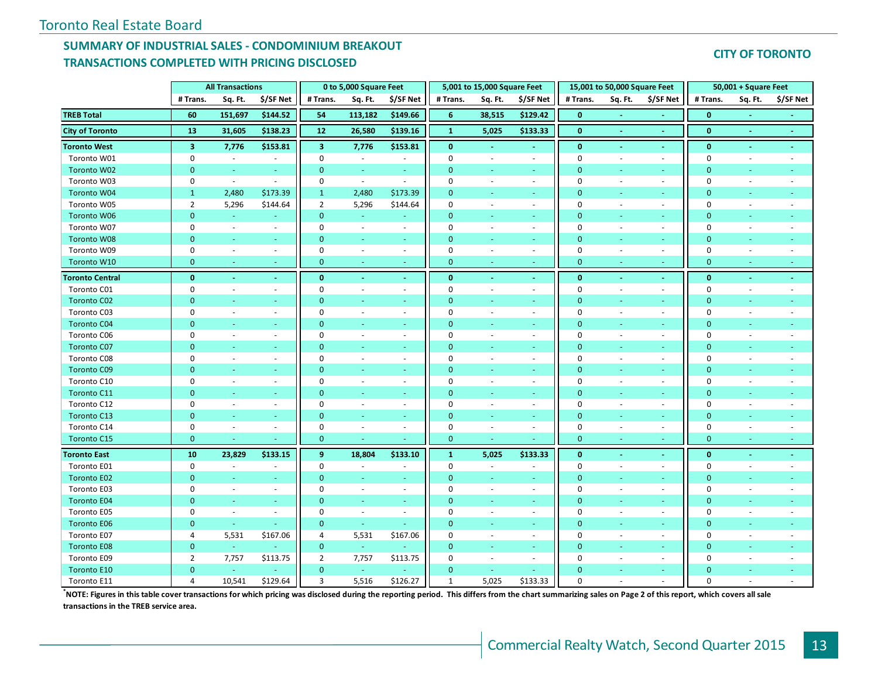## SUMMARY OF INDUSTRIAL SALES - CONDOMINIUM BREAKOUT
## TRANSACTIONS COMPLETED WITH PRICING DISCLOSED

**CITY OF TORONTO**

| | All Transactions | | | 0 to 5,000 Square Feet | | | 5,001 to 15,000 Square Feet | | | 15,001 to 50,000 Square Feet | | | 50,001 + Square Feet | | |
|---|---|---|---|---|---|---|---|---|---|---|---|---|---|---|---|
| | # Trans. | Sq. Ft. | $/SF Net | # Trans. | Sq. Ft. | $/SF Net | # Trans. | Sq. Ft. | $/SF Net | # Trans. | Sq. Ft. | $/SF Net | # Trans. | Sq. Ft. | $/SF Net |
| **TREB Total** | **60** | **151,697** | **$144.52** | **54** | **113,182** | **$149.66** | **6** | **38,515** | **$129.42** | **0** | **-** | **-** | **0** | **-** | **-** |
| **City of Toronto** | **13** | **31,605** | **$138.23** | **12** | **26,580** | **$139.16** | **1** | **5,025** | **$133.33** | **0** | **-** | **-** | **0** | **-** | **-** |
| **Toronto West** | **3** | **7,776** | **$153.81** | **3** | **7,776** | **$153.81** | **0** | **-** | **-** | **0** | **-** | **-** | **0** | **-** | **-** |
| Toronto W01 | 0 | - | - | 0 | - | - | 0 | - | - | 0 | - | - | 0 | - | - |
| Toronto W02 | 0 | - | - | 0 | - | - | 0 | - | - | 0 | - | - | 0 | - | - |
| Toronto W03 | 0 | - | - | 0 | - | - | 0 | - | - | 0 | - | - | 0 | - | - |
| Toronto W04 | 1 | 2,480 | $173.39 | 1 | 2,480 | $173.39 | 0 | - | - | 0 | - | - | 0 | - | - |
| Toronto W05 | 2 | 5,296 | $144.64 | 2 | 5,296 | $144.64 | 0 | - | - | 0 | - | - | 0 | - | - |
| Toronto W06 | 0 | - | - | 0 | - | - | 0 | - | - | 0 | - | - | 0 | - | - |
| Toronto W07 | 0 | - | - | 0 | - | - | 0 | - | - | 0 | - | - | 0 | - | - |
| Toronto W08 | 0 | - | - | 0 | - | - | 0 | - | - | 0 | - | - | 0 | - | - |
| Toronto W09 | 0 | - | - | 0 | - | - | 0 | - | - | 0 | - | - | 0 | - | - |
| Toronto W10 | 0 | - | - | 0 | - | - | 0 | - | - | 0 | - | - | 0 | - | - |
| **Toronto Central** | **0** | **-** | **-** | **0** | **-** | **-** | **0** | **-** | **-** | **0** | **-** | **-** | **0** | **-** | **-** |
| Toronto C01 | 0 | - | - | 0 | - | - | 0 | - | - | 0 | - | - | 0 | - | - |
| Toronto C02 | 0 | - | - | 0 | - | - | 0 | - | - | 0 | - | - | 0 | - | - |
| Toronto C03 | 0 | - | - | 0 | - | - | 0 | - | - | 0 | - | - | 0 | - | - |
| Toronto C04 | 0 | - | - | 0 | - | - | 0 | - | - | 0 | - | - | 0 | - | - |
| Toronto C06 | 0 | - | - | 0 | - | - | 0 | - | - | 0 | - | - | 0 | - | - |
| Toronto C07 | 0 | - | - | 0 | - | - | 0 | - | - | 0 | - | - | 0 | - | - |
| Toronto C08 | 0 | - | - | 0 | - | - | 0 | - | - | 0 | - | - | 0 | - | - |
| Toronto C09 | 0 | - | - | 0 | - | - | 0 | - | - | 0 | - | - | 0 | - | - |
| Toronto C10 | 0 | - | - | 0 | - | - | 0 | - | - | 0 | - | - | 0 | - | - |
| Toronto C11 | 0 | - | - | 0 | - | - | 0 | - | - | 0 | - | - | 0 | - | - |
| Toronto C12 | 0 | - | - | 0 | - | - | 0 | - | - | 0 | - | - | 0 | - | - |
| Toronto C13 | 0 | - | - | 0 | - | - | 0 | - | - | 0 | - | - | 0 | - | - |
| Toronto C14 | 0 | - | - | 0 | - | - | 0 | - | - | 0 | - | - | 0 | - | - |
| Toronto C15 | 0 | - | - | 0 | - | - | 0 | - | - | 0 | - | - | 0 | - | - |
| **Toronto East** | **10** | **23,829** | **$133.15** | **9** | **18,804** | **$133.10** | **1** | **5,025** | **$133.33** | **0** | **-** | **-** | **0** | **-** | **-** |
| Toronto E01 | 0 | - | - | 0 | - | - | 0 | - | - | 0 | - | - | 0 | - | - |
| Toronto E02 | 0 | - | - | 0 | - | - | 0 | - | - | 0 | - | - | 0 | - | - |
| Toronto E03 | 0 | - | - | 0 | - | - | 0 | - | - | 0 | - | - | 0 | - | - |
| Toronto E04 | 0 | - | - | 0 | - | - | 0 | - | - | 0 | - | - | 0 | - | - |
| Toronto E05 | 0 | - | - | 0 | - | - | 0 | - | - | 0 | - | - | 0 | - | - |
| Toronto E06 | 0 | - | - | 0 | - | - | 0 | - | - | 0 | - | - | 0 | - | - |
| Toronto E07 | 4 | 5,531 | $167.06 | 4 | 5,531 | $167.06 | 0 | - | - | 0 | - | - | 0 | - | - |
| Toronto E08 | 0 | - | - | 0 | - | - | 0 | - | - | 0 | - | - | 0 | - | - |
| Toronto E09 | 2 | 7,757 | $113.75 | 2 | 7,757 | $113.75 | 0 | - | - | 0 | - | - | 0 | - | - |
| Toronto E10 | 0 | - | - | 0 | - | - | 0 | - | - | 0 | - | - | 0 | - | - |
| Toronto E11 | 4 | 10,541 | $129.64 | 3 | 5,516 | $126.27 | 1 | 5,025 | $133.33 | 0 | - | - | 0 | - | - |

**\*NOTE: Figures in this table cover transactions for which pricing was disclosed during the reporting period. This differs from the chart summarizing sales on Page 2 of this report, which covers all sale transactions in the TREB service area.**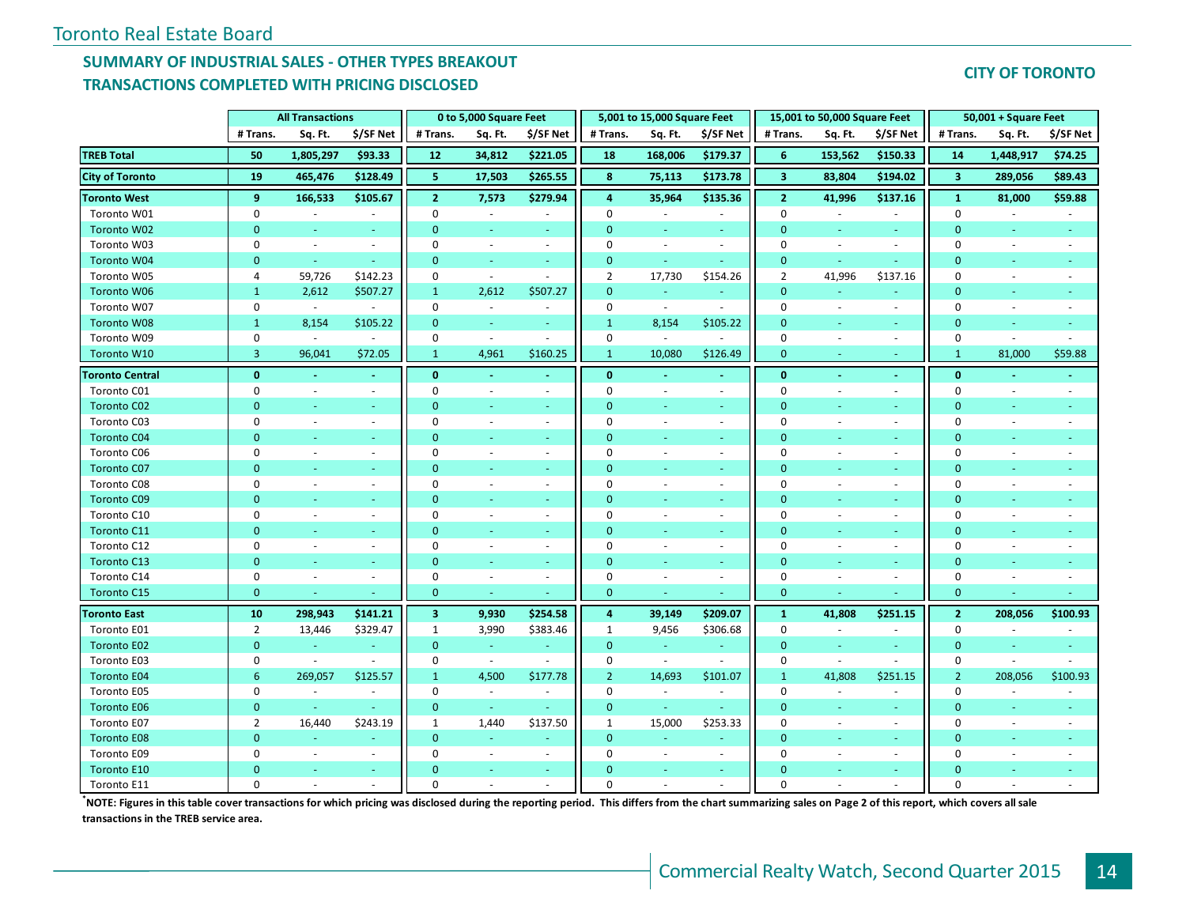Toronto Real Estate Board

## SUMMARY OF INDUSTRIAL SALES - OTHER TYPES BREAKOUT
## TRANSACTIONS COMPLETED WITH PRICING DISCLOSED

**CITY OF TORONTO**

| | All Transactions | | | 0 to 5,000 Square Feet | | | 5,001 to 15,000 Square Feet | | | 15,001 to 50,000 Square Feet | | | 50,001 + Square Feet | | |
|---|---|---|---|---|---|---|---|---|---|---|---|---|---|---|---|
| | # Trans. | Sq. Ft. | $/SF Net | # Trans. | Sq. Ft. | $/SF Net | # Trans. | Sq. Ft. | $/SF Net | # Trans. | Sq. Ft. | $/SF Net | # Trans. | Sq. Ft. | $/SF Net |
| **TREB Total** | **50** | **1,805,297** | **$93.33** | **12** | **34,812** | **$221.05** | **18** | **168,006** | **$179.37** | **6** | **153,562** | **$150.33** | **14** | **1,448,917** | **$74.25** |
| **City of Toronto** | **19** | **465,476** | **$128.49** | **5** | **17,503** | **$265.55** | **8** | **75,113** | **$173.78** | **3** | **83,804** | **$194.02** | **3** | **289,056** | **$89.43** |
| **Toronto West** | **9** | **166,533** | **$105.67** | **2** | **7,573** | **$279.94** | **4** | **35,964** | **$135.36** | **2** | **41,996** | **$137.16** | **1** | **81,000** | **$59.88** |
| Toronto W01 | 0 | - | - | 0 | - | - | 0 | - | - | 0 | - | - | 0 | - | - |
| Toronto W02 | 0 | - | - | 0 | - | - | 0 | - | - | 0 | - | - | 0 | - | - |
| Toronto W03 | 0 | - | - | 0 | - | - | 0 | - | - | 0 | - | - | 0 | - | - |
| Toronto W04 | 0 | - | - | 0 | - | - | 0 | - | - | 0 | - | - | 0 | - | - |
| Toronto W05 | 4 | 59,726 | $142.23 | 0 | - | - | 2 | 17,730 | $154.26 | 2 | 41,996 | $137.16 | 0 | - | - |
| Toronto W06 | 1 | 2,612 | $507.27 | 1 | 2,612 | $507.27 | 0 | - | - | 0 | - | - | 0 | - | - |
| Toronto W07 | 0 | - | - | 0 | - | - | 0 | - | - | 0 | - | - | 0 | - | - |
| Toronto W08 | 1 | 8,154 | $105.22 | 0 | - | - | 1 | 8,154 | $105.22 | 0 | - | - | 0 | - | - |
| Toronto W09 | 0 | - | - | 0 | - | - | 0 | - | - | 0 | - | - | 0 | - | - |
| Toronto W10 | 3 | 96,041 | $72.05 | 1 | 4,961 | $160.25 | 1 | 10,080 | $126.49 | 0 | - | - | 1 | 81,000 | $59.88 |
| **Toronto Central** | **0** | **-** | **-** | **0** | **-** | **-** | **0** | **-** | **-** | **0** | **-** | **-** | **0** | **-** | **-** |
| Toronto C01 | 0 | - | - | 0 | - | - | 0 | - | - | 0 | - | - | 0 | - | - |
| Toronto C02 | 0 | - | - | 0 | - | - | 0 | - | - | 0 | - | - | 0 | - | - |
| Toronto C03 | 0 | - | - | 0 | - | - | 0 | - | - | 0 | - | - | 0 | - | - |
| Toronto C04 | 0 | - | - | 0 | - | - | 0 | - | - | 0 | - | - | 0 | - | - |
| Toronto C06 | 0 | - | - | 0 | - | - | 0 | - | - | 0 | - | - | 0 | - | - |
| Toronto C07 | 0 | - | - | 0 | - | - | 0 | - | - | 0 | - | - | 0 | - | - |
| Toronto C08 | 0 | - | - | 0 | - | - | 0 | - | - | 0 | - | - | 0 | - | - |
| Toronto C09 | 0 | - | - | 0 | - | - | 0 | - | - | 0 | - | - | 0 | - | - |
| Toronto C10 | 0 | - | - | 0 | - | - | 0 | - | - | 0 | - | - | 0 | - | - |
| Toronto C11 | 0 | - | - | 0 | - | - | 0 | - | - | 0 | - | - | 0 | - | - |
| Toronto C12 | 0 | - | - | 0 | - | - | 0 | - | - | 0 | - | - | 0 | - | - |
| Toronto C13 | 0 | - | - | 0 | - | - | 0 | - | - | 0 | - | - | 0 | - | - |
| Toronto C14 | 0 | - | - | 0 | - | - | 0 | - | - | 0 | - | - | 0 | - | - |
| Toronto C15 | 0 | - | - | 0 | - | - | 0 | - | - | 0 | - | - | 0 | - | - |
| **Toronto East** | **10** | **298,943** | **$141.21** | **3** | **9,930** | **$254.58** | **4** | **39,149** | **$209.07** | **1** | **41,808** | **$251.15** | **2** | **208,056** | **$100.93** |
| Toronto E01 | 2 | 13,446 | $329.47 | 1 | 3,990 | $383.46 | 1 | 9,456 | $306.68 | 0 | - | - | 0 | - | - |
| Toronto E02 | 0 | - | - | 0 | - | - | 0 | - | - | 0 | - | - | 0 | - | - |
| Toronto E03 | 0 | - | - | 0 | - | - | 0 | - | - | 0 | - | - | 0 | - | - |
| Toronto E04 | 6 | 269,057 | $125.57 | 1 | 4,500 | $177.78 | 2 | 14,693 | $101.07 | 1 | 41,808 | $251.15 | 2 | 208,056 | $100.93 |
| Toronto E05 | 0 | - | - | 0 | - | - | 0 | - | - | 0 | - | - | 0 | - | - |
| Toronto E06 | 0 | - | - | 0 | - | - | 0 | - | - | 0 | - | - | 0 | - | - |
| Toronto E07 | 2 | 16,440 | $243.19 | 1 | 1,440 | $137.50 | 1 | 15,000 | $253.33 | 0 | - | - | 0 | - | - |
| Toronto E08 | 0 | - | - | 0 | - | - | 0 | - | - | 0 | - | - | 0 | - | - |
| Toronto E09 | 0 | - | - | 0 | - | - | 0 | - | - | 0 | - | - | 0 | - | - |
| Toronto E10 | 0 | - | - | 0 | - | - | 0 | - | - | 0 | - | - | 0 | - | - |
| Toronto E11 | 0 | - | - | 0 | - | - | 0 | - | - | 0 | - | - | 0 | - | - |

**\*NOTE: Figures in this table cover transactions for which pricing was disclosed during the reporting period. This differs from the chart summarizing sales on Page 2 of this report, which covers all sale transactions in the TREB service area.**

Commercial Realty Watch, Second Quarter 2015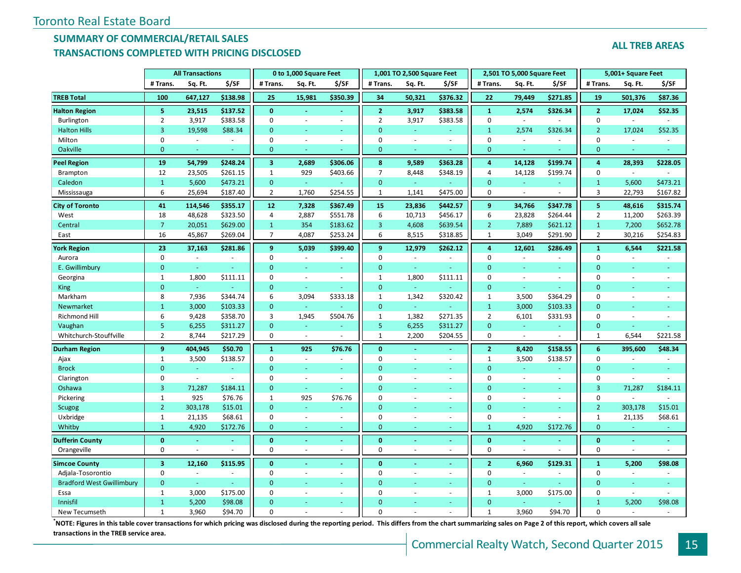Toronto Real Estate Board

## SUMMARY OF COMMERCIAL/RETAIL SALES
## TRANSACTIONS COMPLETED WITH PRICING DISCLOSED

**ALL TREB AREAS**

| | All Transactions | | | 0 to 1,000 Square Feet | | | 1,001 TO 2,500 Square Feet | | | 2,501 TO 5,000 Square Feet | | | 5,001+ Square Feet | | |
|---|---|---|---|---|---|---|---|---|---|---|---|---|---|---|---|
| | # Trans. | Sq. Ft. | $/SF | # Trans. | Sq. Ft. | $/SF | # Trans. | Sq. Ft. | $/SF | # Trans. | Sq. Ft. | $/SF | # Trans. | Sq. Ft. | $/SF |
| **TREB Total** | **100** | **647,127** | **$138.98** | **25** | **15,981** | **$350.39** | **34** | **50,321** | **$376.32** | **22** | **79,449** | **$271.85** | **19** | **501,376** | **$87.36** |
| **Halton Region** | **5** | **23,515** | **$137.52** | **0** | **-** | **-** | **2** | **3,917** | **$383.58** | **1** | **2,574** | **$326.34** | **2** | **17,024** | **$52.35** |
| Burlington | 2 | 3,917 | $383.58 | 0 | - | - | 2 | 3,917 | $383.58 | 0 | - | - | 0 | - | - |
| Halton Hills | 3 | 19,598 | $88.34 | 0 | - | - | 0 | - | - | 1 | 2,574 | $326.34 | 2 | 17,024 | $52.35 |
| Milton | 0 | - | - | 0 | - | - | 0 | - | - | 0 | - | - | 0 | - | - |
| Oakville | 0 | - | - | 0 | - | - | 0 | - | - | 0 | - | - | 0 | - | - |
| **Peel Region** | **19** | **54,799** | **$248.24** | **3** | **2,689** | **$306.06** | **8** | **9,589** | **$363.28** | **4** | **14,128** | **$199.74** | **4** | **28,393** | **$228.05** |
| Brampton | 12 | 23,505 | $261.15 | 1 | 929 | $403.66 | 7 | 8,448 | $348.19 | 4 | 14,128 | $199.74 | 0 | - | - |
| Caledon | 1 | 5,600 | $473.21 | 0 | - | - | 0 | - | - | 0 | - | - | 1 | 5,600 | $473.21 |
| Mississauga | 6 | 25,694 | $187.40 | 2 | 1,760 | $254.55 | 1 | 1,141 | $475.00 | 0 | - | - | 3 | 22,793 | $167.82 |
| **City of Toronto** | **41** | **114,546** | **$355.17** | **12** | **7,328** | **$367.49** | **15** | **23,836** | **$442.57** | **9** | **34,766** | **$347.78** | **5** | **48,616** | **$315.74** |
| West | 18 | 48,628 | $323.50 | 4 | 2,887 | $551.78 | 6 | 10,713 | $456.17 | 6 | 23,828 | $264.44 | 2 | 11,200 | $263.39 |
| Central | 7 | 20,051 | $629.00 | 1 | 354 | $183.62 | 3 | 4,608 | $639.54 | 2 | 7,889 | $621.12 | 1 | 7,200 | $652.78 |
| East | 16 | 45,867 | $269.04 | 7 | 4,087 | $253.24 | 6 | 8,515 | $318.85 | 1 | 3,049 | $291.90 | 2 | 30,216 | $254.83 |
| **York Region** | **23** | **37,163** | **$281.86** | **9** | **5,039** | **$399.40** | **9** | **12,979** | **$262.12** | **4** | **12,601** | **$286.49** | **1** | **6,544** | **$221.58** |
| Aurora | 0 | - | - | 0 | - | - | 0 | - | - | 0 | - | - | 0 | - | - |
| E. Gwillimbury | 0 | - | - | 0 | - | - | 0 | - | - | 0 | - | - | 0 | - | - |
| Georgina | 1 | 1,800 | $111.11 | 0 | - | - | 1 | 1,800 | $111.11 | 0 | - | - | 0 | - | - |
| King | 0 | - | - | 0 | - | - | 0 | - | - | 0 | - | - | 0 | - | - |
| Markham | 8 | 7,936 | $344.74 | 6 | 3,094 | $333.18 | 1 | 1,342 | $320.42 | 1 | 3,500 | $364.29 | 0 | - | - |
| Newmarket | 1 | 3,000 | $103.33 | 0 | - | - | 0 | - | - | 1 | 3,000 | $103.33 | 0 | - | - |
| Richmond Hill | 6 | 9,428 | $358.70 | 3 | 1,945 | $504.76 | 1 | 1,382 | $271.35 | 2 | 6,101 | $331.93 | 0 | - | - |
| Vaughan | 5 | 6,255 | $311.27 | 0 | - | - | 5 | 6,255 | $311.27 | 0 | - | - | 0 | - | - |
| Whitchurch-Stouffville | 2 | 8,744 | $217.29 | 0 | - | - | 1 | 2,200 | $204.55 | 0 | - | - | 1 | 6,544 | $221.58 |
| **Durham Region** | **9** | **404,945** | **$50.70** | **1** | **925** | **$76.76** | **0** | **-** | **-** | **2** | **8,420** | **$158.55** | **6** | **395,600** | **$48.34** |
| Ajax | 1 | 3,500 | $138.57 | 0 | - | - | 0 | - | - | 1 | 3,500 | $138.57 | 0 | - | - |
| Brock | 0 | - | - | 0 | - | - | 0 | - | - | 0 | - | - | 0 | - | - |
| Clarington | 0 | - | - | 0 | - | - | 0 | - | - | 0 | - | - | 0 | - | - |
| Oshawa | 3 | 71,287 | $184.11 | 0 | - | - | 0 | - | - | 0 | - | - | 3 | 71,287 | $184.11 |
| Pickering | 1 | 925 | $76.76 | 1 | 925 | $76.76 | 0 | - | - | 0 | - | - | 0 | - | - |
| Scugog | 2 | 303,178 | $15.01 | 0 | - | - | 0 | - | - | 0 | - | - | 2 | 303,178 | $15.01 |
| Uxbridge | 1 | 21,135 | $68.61 | 0 | - | - | 0 | - | - | 0 | - | - | 1 | 21,135 | $68.61 |
| Whitby | 1 | 4,920 | $172.76 | 0 | - | - | 0 | - | - | 1 | 4,920 | $172.76 | 0 | - | - |
| **Dufferin County** | **0** | **-** | **-** | **0** | **-** | **-** | **0** | **-** | **-** | **0** | **-** | **-** | **0** | **-** | **-** |
| Orangeville | 0 | - | - | 0 | - | - | 0 | - | - | 0 | - | - | 0 | - | - |
| **Simcoe County** | **3** | **12,160** | **$115.95** | **0** | **-** | **-** | **0** | **-** | **-** | **2** | **6,960** | **$129.31** | **1** | **5,200** | **$98.08** |
| Adjala-Tosorontio | 0 | - | - | 0 | - | - | 0 | - | - | 0 | - | - | 0 | - | - |
| Bradford West Gwillimbury | 0 | - | - | 0 | - | - | 0 | - | - | 0 | - | - | 0 | - | - |
| Essa | 1 | 3,000 | $175.00 | 0 | - | - | 0 | - | - | 1 | 3,000 | $175.00 | 0 | - | - |
| Innisfil | 1 | 5,200 | $98.08 | 0 | - | - | 0 | - | - | 0 | - | - | 1 | 5,200 | $98.08 |
| New Tecumseth | 1 | 3,960 | $94.70 | 0 | - | - | 0 | - | - | 1 | 3,960 | $94.70 | 0 | - | - |

**\*NOTE: Figures in this table cover transactions for which pricing was disclosed during the reporting period. This differs from the chart summarizing sales on Page 2 of this report, which covers all sale transactions in the TREB service area.**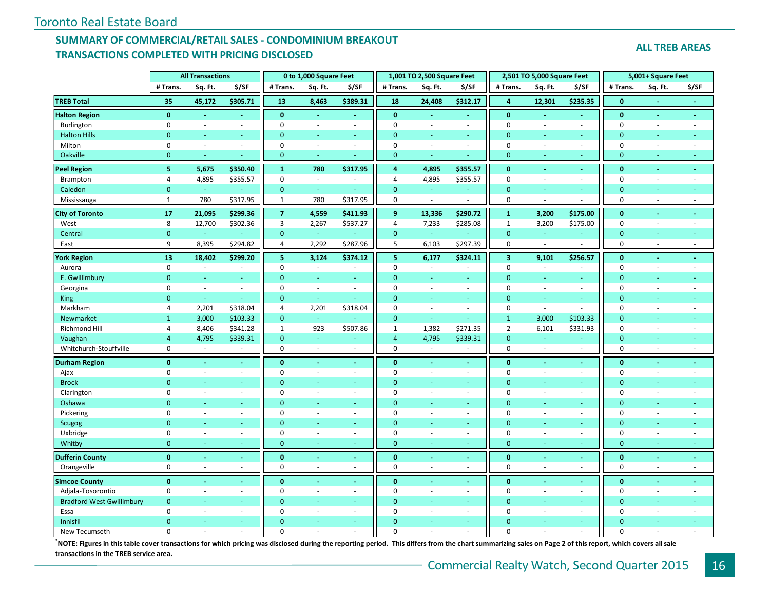Toronto Real Estate Board

## SUMMARY OF COMMERCIAL/RETAIL SALES - CONDOMINIUM BREAKOUT
## TRANSACTIONS COMPLETED WITH PRICING DISCLOSED

**ALL TREB AREAS**

| | All Transactions | | | 0 to 1,000 Square Feet | | | 1,001 TO 2,500 Square Feet | | | 2,501 TO 5,000 Square Feet | | | 5,001+ Square Feet | | |
|---|---|---|---|---|---|---|---|---|---|---|---|---|---|---|---|
| | # Trans. | Sq. Ft. | $/SF | # Trans. | Sq. Ft. | $/SF | # Trans. | Sq. Ft. | $/SF | # Trans. | Sq. Ft. | $/SF | # Trans. | Sq. Ft. | $/SF |
| **TREB Total** | **35** | **45,172** | **$305.71** | **13** | **8,463** | **$389.31** | **18** | **24,408** | **$312.17** | **4** | **12,301** | **$235.35** | **0** | **-** | **-** |
| **Halton Region** | **0** | **-** | **-** | **0** | **-** | **-** | **0** | **-** | **-** | **0** | **-** | **-** | **0** | **-** | **-** |
| Burlington | 0 | - | - | 0 | - | - | 0 | - | - | 0 | - | - | 0 | - | - |
| Halton Hills | 0 | - | - | 0 | - | - | 0 | - | - | 0 | - | - | 0 | - | - |
| Milton | 0 | - | - | 0 | - | - | 0 | - | - | 0 | - | - | 0 | - | - |
| Oakville | 0 | - | - | 0 | - | - | 0 | - | - | 0 | - | - | 0 | - | - |
| **Peel Region** | **5** | **5,675** | **$350.40** | **1** | **780** | **$317.95** | **4** | **4,895** | **$355.57** | **0** | **-** | **-** | **0** | **-** | **-** |
| Brampton | 4 | 4,895 | $355.57 | 0 | - | - | 4 | 4,895 | $355.57 | 0 | - | - | 0 | - | - |
| Caledon | 0 | - | - | 0 | - | - | 0 | - | - | 0 | - | - | 0 | - | - |
| Mississauga | 1 | 780 | $317.95 | 1 | 780 | $317.95 | 0 | - | - | 0 | - | - | 0 | - | - |
| **City of Toronto** | **17** | **21,095** | **$299.36** | **7** | **4,559** | **$411.93** | **9** | **13,336** | **$290.72** | **1** | **3,200** | **$175.00** | **0** | **-** | **-** |
| West | 8 | 12,700 | $302.36 | 3 | 2,267 | $537.27 | 4 | 7,233 | $285.08 | 1 | 3,200 | $175.00 | 0 | - | - |
| Central | 0 | - | - | 0 | - | - | 0 | - | - | 0 | - | - | 0 | - | - |
| East | 9 | 8,395 | $294.82 | 4 | 2,292 | $287.96 | 5 | 6,103 | $297.39 | 0 | - | - | 0 | - | - |
| **York Region** | **13** | **18,402** | **$299.20** | **5** | **3,124** | **$374.12** | **5** | **6,177** | **$324.11** | **3** | **9,101** | **$256.57** | **0** | **-** | **-** |
| Aurora | 0 | - | - | 0 | - | - | 0 | - | - | 0 | - | - | 0 | - | - |
| E. Gwillimbury | 0 | - | - | 0 | - | - | 0 | - | - | 0 | - | - | 0 | - | - |
| Georgina | 0 | - | - | 0 | - | - | 0 | - | - | 0 | - | - | 0 | - | - |
| King | 0 | - | - | 0 | - | - | 0 | - | - | 0 | - | - | 0 | - | - |
| Markham | 4 | 2,201 | $318.04 | 4 | 2,201 | $318.04 | 0 | - | - | 0 | - | - | 0 | - | - |
| Newmarket | 1 | 3,000 | $103.33 | 0 | - | - | 0 | - | - | 1 | 3,000 | $103.33 | 0 | - | - |
| Richmond Hill | 4 | 8,406 | $341.28 | 1 | 923 | $507.86 | 1 | 1,382 | $271.35 | 2 | 6,101 | $331.93 | 0 | - | - |
| Vaughan | 4 | 4,795 | $339.31 | 0 | - | - | 4 | 4,795 | $339.31 | 0 | - | - | 0 | - | - |
| Whitchurch-Stouffville | 0 | - | - | 0 | - | - | 0 | - | - | 0 | - | - | 0 | - | - |
| **Durham Region** | **0** | **-** | **-** | **0** | **-** | **-** | **0** | **-** | **-** | **0** | **-** | **-** | **0** | **-** | **-** |
| Ajax | 0 | - | - | 0 | - | - | 0 | - | - | 0 | - | - | 0 | - | - |
| Brock | 0 | - | - | 0 | - | - | 0 | - | - | 0 | - | - | 0 | - | - |
| Clarington | 0 | - | - | 0 | - | - | 0 | - | - | 0 | - | - | 0 | - | - |
| Oshawa | 0 | - | - | 0 | - | - | 0 | - | - | 0 | - | - | 0 | - | - |
| Pickering | 0 | - | - | 0 | - | - | 0 | - | - | 0 | - | - | 0 | - | - |
| Scugog | 0 | - | - | 0 | - | - | 0 | - | - | 0 | - | - | 0 | - | - |
| Uxbridge | 0 | - | - | 0 | - | - | 0 | - | - | 0 | - | - | 0 | - | - |
| Whitby | 0 | - | - | 0 | - | - | 0 | - | - | 0 | - | - | 0 | - | - |
| **Dufferin County** | **0** | **-** | **-** | **0** | **-** | **-** | **0** | **-** | **-** | **0** | **-** | **-** | **0** | **-** | **-** |
| Orangeville | 0 | - | - | 0 | - | - | 0 | - | - | 0 | - | - | 0 | - | - |
| **Simcoe County** | **0** | **-** | **-** | **0** | **-** | **-** | **0** | **-** | **-** | **0** | **-** | **-** | **0** | **-** | **-** |
| Adjala-Tosorontio | 0 | - | - | 0 | - | - | 0 | - | - | 0 | - | - | 0 | - | - |
| Bradford West Gwillimbury | 0 | - | - | 0 | - | - | 0 | - | - | 0 | - | - | 0 | - | - |
| Essa | 0 | - | - | 0 | - | - | 0 | - | - | 0 | - | - | 0 | - | - |
| Innisfil | 0 | - | - | 0 | - | - | 0 | - | - | 0 | - | - | 0 | - | - |
| New Tecumseth | 0 | - | - | 0 | - | - | 0 | - | - | 0 | - | - | 0 | - | - |

**[*]NOTE: Figures in this table cover transactions for which pricing was disclosed during the reporting period. This differs from the chart summarizing sales on Page 2 of this report, which covers all sale transactions in the TREB service area.**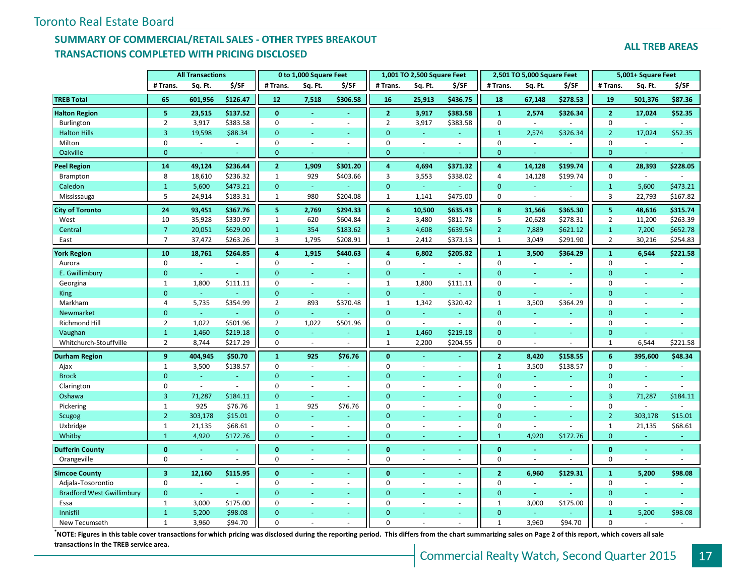Toronto Real Estate Board

## SUMMARY OF COMMERCIAL/RETAIL SALES - OTHER TYPES BREAKOUT
## TRANSACTIONS COMPLETED WITH PRICING DISCLOSED

**ALL TREB AREAS**

| | All Transactions | | | 0 to 1,000 Square Feet | | | 1,001 TO 2,500 Square Feet | | | 2,501 TO 5,000 Square Feet | | | 5,001+ Square Feet | | |
|---|---|---|---|---|---|---|---|---|---|---|---|---|---|---|---|
| | # Trans. | Sq. Ft. | $/SF | # Trans. | Sq. Ft. | $/SF | # Trans. | Sq. Ft. | $/SF | # Trans. | Sq. Ft. | $/SF | # Trans. | Sq. Ft. | $/SF |
| **TREB Total** | **65** | **601,956** | **$126.47** | **12** | **7,518** | **$306.58** | **16** | **25,913** | **$436.75** | **18** | **67,148** | **$278.53** | **19** | **501,376** | **$87.36** |
| **Halton Region** | **5** | **23,515** | **$137.52** | **0** | **-** | **-** | **2** | **3,917** | **$383.58** | **1** | **2,574** | **$326.34** | **2** | **17,024** | **$52.35** |
| Burlington | 2 | 3,917 | $383.58 | 0 | - | - | 2 | 3,917 | $383.58 | 0 | - | - | 0 | - | - |
| Halton Hills | 3 | 19,598 | $88.34 | 0 | - | - | 0 | - | - | 1 | 2,574 | $326.34 | 2 | 17,024 | $52.35 |
| Milton | 0 | - | - | 0 | - | - | 0 | - | - | 0 | - | - | 0 | - | - |
| Oakville | 0 | - | - | 0 | - | - | 0 | - | - | 0 | - | - | 0 | - | - |
| **Peel Region** | **14** | **49,124** | **$236.44** | **2** | **1,909** | **$301.20** | **4** | **4,694** | **$371.32** | **4** | **14,128** | **$199.74** | **4** | **28,393** | **$228.05** |
| Brampton | 8 | 18,610 | $236.32 | 1 | 929 | $403.66 | 3 | 3,553 | $338.02 | 4 | 14,128 | $199.74 | 0 | - | - |
| Caledon | 1 | 5,600 | $473.21 | 0 | - | - | 0 | - | - | 0 | - | - | 1 | 5,600 | $473.21 |
| Mississauga | 5 | 24,914 | $183.31 | 1 | 980 | $204.08 | 1 | 1,141 | $475.00 | 0 | - | - | 3 | 22,793 | $167.82 |
| **City of Toronto** | **24** | **93,451** | **$367.76** | **5** | **2,769** | **$294.33** | **6** | **10,500** | **$635.43** | **8** | **31,566** | **$365.30** | **5** | **48,616** | **$315.74** |
| West | 10 | 35,928 | $330.97 | 1 | 620 | $604.84 | 2 | 3,480 | $811.78 | 5 | 20,628 | $278.31 | 2 | 11,200 | $263.39 |
| Central | 7 | 20,051 | $629.00 | 1 | 354 | $183.62 | 3 | 4,608 | $639.54 | 2 | 7,889 | $621.12 | 1 | 7,200 | $652.78 |
| East | 7 | 37,472 | $263.26 | 3 | 1,795 | $208.91 | 1 | 2,412 | $373.13 | 1 | 3,049 | $291.90 | 2 | 30,216 | $254.83 |
| **York Region** | **10** | **18,761** | **$264.85** | **4** | **1,915** | **$440.63** | **4** | **6,802** | **$205.82** | **1** | **3,500** | **$364.29** | **1** | **6,544** | **$221.58** |
| Aurora | 0 | - | - | 0 | - | - | 0 | - | - | 0 | - | - | 0 | - | - |
| E. Gwillimbury | 0 | - | - | 0 | - | - | 0 | - | - | 0 | - | - | 0 | - | - |
| Georgina | 1 | 1,800 | $111.11 | 0 | - | - | 1 | 1,800 | $111.11 | 0 | - | - | 0 | - | - |
| King | 0 | - | - | 0 | - | - | 0 | - | - | 0 | - | - | 0 | - | - |
| Markham | 4 | 5,735 | $354.99 | 2 | 893 | $370.48 | 1 | 1,342 | $320.42 | 1 | 3,500 | $364.29 | 0 | - | - |
| Newmarket | 0 | - | - | 0 | - | - | 0 | - | - | 0 | - | - | 0 | - | - |
| Richmond Hill | 2 | 1,022 | $501.96 | 2 | 1,022 | $501.96 | 0 | - | - | 0 | - | - | 0 | - | - |
| Vaughan | 1 | 1,460 | $219.18 | 0 | - | - | 1 | 1,460 | $219.18 | 0 | - | - | 0 | - | - |
| Whitchurch-Stouffville | 2 | 8,744 | $217.29 | 0 | - | - | 1 | 2,200 | $204.55 | 0 | - | - | 1 | 6,544 | $221.58 |
| **Durham Region** | **9** | **404,945** | **$50.70** | **1** | **925** | **$76.76** | **0** | **-** | **-** | **2** | **8,420** | **$158.55** | **6** | **395,600** | **$48.34** |
| Ajax | 1 | 3,500 | $138.57 | 0 | - | - | 0 | - | - | 1 | 3,500 | $138.57 | 0 | - | - |
| Brock | 0 | - | - | 0 | - | - | 0 | - | - | 0 | - | - | 0 | - | - |
| Clarington | 0 | - | - | 0 | - | - | 0 | - | - | 0 | - | - | 0 | - | - |
| Oshawa | 3 | 71,287 | $184.11 | 0 | - | - | 0 | - | - | 0 | - | - | 3 | 71,287 | $184.11 |
| Pickering | 1 | 925 | $76.76 | 1 | 925 | $76.76 | 0 | - | - | 0 | - | - | 0 | - | - |
| Scugog | 2 | 303,178 | $15.01 | 0 | - | - | 0 | - | - | 0 | - | - | 2 | 303,178 | $15.01 |
| Uxbridge | 1 | 21,135 | $68.61 | 0 | - | - | 0 | - | - | 0 | - | - | 1 | 21,135 | $68.61 |
| Whitby | 1 | 4,920 | $172.76 | 0 | - | - | 0 | - | - | 1 | 4,920 | $172.76 | 0 | - | - |
| **Dufferin County** | **0** | **-** | **-** | **0** | **-** | **-** | **0** | **-** | **-** | **0** | **-** | **-** | **0** | **-** | **-** |
| Orangeville | 0 | - | - | 0 | - | - | 0 | - | - | 0 | - | - | 0 | - | - |
| **Simcoe County** | **3** | **12,160** | **$115.95** | **0** | **-** | **-** | **0** | **-** | **-** | **2** | **6,960** | **$129.31** | **1** | **5,200** | **$98.08** |
| Adjala-Tosorontio | 0 | - | - | 0 | - | - | 0 | - | - | 0 | - | - | 0 | - | - |
| Bradford West Gwillimbury | 0 | - | - | 0 | - | - | 0 | - | - | 0 | - | - | 0 | - | - |
| Essa | 1 | 3,000 | $175.00 | 0 | - | - | 0 | - | - | 1 | 3,000 | $175.00 | 0 | - | - |
| Innisfil | 1 | 5,200 | $98.08 | 0 | - | - | 0 | - | - | 0 | - | - | 1 | 5,200 | $98.08 |
| New Tecumseth | 1 | 3,960 | $94.70 | 0 | - | - | 0 | - | - | 1 | 3,960 | $94.70 | 0 | - | - |

**\*NOTE: Figures in this table cover transactions for which pricing was disclosed during the reporting period. This differs from the chart summarizing sales on Page 2 of this report, which covers all sale transactions in the TREB service area.**

Commercial Realty Watch, Second Quarter 2015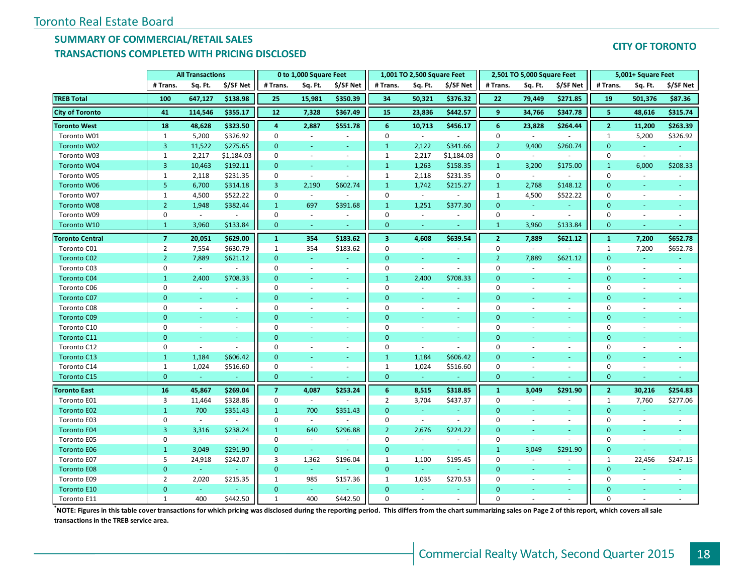Toronto Real Estate Board

## SUMMARY OF COMMERCIAL/RETAIL SALES
## TRANSACTIONS COMPLETED WITH PRICING DISCLOSED

**CITY OF TORONTO**

| | All Transactions | | | 0 to 1,000 Square Feet | | | 1,001 TO 2,500 Square Feet | | | 2,501 TO 5,000 Square Feet | | | 5,001+ Square Feet | | |
|---|---|---|---|---|---|---|---|---|---|---|---|---|---|---|---|
| | # Trans. | Sq. Ft. | $/SF Net | # Trans. | Sq. Ft. | $/SF Net | # Trans. | Sq. Ft. | $/SF Net | # Trans. | Sq. Ft. | $/SF Net | # Trans. | Sq. Ft. | $/SF Net |
| **TREB Total** | **100** | **647,127** | **$138.98** | **25** | **15,981** | **$350.39** | **34** | **50,321** | **$376.32** | **22** | **79,449** | **$271.85** | **19** | **501,376** | **$87.36** |
| **City of Toronto** | **41** | **114,546** | **$355.17** | **12** | **7,328** | **$367.49** | **15** | **23,836** | **$442.57** | **9** | **34,766** | **$347.78** | **5** | **48,616** | **$315.74** |
| **Toronto West** | **18** | **48,628** | **$323.50** | **4** | **2,887** | **$551.78** | **6** | **10,713** | **$456.17** | **6** | **23,828** | **$264.44** | **2** | **11,200** | **$263.39** |
| Toronto W01 | 1 | 5,200 | $326.92 | 0 | - | - | 0 | - | - | 0 | - | - | 1 | 5,200 | $326.92 |
| Toronto W02 | 3 | 11,522 | $275.65 | 0 | - | - | 1 | 2,122 | $341.66 | 2 | 9,400 | $260.74 | 0 | - | - |
| Toronto W03 | 1 | 2,217 | $1,184.03 | 0 | - | - | 1 | 2,217 | $1,184.03 | 0 | - | - | 0 | - | - |
| Toronto W04 | 3 | 10,463 | $192.11 | 0 | - | - | 1 | 1,263 | $158.35 | 1 | 3,200 | $175.00 | 1 | 6,000 | $208.33 |
| Toronto W05 | 1 | 2,118 | $231.35 | 0 | - | - | 1 | 2,118 | $231.35 | 0 | - | - | 0 | - | - |
| Toronto W06 | 5 | 6,700 | $314.18 | 3 | 2,190 | $602.74 | 1 | 1,742 | $215.27 | 1 | 2,768 | $148.12 | 0 | - | - |
| Toronto W07 | 1 | 4,500 | $522.22 | 0 | - | - | 0 | - | - | 1 | 4,500 | $522.22 | 0 | - | - |
| Toronto W08 | 2 | 1,948 | $382.44 | 1 | 697 | $391.68 | 1 | 1,251 | $377.30 | 0 | - | - | 0 | - | - |
| Toronto W09 | 0 | - | - | 0 | - | - | 0 | - | - | 0 | - | - | 0 | - | - |
| Toronto W10 | 1 | 3,960 | $133.84 | 0 | - | - | 0 | - | - | 1 | 3,960 | $133.84 | 0 | - | - |
| **Toronto Central** | **7** | **20,051** | **$629.00** | **1** | **354** | **$183.62** | **3** | **4,608** | **$639.54** | **2** | **7,889** | **$621.12** | **1** | **7,200** | **$652.78** |
| Toronto C01 | 2 | 7,554 | $630.79 | 1 | 354 | $183.62 | 0 | - | - | 0 | - | - | 1 | 7,200 | $652.78 |
| Toronto C02 | 2 | 7,889 | $621.12 | 0 | - | - | 0 | - | - | 2 | 7,889 | $621.12 | 0 | - | - |
| Toronto C03 | 0 | - | - | 0 | - | - | 0 | - | - | 0 | - | - | 0 | - | - |
| Toronto C04 | 1 | 2,400 | $708.33 | 0 | - | - | 1 | 2,400 | $708.33 | 0 | - | - | 0 | - | - |
| Toronto C06 | 0 | - | - | 0 | - | - | 0 | - | - | 0 | - | - | 0 | - | - |
| Toronto C07 | 0 | - | - | 0 | - | - | 0 | - | - | 0 | - | - | 0 | - | - |
| Toronto C08 | 0 | - | - | 0 | - | - | 0 | - | - | 0 | - | - | 0 | - | - |
| Toronto C09 | 0 | - | - | 0 | - | - | 0 | - | - | 0 | - | - | 0 | - | - |
| Toronto C10 | 0 | - | - | 0 | - | - | 0 | - | - | 0 | - | - | 0 | - | - |
| Toronto C11 | 0 | - | - | 0 | - | - | 0 | - | - | 0 | - | - | 0 | - | - |
| Toronto C12 | 0 | - | - | 0 | - | - | 0 | - | - | 0 | - | - | 0 | - | - |
| Toronto C13 | 1 | 1,184 | $606.42 | 0 | - | - | 1 | 1,184 | $606.42 | 0 | - | - | 0 | - | - |
| Toronto C14 | 1 | 1,024 | $516.60 | 0 | - | - | 1 | 1,024 | $516.60 | 0 | - | - | 0 | - | - |
| Toronto C15 | 0 | - | - | 0 | - | - | 0 | - | - | 0 | - | - | 0 | - | - |
| **Toronto East** | **16** | **45,867** | **$269.04** | **7** | **4,087** | **$253.24** | **6** | **8,515** | **$318.85** | **1** | **3,049** | **$291.90** | **2** | **30,216** | **$254.83** |
| Toronto E01 | 3 | 11,464 | $328.86 | 0 | - | - | 2 | 3,704 | $437.37 | 0 | - | - | 1 | 7,760 | $277.06 |
| Toronto E02 | 1 | 700 | $351.43 | 1 | 700 | $351.43 | 0 | - | - | 0 | - | - | 0 | - | - |
| Toronto E03 | 0 | - | - | 0 | - | - | 0 | - | - | 0 | - | - | 0 | - | - |
| Toronto E04 | 3 | 3,316 | $238.24 | 1 | 640 | $296.88 | 2 | 2,676 | $224.22 | 0 | - | - | 0 | - | - |
| Toronto E05 | 0 | - | - | 0 | - | - | 0 | - | - | 0 | - | - | 0 | - | - |
| Toronto E06 | 1 | 3,049 | $291.90 | 0 | - | - | 0 | - | - | 1 | 3,049 | $291.90 | 0 | - | - |
| Toronto E07 | 5 | 24,918 | $242.07 | 3 | 1,362 | $196.04 | 1 | 1,100 | $195.45 | 0 | - | - | 1 | 22,456 | $247.15 |
| Toronto E08 | 0 | - | - | 0 | - | - | 0 | - | - | 0 | - | - | 0 | - | - |
| Toronto E09 | 2 | 2,020 | $215.35 | 1 | 985 | $157.36 | 1 | 1,035 | $270.53 | 0 | - | - | 0 | - | - |
| Toronto E10 | 0 | - | - | 0 | - | - | 0 | - | - | 0 | - | - | 0 | - | - |
| Toronto E11 | 1 | 400 | $442.50 | 1 | 400 | $442.50 | 0 | - | - | 0 | - | - | 0 | - | - |

*NOTE: Figures in this table cover transactions for which pricing was disclosed during the reporting period. This differs from the chart summarizing sales on Page 2 of this report, which covers all sale transactions in the TREB service area.

Commercial Realty Watch, Second Quarter 2015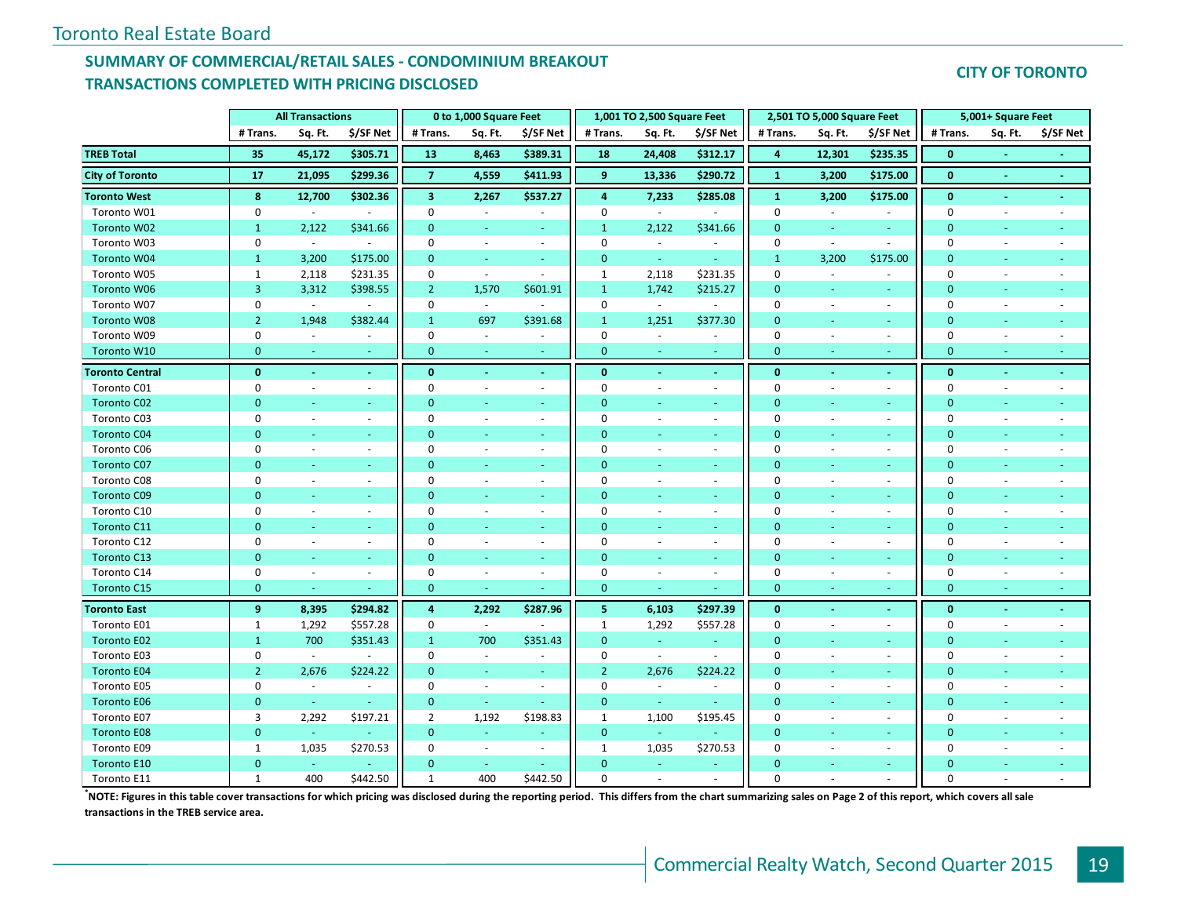Toronto Real Estate Board

## SUMMARY OF COMMERCIAL/RETAIL SALES - CONDOMINIUM BREAKOUT
## TRANSACTIONS COMPLETED WITH PRICING DISCLOSED

**CITY OF TORONTO**

| | All Transactions | | | 0 to 1,000 Square Feet | | | 1,001 TO 2,500 Square Feet | | | 2,501 TO 5,000 Square Feet | | | 5,001+ Square Feet | | |
|---|---|---|---|---|---|---|---|---|---|---|---|---|---|---|---|
| | # Trans. | Sq. Ft. | $/SF Net | # Trans. | Sq. Ft. | $/SF Net | # Trans. | Sq. Ft. | $/SF Net | # Trans. | Sq. Ft. | $/SF Net | # Trans. | Sq. Ft. | $/SF Net |
| **TREB Total** | **35** | **45,172** | **$305.71** | **13** | **8,463** | **$389.31** | **18** | **24,408** | **$312.17** | **4** | **12,301** | **$235.35** | **0** | **-** | **-** |
| **City of Toronto** | **17** | **21,095** | **$299.36** | **7** | **4,559** | **$411.93** | **9** | **13,336** | **$290.72** | **1** | **3,200** | **$175.00** | **0** | **-** | **-** |
| **Toronto West** | **8** | **12,700** | **$302.36** | **3** | **2,267** | **$537.27** | **4** | **7,233** | **$285.08** | **1** | **3,200** | **$175.00** | **0** | **-** | **-** |
| Toronto W01 | 0 | - | - | 0 | - | - | 0 | - | - | 0 | - | - | 0 | - | - |
| Toronto W02 | 1 | 2,122 | $341.66 | 0 | - | - | 1 | 2,122 | $341.66 | 0 | - | - | 0 | - | - |
| Toronto W03 | 0 | - | - | 0 | - | - | 0 | - | - | 0 | - | - | 0 | - | - |
| Toronto W04 | 1 | 3,200 | $175.00 | 0 | - | - | 0 | - | - | 1 | 3,200 | $175.00 | 0 | - | - |
| Toronto W05 | 1 | 2,118 | $231.35 | 0 | - | - | 1 | 2,118 | $231.35 | 0 | - | - | 0 | - | - |
| Toronto W06 | 3 | 3,312 | $398.55 | 2 | 1,570 | $601.91 | 1 | 1,742 | $215.27 | 0 | - | - | 0 | - | - |
| Toronto W07 | 0 | - | - | 0 | - | - | 0 | - | - | 0 | - | - | 0 | - | - |
| Toronto W08 | 2 | 1,948 | $382.44 | 1 | 697 | $391.68 | 1 | 1,251 | $377.30 | 0 | - | - | 0 | - | - |
| Toronto W09 | 0 | - | - | 0 | - | - | 0 | - | - | 0 | - | - | 0 | - | - |
| Toronto W10 | 0 | - | - | 0 | - | - | 0 | - | - | 0 | - | - | 0 | - | - |
| **Toronto Central** | **0** | **-** | **-** | **0** | **-** | **-** | **0** | **-** | **-** | **0** | **-** | **-** | **0** | **-** | **-** |
| Toronto C01 | 0 | - | - | 0 | - | - | 0 | - | - | 0 | - | - | 0 | - | - |
| Toronto C02 | 0 | - | - | 0 | - | - | 0 | - | - | 0 | - | - | 0 | - | - |
| Toronto C03 | 0 | - | - | 0 | - | - | 0 | - | - | 0 | - | - | 0 | - | - |
| Toronto C04 | 0 | - | - | 0 | - | - | 0 | - | - | 0 | - | - | 0 | - | - |
| Toronto C06 | 0 | - | - | 0 | - | - | 0 | - | - | 0 | - | - | 0 | - | - |
| Toronto C07 | 0 | - | - | 0 | - | - | 0 | - | - | 0 | - | - | 0 | - | - |
| Toronto C08 | 0 | - | - | 0 | - | - | 0 | - | - | 0 | - | - | 0 | - | - |
| Toronto C09 | 0 | - | - | 0 | - | - | 0 | - | - | 0 | - | - | 0 | - | - |
| Toronto C10 | 0 | - | - | 0 | - | - | 0 | - | - | 0 | - | - | 0 | - | - |
| Toronto C11 | 0 | - | - | 0 | - | - | 0 | - | - | 0 | - | - | 0 | - | - |
| Toronto C12 | 0 | - | - | 0 | - | - | 0 | - | - | 0 | - | - | 0 | - | - |
| Toronto C13 | 0 | - | - | 0 | - | - | 0 | - | - | 0 | - | - | 0 | - | - |
| Toronto C14 | 0 | - | - | 0 | - | - | 0 | - | - | 0 | - | - | 0 | - | - |
| Toronto C15 | 0 | - | - | 0 | - | - | 0 | - | - | 0 | - | - | 0 | - | - |
| **Toronto East** | **9** | **8,395** | **$294.82** | **4** | **2,292** | **$287.96** | **5** | **6,103** | **$297.39** | **0** | **-** | **-** | **0** | **-** | **-** |
| Toronto E01 | 1 | 1,292 | $557.28 | 0 | - | - | 1 | 1,292 | $557.28 | 0 | - | - | 0 | - | - |
| Toronto E02 | 1 | 700 | $351.43 | 1 | 700 | $351.43 | 0 | - | - | 0 | - | - | 0 | - | - |
| Toronto E03 | 0 | - | - | 0 | - | - | 0 | - | - | 0 | - | - | 0 | - | - |
| Toronto E04 | 2 | 2,676 | $224.22 | 0 | - | - | 2 | 2,676 | $224.22 | 0 | - | - | 0 | - | - |
| Toronto E05 | 0 | - | - | 0 | - | - | 0 | - | - | 0 | - | - | 0 | - | - |
| Toronto E06 | 0 | - | - | 0 | - | - | 0 | - | - | 0 | - | - | 0 | - | - |
| Toronto E07 | 3 | 2,292 | $197.21 | 2 | 1,192 | $198.83 | 1 | 1,100 | $195.45 | 0 | - | - | 0 | - | - |
| Toronto E08 | 0 | - | - | 0 | - | - | 0 | - | - | 0 | - | - | 0 | - | - |
| Toronto E09 | 1 | 1,035 | $270.53 | 0 | - | - | 1 | 1,035 | $270.53 | 0 | - | - | 0 | - | - |
| Toronto E10 | 0 | - | - | 0 | - | - | 0 | - | - | 0 | - | - | 0 | - | - |
| Toronto E11 | 1 | 400 | $442.50 | 1 | 400 | $442.50 | 0 | - | - | 0 | - | - | 0 | - | - |

*NOTE: Figures in this table cover transactions for which pricing was disclosed during the reporting period. This differs from the chart summarizing sales on Page 2 of this report, which covers all sale transactions in the TREB service area.**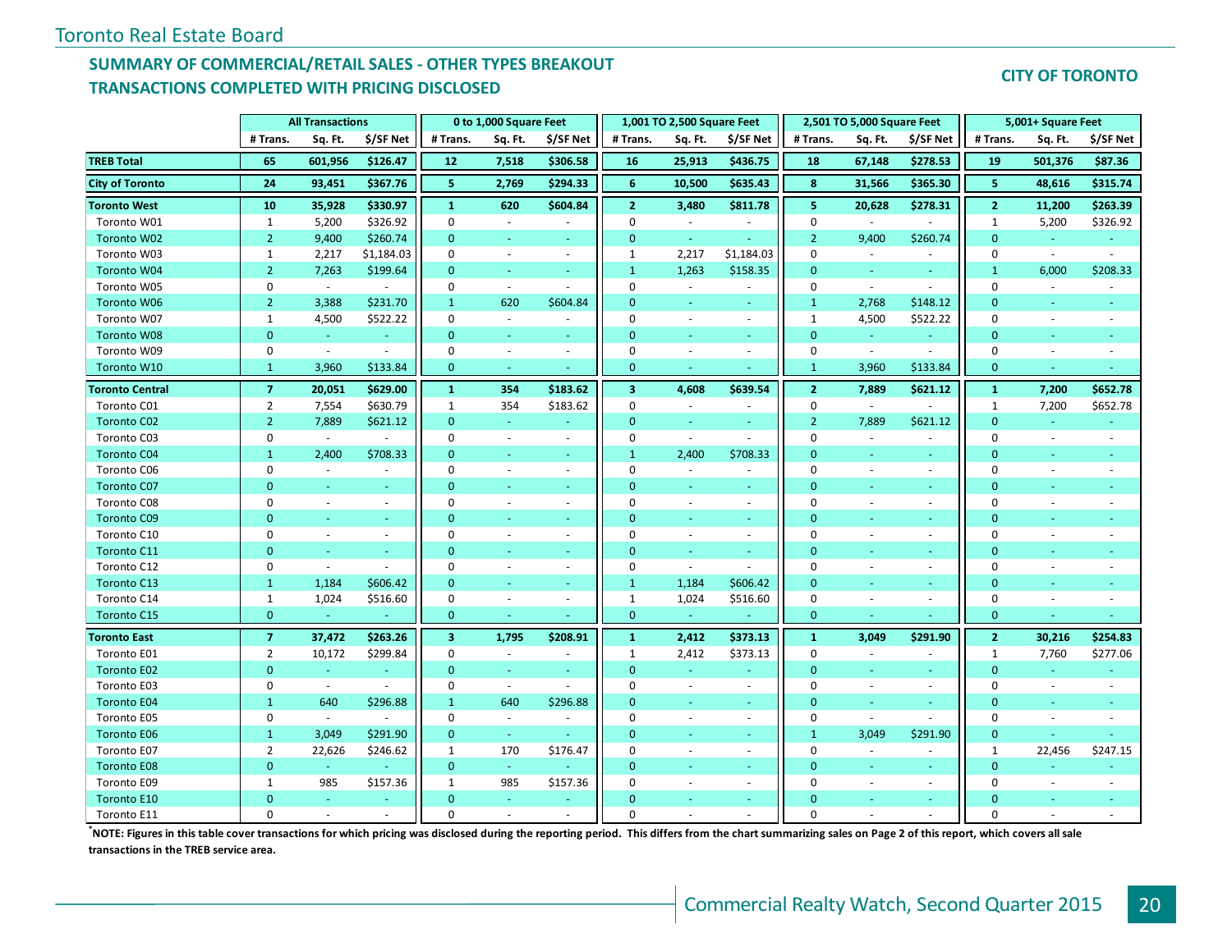Toronto Real Estate Board

## SUMMARY OF COMMERCIAL/RETAIL SALES - OTHER TYPES BREAKOUT
## TRANSACTIONS COMPLETED WITH PRICING DISCLOSED

**CITY OF TORONTO**

| | All Transactions | | | 0 to 1,000 Square Feet | | | 1,001 TO 2,500 Square Feet | | | 2,501 TO 5,000 Square Feet | | | 5,001+ Square Feet | | |
|---|---|---|---|---|---|---|---|---|---|---|---|---|---|---|---|
| | # Trans. | Sq. Ft. | $/SF Net | # Trans. | Sq. Ft. | $/SF Net | # Trans. | Sq. Ft. | $/SF Net | # Trans. | Sq. Ft. | $/SF Net | # Trans. | Sq. Ft. | $/SF Net |
| **TREB Total** | **65** | **601,956** | **$126.47** | **12** | **7,518** | **$306.58** | **16** | **25,913** | **$436.75** | **18** | **67,148** | **$278.53** | **19** | **501,376** | **$87.36** |
| **City of Toronto** | **24** | **93,451** | **$367.76** | **5** | **2,769** | **$294.33** | **6** | **10,500** | **$635.43** | **8** | **31,566** | **$365.30** | **5** | **48,616** | **$315.74** |
| **Toronto West** | **10** | **35,928** | **$330.97** | **1** | **620** | **$604.84** | **2** | **3,480** | **$811.78** | **5** | **20,628** | **$278.31** | **2** | **11,200** | **$263.39** |
| Toronto W01 | 1 | 5,200 | $326.92 | 0 | - | - | 0 | - | - | 0 | - | - | 1 | 5,200 | $326.92 |
| Toronto W02 | 2 | 9,400 | $260.74 | 0 | - | - | 0 | - | - | 2 | 9,400 | $260.74 | 0 | - | - |
| Toronto W03 | 1 | 2,217 | $1,184.03 | 0 | - | - | 1 | 2,217 | $1,184.03 | 0 | - | - | 0 | - | - |
| Toronto W04 | 2 | 7,263 | $199.64 | 0 | - | - | 1 | 1,263 | $158.35 | 0 | - | - | 1 | 6,000 | $208.33 |
| Toronto W05 | 0 | - | - | 0 | - | - | 0 | - | - | 0 | - | - | 0 | - | - |
| Toronto W06 | 2 | 3,388 | $231.70 | 1 | 620 | $604.84 | 0 | - | - | 1 | 2,768 | $148.12 | 0 | - | - |
| Toronto W07 | 1 | 4,500 | $522.22 | 0 | - | - | 0 | - | - | 1 | 4,500 | $522.22 | 0 | - | - |
| Toronto W08 | 0 | - | - | 0 | - | - | 0 | - | - | 0 | - | - | 0 | - | - |
| Toronto W09 | 0 | - | - | 0 | - | - | 0 | - | - | 0 | - | - | 0 | - | - |
| Toronto W10 | 1 | 3,960 | $133.84 | 0 | - | - | 0 | - | - | 1 | 3,960 | $133.84 | 0 | - | - |
| **Toronto Central** | **7** | **20,051** | **$629.00** | **1** | **354** | **$183.62** | **3** | **4,608** | **$639.54** | **2** | **7,889** | **$621.12** | **1** | **7,200** | **$652.78** |
| Toronto C01 | 2 | 7,554 | $630.79 | 1 | 354 | $183.62 | 0 | - | - | 0 | - | - | 1 | 7,200 | $652.78 |
| Toronto C02 | 2 | 7,889 | $621.12 | 0 | - | - | 0 | - | - | 2 | 7,889 | $621.12 | 0 | - | - |
| Toronto C03 | 0 | - | - | 0 | - | - | 0 | - | - | 0 | - | - | 0 | - | - |
| Toronto C04 | 1 | 2,400 | $708.33 | 0 | - | - | 1 | 2,400 | $708.33 | 0 | - | - | 0 | - | - |
| Toronto C06 | 0 | - | - | 0 | - | - | 0 | - | - | 0 | - | - | 0 | - | - |
| Toronto C07 | 0 | - | - | 0 | - | - | 0 | - | - | 0 | - | - | 0 | - | - |
| Toronto C08 | 0 | - | - | 0 | - | - | 0 | - | - | 0 | - | - | 0 | - | - |
| Toronto C09 | 0 | - | - | 0 | - | - | 0 | - | - | 0 | - | - | 0 | - | - |
| Toronto C10 | 0 | - | - | 0 | - | - | 0 | - | - | 0 | - | - | 0 | - | - |
| Toronto C11 | 0 | - | - | 0 | - | - | 0 | - | - | 0 | - | - | 0 | - | - |
| Toronto C12 | 0 | - | - | 0 | - | - | 0 | - | - | 0 | - | - | 0 | - | - |
| Toronto C13 | 1 | 1,184 | $606.42 | 0 | - | - | 1 | 1,184 | $606.42 | 0 | - | - | 0 | - | - |
| Toronto C14 | 1 | 1,024 | $516.60 | 0 | - | - | 1 | 1,024 | $516.60 | 0 | - | - | 0 | - | - |
| Toronto C15 | 0 | - | - | 0 | - | - | 0 | - | - | 0 | - | - | 0 | - | - |
| **Toronto East** | **7** | **37,472** | **$263.26** | **3** | **1,795** | **$208.91** | **1** | **2,412** | **$373.13** | **1** | **3,049** | **$291.90** | **2** | **30,216** | **$254.83** |
| Toronto E01 | 2 | 10,172 | $299.84 | 0 | - | - | 1 | 2,412 | $373.13 | 0 | - | - | 1 | 7,760 | $277.06 |
| Toronto E02 | 0 | - | - | 0 | - | - | 0 | - | - | 0 | - | - | 0 | - | - |
| Toronto E03 | 0 | - | - | 0 | - | - | 0 | - | - | 0 | - | - | 0 | - | - |
| Toronto E04 | 1 | 640 | $296.88 | 1 | 640 | $296.88 | 0 | - | - | 0 | - | - | 0 | - | - |
| Toronto E05 | 0 | - | - | 0 | - | - | 0 | - | - | 0 | - | - | 0 | - | - |
| Toronto E06 | 1 | 3,049 | $291.90 | 0 | - | - | 0 | - | - | 1 | 3,049 | $291.90 | 0 | - | - |
| Toronto E07 | 2 | 22,626 | $246.62 | 1 | 170 | $176.47 | 0 | - | - | 0 | - | - | 1 | 22,456 | $247.15 |
| Toronto E08 | 0 | - | - | 0 | - | - | 0 | - | - | 0 | - | - | 0 | - | - |
| Toronto E09 | 1 | 985 | $157.36 | 1 | 985 | $157.36 | 0 | - | - | 0 | - | - | 0 | - | - |
| Toronto E10 | 0 | - | - | 0 | - | - | 0 | - | - | 0 | - | - | 0 | - | - |
| Toronto E11 | 0 | - | - | 0 | - | - | 0 | - | - | 0 | - | - | 0 | - | - |

***NOTE: Figures in this table cover transactions for which pricing was disclosed during the reporting period. This differs from the chart summarizing sales on Page 2 of this report, which covers all sale transactions in the TREB service area.**

Commercial Realty Watch, Second Quarter 2015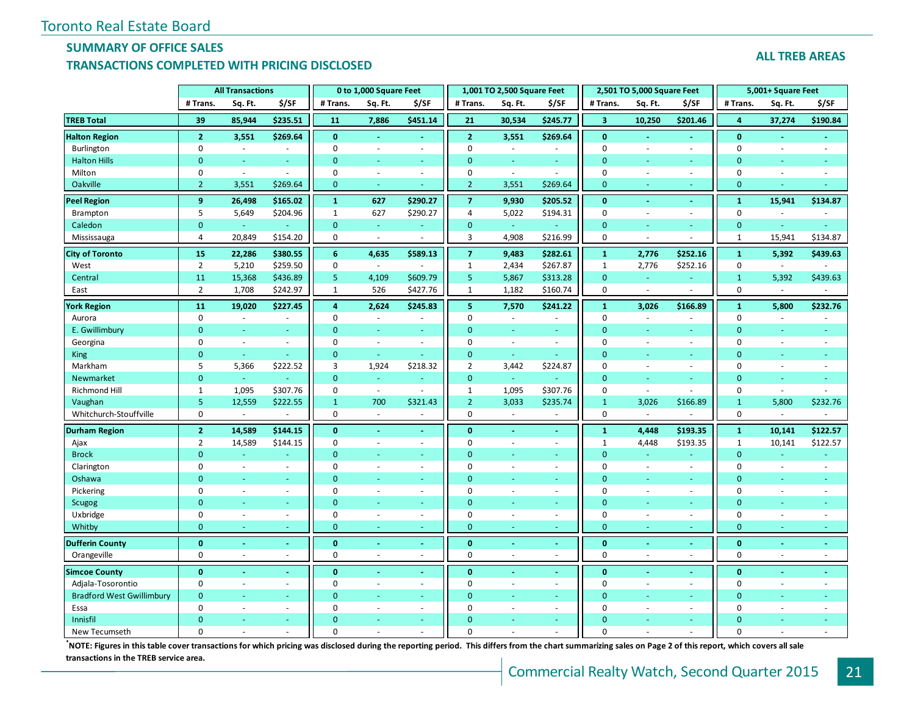Toronto Real Estate Board

## SUMMARY OF OFFICE SALES
## TRANSACTIONS COMPLETED WITH PRICING DISCLOSED

**ALL TREB AREAS**

| | All Transactions | | | 0 to 1,000 Square Feet | | | 1,001 TO 2,500 Square Feet | | | 2,501 TO 5,000 Square Feet | | | 5,001+ Square Feet | | |
|---|---|---|---|---|---|---|---|---|---|---|---|---|---|---|---|
| | # Trans. | Sq. Ft. | $/SF | # Trans. | Sq. Ft. | $/SF | # Trans. | Sq. Ft. | $/SF | # Trans. | Sq. Ft. | $/SF | # Trans. | Sq. Ft. | $/SF |
| **TREB Total** | **39** | **85,944** | **$235.51** | **11** | **7,886** | **$451.14** | **21** | **30,534** | **$245.77** | **3** | **10,250** | **$201.46** | **4** | **37,274** | **$190.84** |
| **Halton Region** | **2** | **3,551** | **$269.64** | **0** | **-** | **-** | **2** | **3,551** | **$269.64** | **0** | **-** | **-** | **0** | **-** | **-** |
| Burlington | 0 | - | - | 0 | - | - | 0 | - | - | 0 | - | - | 0 | - | - |
| Halton Hills | 0 | - | - | 0 | - | - | 0 | - | - | 0 | - | - | 0 | - | - |
| Milton | 0 | - | - | 0 | - | - | 0 | - | - | 0 | - | - | 0 | - | - |
| Oakville | 2 | 3,551 | $269.64 | 0 | - | - | 2 | 3,551 | $269.64 | 0 | - | - | 0 | - | - |
| **Peel Region** | **9** | **26,498** | **$165.02** | **1** | **627** | **$290.27** | **7** | **9,930** | **$205.52** | **0** | **-** | **-** | **1** | **15,941** | **$134.87** |
| Brampton | 5 | 5,649 | $204.96 | 1 | 627 | $290.27 | 4 | 5,022 | $194.31 | 0 | - | - | 0 | - | - |
| Caledon | 0 | - | - | 0 | - | - | 0 | - | - | 0 | - | - | 0 | - | - |
| Mississauga | 4 | 20,849 | $154.20 | 0 | - | - | 3 | 4,908 | $216.99 | 0 | - | - | 1 | 15,941 | $134.87 |
| **City of Toronto** | **15** | **22,286** | **$380.55** | **6** | **4,635** | **$589.13** | **7** | **9,483** | **$282.61** | **1** | **2,776** | **$252.16** | **1** | **5,392** | **$439.63** |
| West | 2 | 5,210 | $259.50 | 0 | - | - | 1 | 2,434 | $267.87 | 1 | 2,776 | $252.16 | 0 | - | - |
| Central | 11 | 15,368 | $436.89 | 5 | 4,109 | $609.79 | 5 | 5,867 | $313.28 | 0 | - | - | 1 | 5,392 | $439.63 |
| East | 2 | 1,708 | $242.97 | 1 | 526 | $427.76 | 1 | 1,182 | $160.74 | 0 | - | - | 0 | - | - |
| **York Region** | **11** | **19,020** | **$227.45** | **4** | **2,624** | **$245.83** | **5** | **7,570** | **$241.22** | **1** | **3,026** | **$166.89** | **1** | **5,800** | **$232.76** |
| Aurora | 0 | - | - | 0 | - | - | 0 | - | - | 0 | - | - | 0 | - | - |
| E. Gwillimbury | 0 | - | - | 0 | - | - | 0 | - | - | 0 | - | - | 0 | - | - |
| Georgina | 0 | - | - | 0 | - | - | 0 | - | - | 0 | - | - | 0 | - | - |
| King | 0 | - | - | 0 | - | - | 0 | - | - | 0 | - | - | 0 | - | - |
| Markham | 5 | 5,366 | $222.52 | 3 | 1,924 | $218.32 | 2 | 3,442 | $224.87 | 0 | - | - | 0 | - | - |
| Newmarket | 0 | - | - | 0 | - | - | 0 | - | - | 0 | - | - | 0 | - | - |
| Richmond Hill | 1 | 1,095 | $307.76 | 0 | - | - | 1 | 1,095 | $307.76 | 0 | - | - | 0 | - | - |
| Vaughan | 5 | 12,559 | $222.55 | 1 | 700 | $321.43 | 2 | 3,033 | $235.74 | 1 | 3,026 | $166.89 | 1 | 5,800 | $232.76 |
| Whitchurch-Stouffville | 0 | - | - | 0 | - | - | 0 | - | - | 0 | - | - | 0 | - | - |
| **Durham Region** | **2** | **14,589** | **$144.15** | **0** | **-** | **-** | **0** | **-** | **-** | **1** | **4,448** | **$193.35** | **1** | **10,141** | **$122.57** |
| Ajax | 2 | 14,589 | $144.15 | 0 | - | - | 0 | - | - | 1 | 4,448 | $193.35 | 1 | 10,141 | $122.57 |
| Brock | 0 | - | - | 0 | - | - | 0 | - | - | 0 | - | - | 0 | - | - |
| Clarington | 0 | - | - | 0 | - | - | 0 | - | - | 0 | - | - | 0 | - | - |
| Oshawa | 0 | - | - | 0 | - | - | 0 | - | - | 0 | - | - | 0 | - | - |
| Pickering | 0 | - | - | 0 | - | - | 0 | - | - | 0 | - | - | 0 | - | - |
| Scugog | 0 | - | - | 0 | - | - | 0 | - | - | 0 | - | - | 0 | - | - |
| Uxbridge | 0 | - | - | 0 | - | - | 0 | - | - | 0 | - | - | 0 | - | - |
| Whitby | 0 | - | - | 0 | - | - | 0 | - | - | 0 | - | - | 0 | - | - |
| **Dufferin County** | **0** | **-** | **-** | **0** | **-** | **-** | **0** | **-** | **-** | **0** | **-** | **-** | **0** | **-** | **-** |
| Orangeville | 0 | - | - | 0 | - | - | 0 | - | - | 0 | - | - | 0 | - | - |
| **Simcoe County** | **0** | **-** | **-** | **0** | **-** | **-** | **0** | **-** | **-** | **0** | **-** | **-** | **0** | **-** | **-** |
| Adjala-Tosorontio | 0 | - | - | 0 | - | - | 0 | - | - | 0 | - | - | 0 | - | - |
| Bradford West Gwillimbury | 0 | - | - | 0 | - | - | 0 | - | - | 0 | - | - | 0 | - | - |
| Essa | 0 | - | - | 0 | - | - | 0 | - | - | 0 | - | - | 0 | - | - |
| Innisfil | 0 | - | - | 0 | - | - | 0 | - | - | 0 | - | - | 0 | - | - |
| New Tecumseth | 0 | - | - | 0 | - | - | 0 | - | - | 0 | - | - | 0 | - | - |

**[*]NOTE: Figures in this table cover transactions for which pricing was disclosed during the reporting period. This differs from the chart summarizing sales on Page 2 of this report, which covers all sale transactions in the TREB service area.**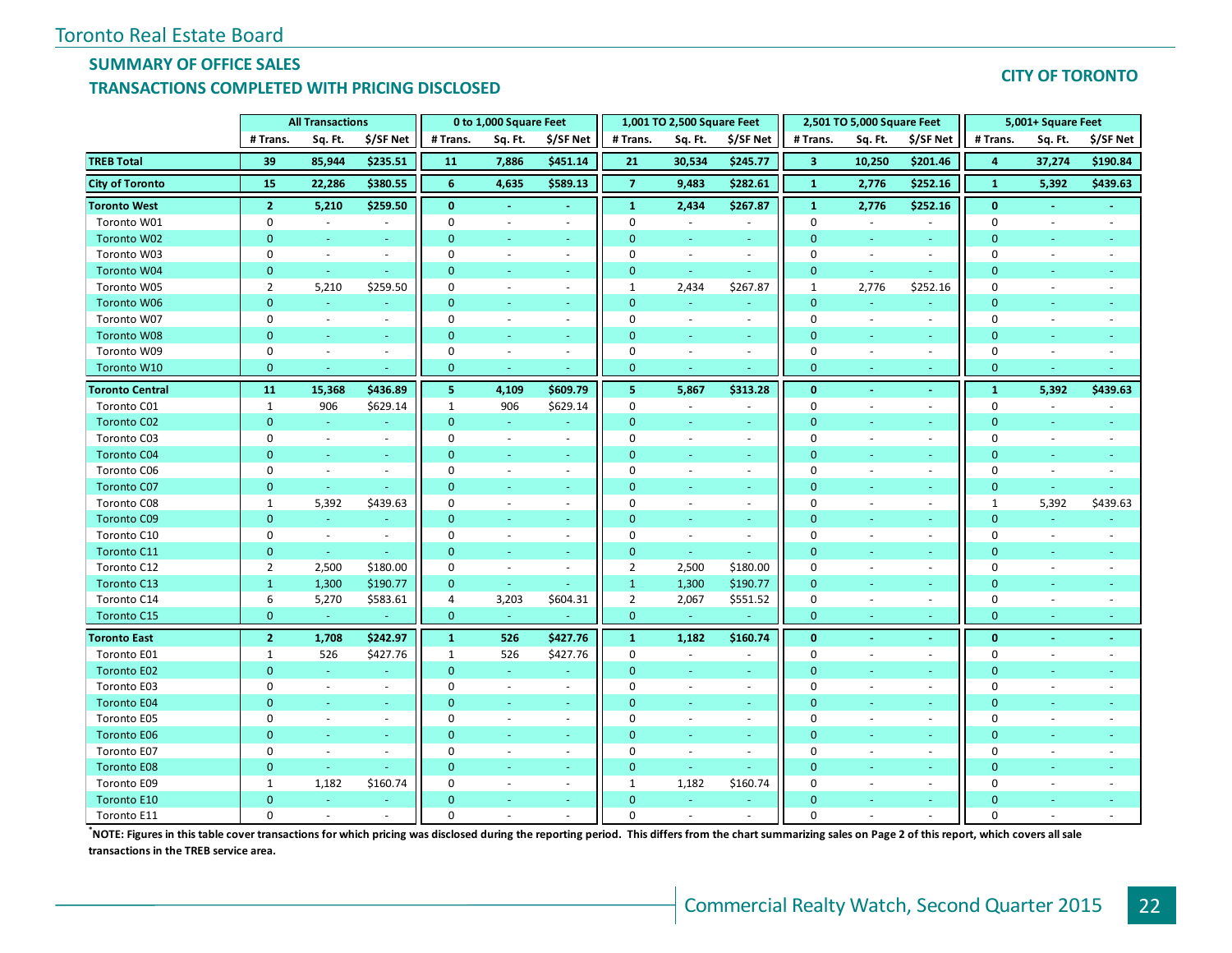Toronto Real Estate Board

## SUMMARY OF OFFICE SALES

## TRANSACTIONS COMPLETED WITH PRICING DISCLOSED

**CITY OF TORONTO**

| | All Transactions | | | 0 to 1,000 Square Feet | | | 1,001 TO 2,500 Square Feet | | | 2,501 TO 5,000 Square Feet | | | 5,001+ Square Feet | | |
|---|---|---|---|---|---|---|---|---|---|---|---|---|---|---|---|
| | # Trans. | Sq. Ft. | $/SF Net | # Trans. | Sq. Ft. | $/SF Net | # Trans. | Sq. Ft. | $/SF Net | # Trans. | Sq. Ft. | $/SF Net | # Trans. | Sq. Ft. | $/SF Net |
| **TREB Total** | **39** | **85,944** | **$235.51** | **11** | **7,886** | **$451.14** | **21** | **30,534** | **$245.77** | **3** | **10,250** | **$201.46** | **4** | **37,274** | **$190.84** |
| **City of Toronto** | **15** | **22,286** | **$380.55** | **6** | **4,635** | **$589.13** | **7** | **9,483** | **$282.61** | **1** | **2,776** | **$252.16** | **1** | **5,392** | **$439.63** |
| **Toronto West** | **2** | **5,210** | **$259.50** | **0** | **-** | **-** | **1** | **2,434** | **$267.87** | **1** | **2,776** | **$252.16** | **0** | **-** | **-** |
| Toronto W01 | 0 | - | - | 0 | - | - | 0 | - | - | 0 | - | - | 0 | - | - |
| Toronto W02 | 0 | - | - | 0 | - | - | 0 | - | - | 0 | - | - | 0 | - | - |
| Toronto W03 | 0 | - | - | 0 | - | - | 0 | - | - | 0 | - | - | 0 | - | - |
| Toronto W04 | 0 | - | - | 0 | - | - | 0 | - | - | 0 | - | - | 0 | - | - |
| Toronto W05 | 2 | 5,210 | $259.50 | 0 | - | - | 1 | 2,434 | $267.87 | 1 | 2,776 | $252.16 | 0 | - | - |
| Toronto W06 | 0 | - | - | 0 | - | - | 0 | - | - | 0 | - | - | 0 | - | - |
| Toronto W07 | 0 | - | - | 0 | - | - | 0 | - | - | 0 | - | - | 0 | - | - |
| Toronto W08 | 0 | - | - | 0 | - | - | 0 | - | - | 0 | - | - | 0 | - | - |
| Toronto W09 | 0 | - | - | 0 | - | - | 0 | - | - | 0 | - | - | 0 | - | - |
| Toronto W10 | 0 | - | - | 0 | - | - | 0 | - | - | 0 | - | - | 0 | - | - |
| **Toronto Central** | **11** | **15,368** | **$436.89** | **5** | **4,109** | **$609.79** | **5** | **5,867** | **$313.28** | **0** | **-** | **-** | **1** | **5,392** | **$439.63** |
| Toronto C01 | 1 | 906 | $629.14 | 1 | 906 | $629.14 | 0 | - | - | 0 | - | - | 0 | - | - |
| Toronto C02 | 0 | - | - | 0 | - | - | 0 | - | - | 0 | - | - | 0 | - | - |
| Toronto C03 | 0 | - | - | 0 | - | - | 0 | - | - | 0 | - | - | 0 | - | - |
| Toronto C04 | 0 | - | - | 0 | - | - | 0 | - | - | 0 | - | - | 0 | - | - |
| Toronto C06 | 0 | - | - | 0 | - | - | 0 | - | - | 0 | - | - | 0 | - | - |
| Toronto C07 | 0 | - | - | 0 | - | - | 0 | - | - | 0 | - | - | 0 | - | - |
| Toronto C08 | 1 | 5,392 | $439.63 | 0 | - | - | 0 | - | - | 0 | - | - | 1 | 5,392 | $439.63 |
| Toronto C09 | 0 | - | - | 0 | - | - | 0 | - | - | 0 | - | - | 0 | - | - |
| Toronto C10 | 0 | - | - | 0 | - | - | 0 | - | - | 0 | - | - | 0 | - | - |
| Toronto C11 | 0 | - | - | 0 | - | - | 0 | - | - | 0 | - | - | 0 | - | - |
| Toronto C12 | 2 | 2,500 | $180.00 | 0 | - | - | 2 | 2,500 | $180.00 | 0 | - | - | 0 | - | - |
| Toronto C13 | 1 | 1,300 | $190.77 | 0 | - | - | 1 | 1,300 | $190.77 | 0 | - | - | 0 | - | - |
| Toronto C14 | 6 | 5,270 | $583.61 | 4 | 3,203 | $604.31 | 2 | 2,067 | $551.52 | 0 | - | - | 0 | - | - |
| Toronto C15 | 0 | - | - | 0 | - | - | 0 | - | - | 0 | - | - | 0 | - | - |
| **Toronto East** | **2** | **1,708** | **$242.97** | **1** | **526** | **$427.76** | **1** | **1,182** | **$160.74** | **0** | **-** | **-** | **0** | **-** | **-** |
| Toronto E01 | 1 | 526 | $427.76 | 1 | 526 | $427.76 | 0 | - | - | 0 | - | - | 0 | - | - |
| Toronto E02 | 0 | - | - | 0 | - | - | 0 | - | - | 0 | - | - | 0 | - | - |
| Toronto E03 | 0 | - | - | 0 | - | - | 0 | - | - | 0 | - | - | 0 | - | - |
| Toronto E04 | 0 | - | - | 0 | - | - | 0 | - | - | 0 | - | - | 0 | - | - |
| Toronto E05 | 0 | - | - | 0 | - | - | 0 | - | - | 0 | - | - | 0 | - | - |
| Toronto E06 | 0 | - | - | 0 | - | - | 0 | - | - | 0 | - | - | 0 | - | - |
| Toronto E07 | 0 | - | - | 0 | - | - | 0 | - | - | 0 | - | - | 0 | - | - |
| Toronto E08 | 0 | - | - | 0 | - | - | 0 | - | - | 0 | - | - | 0 | - | - |
| Toronto E09 | 1 | 1,182 | $160.74 | 0 | - | - | 1 | 1,182 | $160.74 | 0 | - | - | 0 | - | - |
| Toronto E10 | 0 | - | - | 0 | - | - | 0 | - | - | 0 | - | - | 0 | - | - |
| Toronto E11 | 0 | - | - | 0 | - | - | 0 | - | - | 0 | - | - | 0 | - | - |

***NOTE: Figures in this table cover transactions for which pricing was disclosed during the reporting period. This differs from the chart summarizing sales on Page 2 of this report, which covers all sale transactions in the TREB service area.**

Commercial Realty Watch, Second Quarter 2015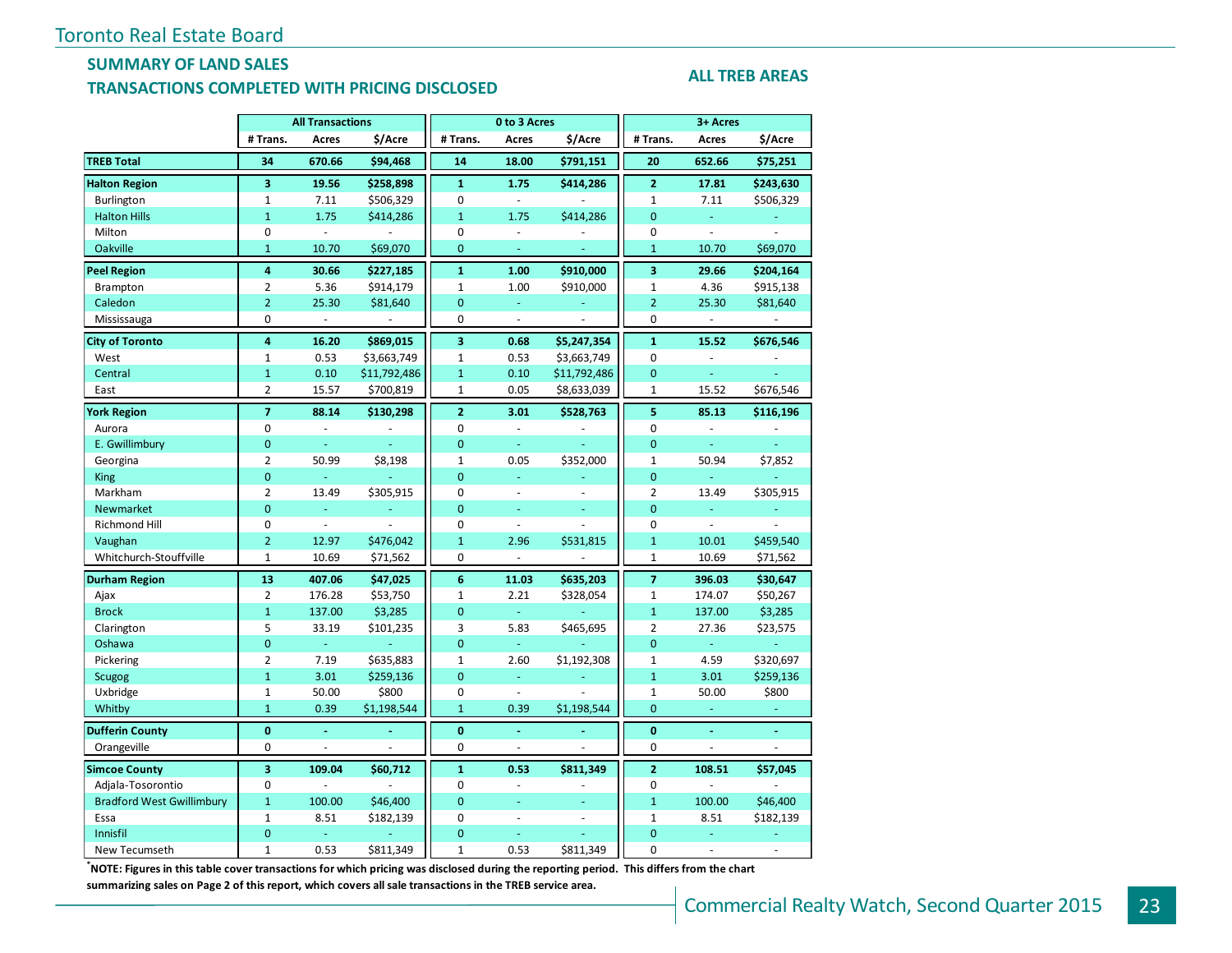Toronto Real Estate Board

## SUMMARY OF LAND SALES

## TRANSACTIONS COMPLETED WITH PRICING DISCLOSED

**ALL TREB AREAS**

| | All Transactions | | | 0 to 3 Acres | | | 3+ Acres | | |
|---|---|---|---|---|---|---|---|---|---|
| | # Trans. | Acres | $/Acre | # Trans. | Acres | $/Acre | # Trans. | Acres | $/Acre |
| **TREB Total** | **34** | **670.66** | **$94,468** | **14** | **18.00** | **$791,151** | **20** | **652.66** | **$75,251** |
| **Halton Region** | **3** | **19.56** | **$258,898** | **1** | **1.75** | **$414,286** | **2** | **17.81** | **$243,630** |
| Burlington | 1 | 7.11 | $506,329 | 0 | - | - | 1 | 7.11 | $506,329 |
| Halton Hills | 1 | 1.75 | $414,286 | 1 | 1.75 | $414,286 | 0 | - | - |
| Milton | 0 | - | - | 0 | - | - | 0 | - | - |
| Oakville | 1 | 10.70 | $69,070 | 0 | - | - | 1 | 10.70 | $69,070 |
| **Peel Region** | **4** | **30.66** | **$227,185** | **1** | **1.00** | **$910,000** | **3** | **29.66** | **$204,164** |
| Brampton | 2 | 5.36 | $914,179 | 1 | 1.00 | $910,000 | 1 | 4.36 | $915,138 |
| Caledon | 2 | 25.30 | $81,640 | 0 | - | - | 2 | 25.30 | $81,640 |
| Mississauga | 0 | - | - | 0 | - | - | 0 | - | - |
| **City of Toronto** | **4** | **16.20** | **$869,015** | **3** | **0.68** | **$5,247,354** | **1** | **15.52** | **$676,546** |
| West | 1 | 0.53 | $3,663,749 | 1 | 0.53 | $3,663,749 | 0 | - | - |
| Central | 1 | 0.10 | $11,792,486 | 1 | 0.10 | $11,792,486 | 0 | - | - |
| East | 2 | 15.57 | $700,819 | 1 | 0.05 | $8,633,039 | 1 | 15.52 | $676,546 |
| **York Region** | **7** | **88.14** | **$130,298** | **2** | **3.01** | **$528,763** | **5** | **85.13** | **$116,196** |
| Aurora | 0 | - | - | 0 | - | - | 0 | - | - |
| E. Gwillimbury | 0 | - | - | 0 | - | - | 0 | - | - |
| Georgina | 2 | 50.99 | $8,198 | 1 | 0.05 | $352,000 | 1 | 50.94 | $7,852 |
| King | 0 | - | - | 0 | - | - | 0 | - | - |
| Markham | 2 | 13.49 | $305,915 | 0 | - | - | 2 | 13.49 | $305,915 |
| Newmarket | 0 | - | - | 0 | - | - | 0 | - | - |
| Richmond Hill | 0 | - | - | 0 | - | - | 0 | - | - |
| Vaughan | 2 | 12.97 | $476,042 | 1 | 2.96 | $531,815 | 1 | 10.01 | $459,540 |
| Whitchurch-Stouffville | 1 | 10.69 | $71,562 | 0 | - | - | 1 | 10.69 | $71,562 |
| **Durham Region** | **13** | **407.06** | **$47,025** | **6** | **11.03** | **$635,203** | **7** | **396.03** | **$30,647** |
| Ajax | 2 | 176.28 | $53,750 | 1 | 2.21 | $328,054 | 1 | 174.07 | $50,267 |
| Brock | 1 | 137.00 | $3,285 | 0 | - | - | 1 | 137.00 | $3,285 |
| Clarington | 5 | 33.19 | $101,235 | 3 | 5.83 | $465,695 | 2 | 27.36 | $23,575 |
| Oshawa | 0 | - | - | 0 | - | - | 0 | - | - |
| Pickering | 2 | 7.19 | $635,883 | 1 | 2.60 | $1,192,308 | 1 | 4.59 | $320,697 |
| Scugog | 1 | 3.01 | $259,136 | 0 | - | - | 1 | 3.01 | $259,136 |
| Uxbridge | 1 | 50.00 | $800 | 0 | - | - | 1 | 50.00 | $800 |
| Whitby | 1 | 0.39 | $1,198,544 | 1 | 0.39 | $1,198,544 | 0 | - | - |
| **Dufferin County** | **0** | **-** | **-** | **0** | **-** | **-** | **0** | **-** | **-** |
| Orangeville | 0 | - | - | 0 | - | - | 0 | - | - |
| **Simcoe County** | **3** | **109.04** | **$60,712** | **1** | **0.53** | **$811,349** | **2** | **108.51** | **$57,045** |
| Adjala-Tosorontio | 0 | - | - | 0 | - | - | 0 | - | - |
| Bradford West Gwillimbury | 1 | 100.00 | $46,400 | 0 | - | - | 1 | 100.00 | $46,400 |
| Essa | 1 | 8.51 | $182,139 | 0 | - | - | 1 | 8.51 | $182,139 |
| Innisfil | 0 | - | - | 0 | - | - | 0 | - | - |
| New Tecumseth | 1 | 0.53 | $811,349 | 1 | 0.53 | $811,349 | 0 | - | - |

**\*NOTE: Figures in this table cover transactions for which pricing was disclosed during the reporting period. This differs from the chart summarizing sales on Page 2 of this report, which covers all sale transactions in the TREB service area.**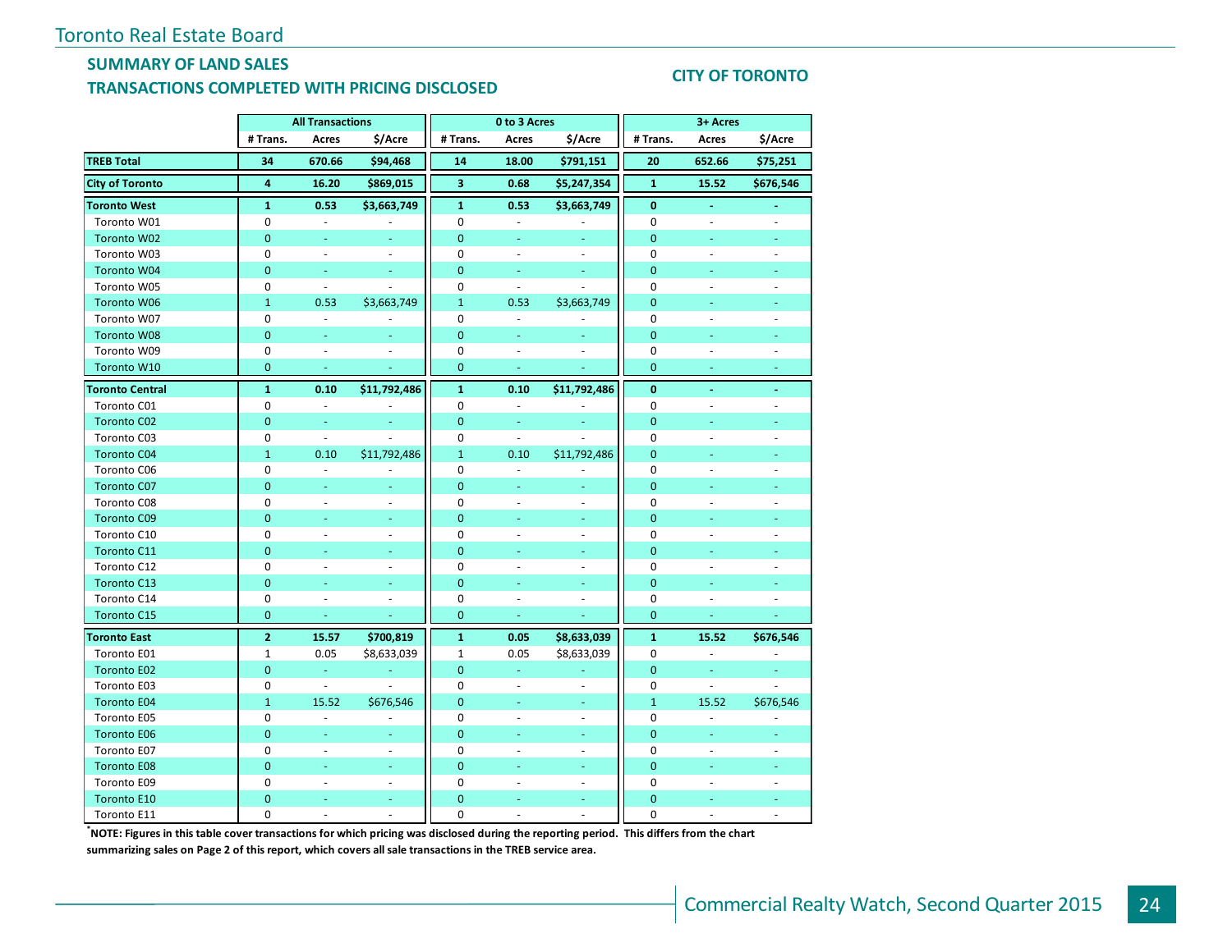Toronto Real Estate Board

## SUMMARY OF LAND SALES

## TRANSACTIONS COMPLETED WITH PRICING DISCLOSED

## CITY OF TORONTO

| | All Transactions | | | 0 to 3 Acres | | | 3+ Acres | | |
|---|---|---|---|---|---|---|---|---|---|
| | # Trans. | Acres | $/Acre | # Trans. | Acres | $/Acre | # Trans. | Acres | $/Acre |
| **TREB Total** | **34** | **670.66** | **$94,468** | **14** | **18.00** | **$791,151** | **20** | **652.66** | **$75,251** |
| **City of Toronto** | **4** | **16.20** | **$869,015** | **3** | **0.68** | **$5,247,354** | **1** | **15.52** | **$676,546** |
| **Toronto West** | **1** | **0.53** | **$3,663,749** | **1** | **0.53** | **$3,663,749** | **0** | **-** | **-** |
| Toronto W01 | 0 | - | - | 0 | - | - | 0 | - | - |
| Toronto W02 | 0 | - | - | 0 | - | - | 0 | - | - |
| Toronto W03 | 0 | - | - | 0 | - | - | 0 | - | - |
| Toronto W04 | 0 | - | - | 0 | - | - | 0 | - | - |
| Toronto W05 | 0 | - | - | 0 | - | - | 0 | - | - |
| Toronto W06 | 1 | 0.53 | $3,663,749 | 1 | 0.53 | $3,663,749 | 0 | - | - |
| Toronto W07 | 0 | - | - | 0 | - | - | 0 | - | - |
| Toronto W08 | 0 | - | - | 0 | - | - | 0 | - | - |
| Toronto W09 | 0 | - | - | 0 | - | - | 0 | - | - |
| Toronto W10 | 0 | - | - | 0 | - | - | 0 | - | - |
| **Toronto Central** | **1** | **0.10** | **$11,792,486** | **1** | **0.10** | **$11,792,486** | **0** | **-** | **-** |
| Toronto C01 | 0 | - | - | 0 | - | - | 0 | - | - |
| Toronto C02 | 0 | - | - | 0 | - | - | 0 | - | - |
| Toronto C03 | 0 | - | - | 0 | - | - | 0 | - | - |
| Toronto C04 | 1 | 0.10 | $11,792,486 | 1 | 0.10 | $11,792,486 | 0 | - | - |
| Toronto C06 | 0 | - | - | 0 | - | - | 0 | - | - |
| Toronto C07 | 0 | - | - | 0 | - | - | 0 | - | - |
| Toronto C08 | 0 | - | - | 0 | - | - | 0 | - | - |
| Toronto C09 | 0 | - | - | 0 | - | - | 0 | - | - |
| Toronto C10 | 0 | - | - | 0 | - | - | 0 | - | - |
| Toronto C11 | 0 | - | - | 0 | - | - | 0 | - | - |
| Toronto C12 | 0 | - | - | 0 | - | - | 0 | - | - |
| Toronto C13 | 0 | - | - | 0 | - | - | 0 | - | - |
| Toronto C14 | 0 | - | - | 0 | - | - | 0 | - | - |
| Toronto C15 | 0 | - | - | 0 | - | - | 0 | - | - |
| **Toronto East** | **2** | **15.57** | **$700,819** | **1** | **0.05** | **$8,633,039** | **1** | **15.52** | **$676,546** |
| Toronto E01 | 1 | 0.05 | $8,633,039 | 1 | 0.05 | $8,633,039 | 0 | - | - |
| Toronto E02 | 0 | - | - | 0 | - | - | 0 | - | - |
| Toronto E03 | 0 | - | - | 0 | - | - | 0 | - | - |
| Toronto E04 | 1 | 15.52 | $676,546 | 0 | - | - | 1 | 15.52 | $676,546 |
| Toronto E05 | 0 | - | - | 0 | - | - | 0 | - | - |
| Toronto E06 | 0 | - | - | 0 | - | - | 0 | - | - |
| Toronto E07 | 0 | - | - | 0 | - | - | 0 | - | - |
| Toronto E08 | 0 | - | - | 0 | - | - | 0 | - | - |
| Toronto E09 | 0 | - | - | 0 | - | - | 0 | - | - |
| Toronto E10 | 0 | - | - | 0 | - | - | 0 | - | - |
| Toronto E11 | 0 | - | - | 0 | - | - | 0 | - | - |

**\*NOTE: Figures in this table cover transactions for which pricing was disclosed during the reporting period. This differs from the chart summarizing sales on Page 2 of this report, which covers all sale transactions in the TREB service area.**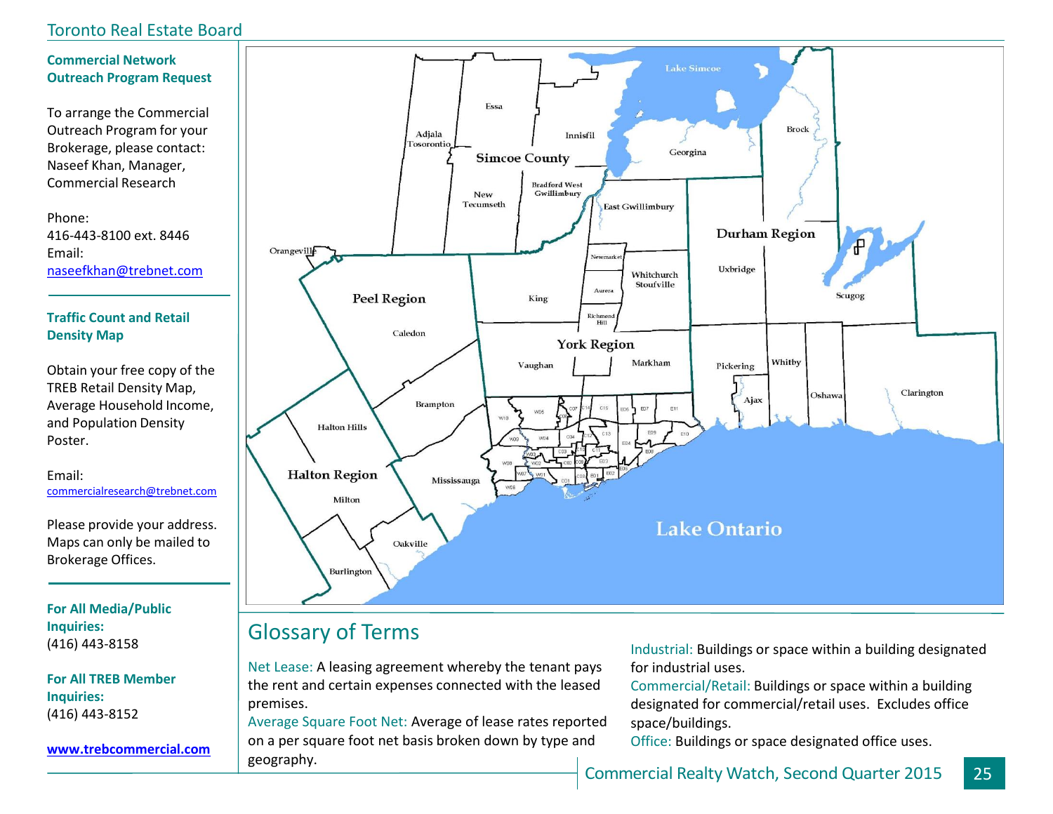## Commercial Network Outreach Program Request

To arrange the Commercial Outreach Program for your Brokerage, please contact: Naseef Khan, Manager, Commercial Research

Phone:
416-443-8100 ext. 8446
Email:
naseefkhan@trebnet.com

## Traffic Count and Retail Density Map

Obtain your free copy of the TREB Retail Density Map, Average Household Income, and Population Density Poster.

Email:
commercialresearch@trebnet.com

Please provide your address. Maps can only be mailed to Brokerage Offices.

**For All Media/Public Inquiries:**
(416) 443-8158

**For All TREB Member Inquiries:**
(416) 443-8152

**www.trebcommercial.com**

Lake Simcoe
Essa
Adjala Tosorontio
Innisfil
Simcoe County
Georgina
Brock
New Tecumseth
Bradford West Gwillimbury
East Gwillimbury
Durham Region
Orangeville
Uxbridge
Newmarket
Whitchurch Stoufville
Peel Region
King
Aurora
Scugog
Richmond Hill
Caledon
York Region
Vaughan
Markham
Pickering
Whitby
Ajax
Oshawa
Clarington
Brampton
Halton Hills
Halton Region
Mississauga
Milton
Oakville
Burlington
Lake Ontario
W10 W05 C07 C14 C15 E05 E07 E11 C06 W09 W04 C04 C12 C13 E09 E10 E04 C03 C11 E08 W03 W08 W02 C02 C09 E03 W07 W01 C10 C08 E01 E02 E06 C01 W06

## Glossary of Terms

Net Lease: A leasing agreement whereby the tenant pays the rent and certain expenses connected with the leased premises.

Average Square Foot Net: Average of lease rates reported on a per square foot net basis broken down by type and geography.

Industrial: Buildings or space within a building designated for industrial uses.

Commercial/Retail: Buildings or space within a building designated for commercial/retail uses. Excludes office space/buildings.

Office: Buildings or space designated office uses.